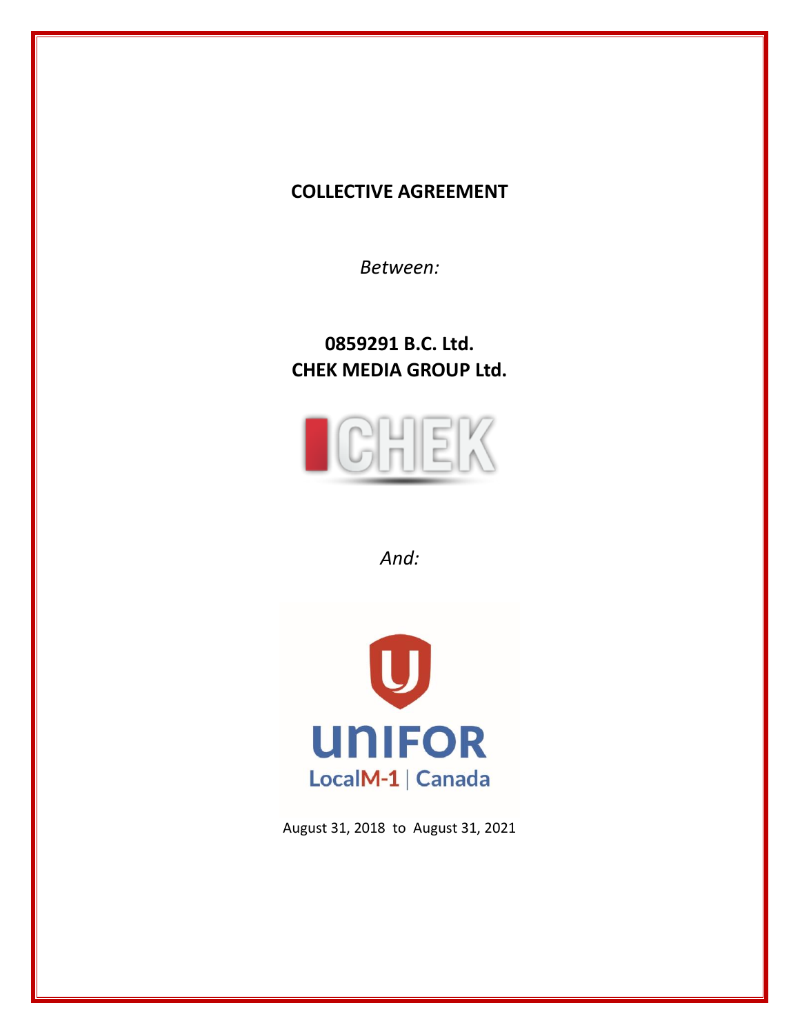# COLLECTIVE AGREEMENT

*Between:*

**0859291 B.C. Ltd.**
**CHEK MEDIA GROUP Ltd.**

CHEK

*And:*

UNIFOR
LocalM-1 | Canada

August 31, 2018 to August 31, 2021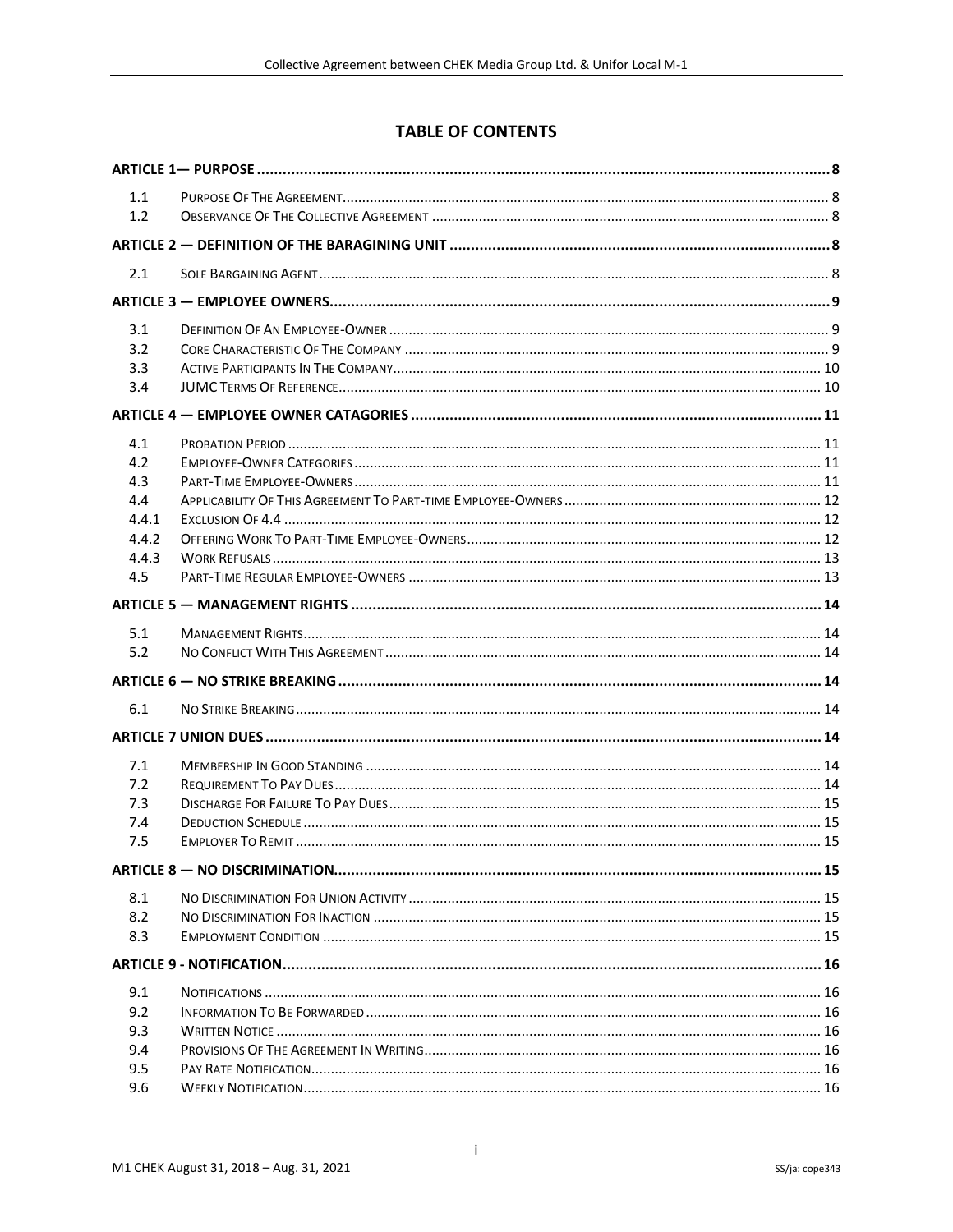# TABLE OF CONTENTS

| | | |
|---|---|---|
| **ARTICLE 1— PURPOSE** | | **8** |
| 1.1 | Purpose Of The Agreement | 8 |
| 1.2 | Observance Of The Collective Agreement | 8 |
| **ARTICLE 2 — DEFINITION OF THE BARAGINING UNIT** | | **8** |
| 2.1 | Sole Bargaining Agent | 8 |
| **ARTICLE 3 — EMPLOYEE OWNERS** | | **9** |
| 3.1 | Definition Of An Employee-Owner | 9 |
| 3.2 | Core Characteristic Of The Company | 9 |
| 3.3 | Active Participants In The Company | 10 |
| 3.4 | JUMC Terms Of Reference | 10 |
| **ARTICLE 4 — EMPLOYEE OWNER CATAGORIES** | | **11** |
| 4.1 | Probation Period | 11 |
| 4.2 | Employee-Owner Categories | 11 |
| 4.3 | Part-Time Employee-Owners | 11 |
| 4.4 | Applicability Of This Agreement To Part-time Employee-Owners | 12 |
| 4.4.1 | Exclusion Of 4.4 | 12 |
| 4.4.2 | Offering Work To Part-Time Employee-Owners | 12 |
| 4.4.3 | Work Refusals | 13 |
| 4.5 | Part-Time Regular Employee-Owners | 13 |
| **ARTICLE 5 — MANAGEMENT RIGHTS** | | **14** |
| 5.1 | Management Rights | 14 |
| 5.2 | No Conflict With This Agreement | 14 |
| **ARTICLE 6 — NO STRIKE BREAKING** | | **14** |
| 6.1 | No Strike Breaking | 14 |
| **ARTICLE 7 UNION DUES** | | **14** |
| 7.1 | Membership In Good Standing | 14 |
| 7.2 | Requirement To Pay Dues | 14 |
| 7.3 | Discharge For Failure To Pay Dues | 15 |
| 7.4 | Deduction Schedule | 15 |
| 7.5 | Employer To Remit | 15 |
| **ARTICLE 8 — NO DISCRIMINATION** | | **15** |
| 8.1 | No Discrimination For Union Activity | 15 |
| 8.2 | No Discrimination For Inaction | 15 |
| 8.3 | Employment Condition | 15 |
| **ARTICLE 9 - NOTIFICATION** | | **16** |
| 9.1 | Notifications | 16 |
| 9.2 | Information To Be Forwarded | 16 |
| 9.3 | Written Notice | 16 |
| 9.4 | Provisions Of The Agreement In Writing | 16 |
| 9.5 | Pay Rate Notification | 16 |
| 9.6 | Weekly Notification | 16 |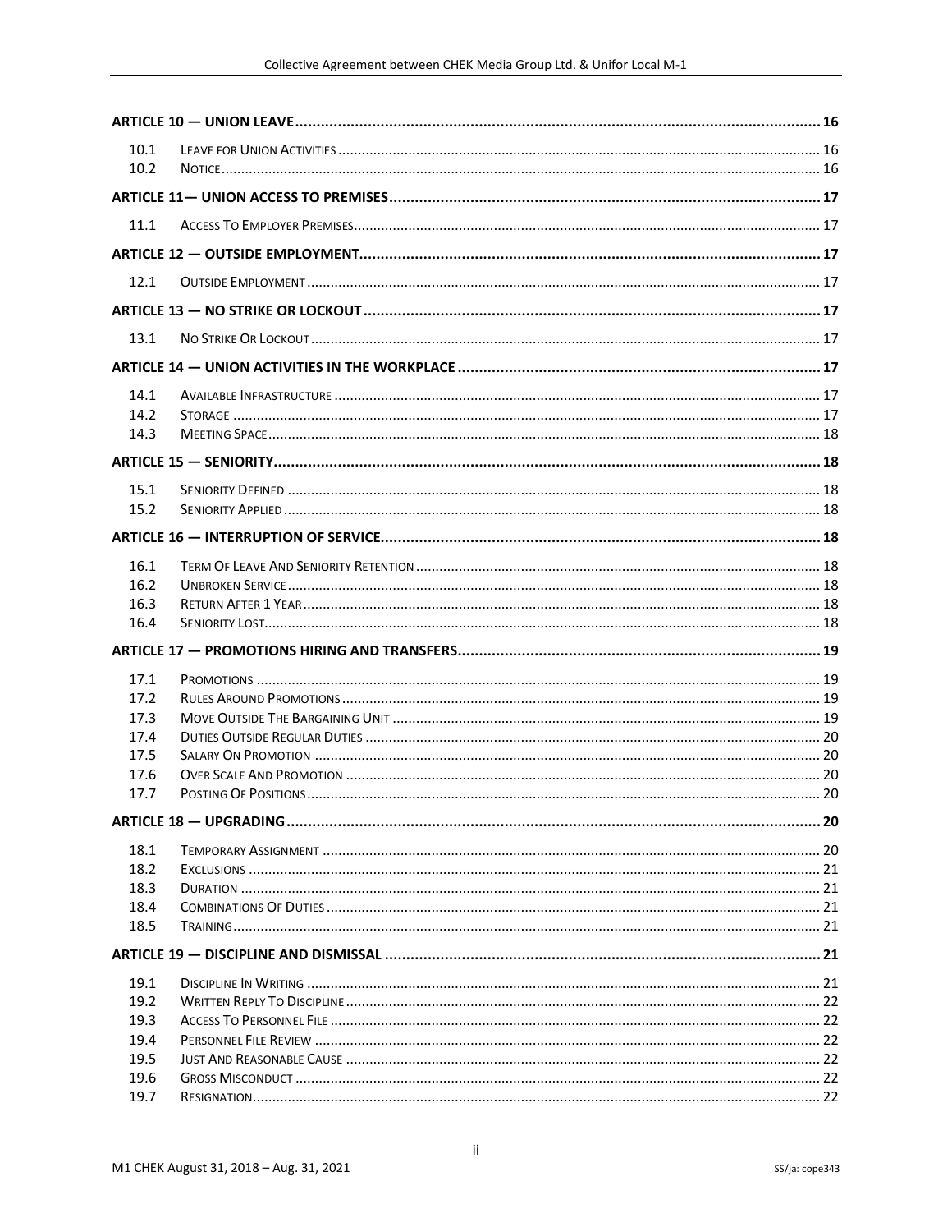| | | |
|---|---|---|
| **ARTICLE 10 — UNION LEAVE** | | **16** |
| 10.1 | Leave For Union Activities | 16 |
| 10.2 | Notice | 16 |
| **ARTICLE 11— UNION ACCESS TO PREMISES** | | **17** |
| 11.1 | Access To Employer Premises | 17 |
| **ARTICLE 12 — OUTSIDE EMPLOYMENT** | | **17** |
| 12.1 | Outside Employment | 17 |
| **ARTICLE 13 — NO STRIKE OR LOCKOUT** | | **17** |
| 13.1 | No Strike Or Lockout | 17 |
| **ARTICLE 14 — UNION ACTIVITIES IN THE WORKPLACE** | | **17** |
| 14.1 | Available Infrastructure | 17 |
| 14.2 | Storage | 17 |
| 14.3 | Meeting Space | 18 |
| **ARTICLE 15 — SENIORITY** | | **18** |
| 15.1 | Seniority Defined | 18 |
| 15.2 | Seniority Applied | 18 |
| **ARTICLE 16 — INTERRUPTION OF SERVICE** | | **18** |
| 16.1 | Term Of Leave And Seniority Retention | 18 |
| 16.2 | Unbroken Service | 18 |
| 16.3 | Return After 1 Year | 18 |
| 16.4 | Seniority Lost | 18 |
| **ARTICLE 17 — PROMOTIONS HIRING AND TRANSFERS** | | **19** |
| 17.1 | Promotions | 19 |
| 17.2 | Rules Around Promotions | 19 |
| 17.3 | Move Outside The Bargaining Unit | 19 |
| 17.4 | Duties Outside Regular Duties | 20 |
| 17.5 | Salary On Promotion | 20 |
| 17.6 | Over Scale And Promotion | 20 |
| 17.7 | Posting Of Positions | 20 |
| **ARTICLE 18 — UPGRADING** | | **20** |
| 18.1 | Temporary Assignment | 20 |
| 18.2 | Exclusions | 21 |
| 18.3 | Duration | 21 |
| 18.4 | Combinations Of Duties | 21 |
| 18.5 | Training | 21 |
| **ARTICLE 19 — DISCIPLINE AND DISMISSAL** | | **21** |
| 19.1 | Discipline In Writing | 21 |
| 19.2 | Written Reply To Discipline | 22 |
| 19.3 | Access To Personnel File | 22 |
| 19.4 | Personnel File Review | 22 |
| 19.5 | Just And Reasonable Cause | 22 |
| 19.6 | Gross Misconduct | 22 |
| 19.7 | Resignation | 22 |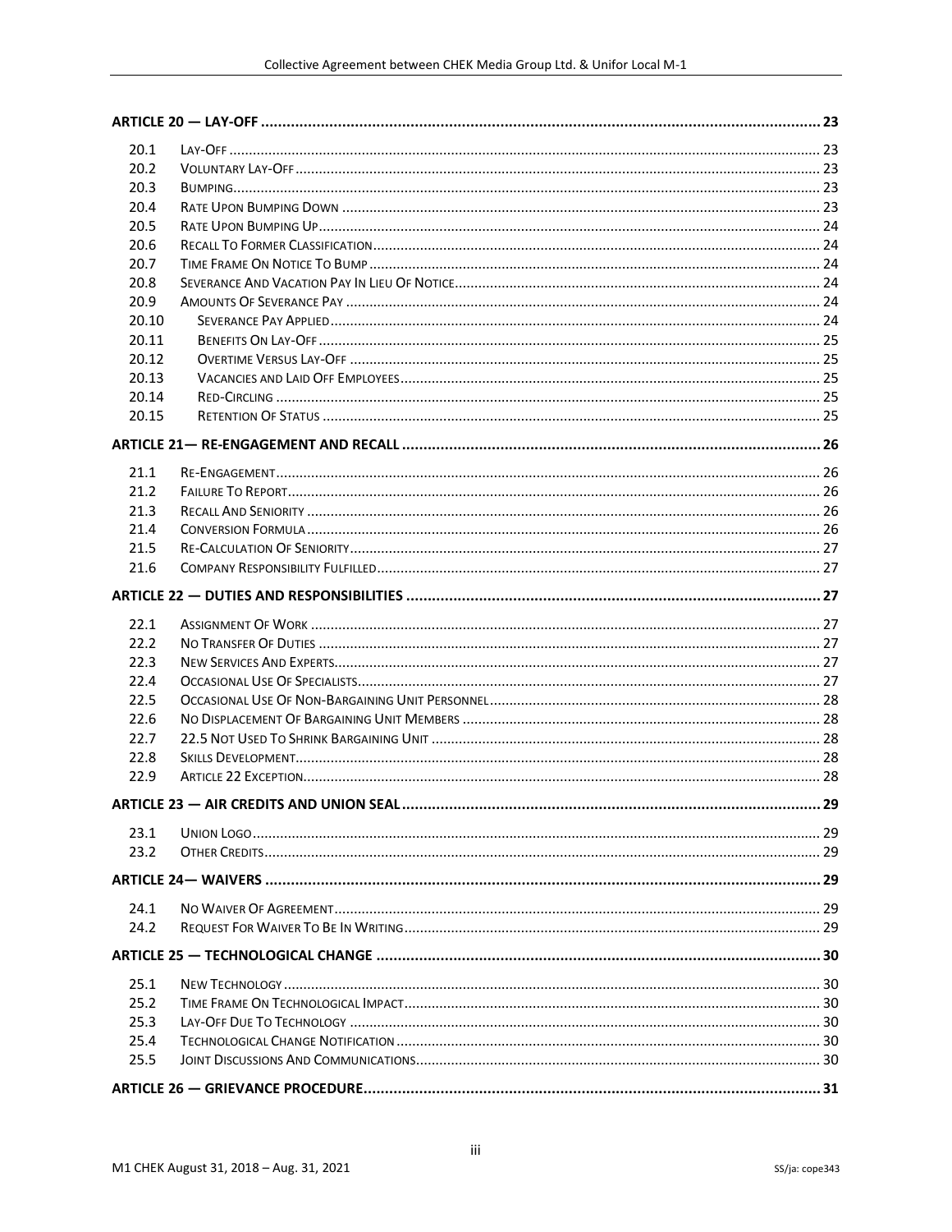| | | |
|---|---|---|
| **ARTICLE 20 — LAY-OFF** | | **23** |
| 20.1 | Lay-Off | 23 |
| 20.2 | Voluntary Lay-Off | 23 |
| 20.3 | Bumping | 23 |
| 20.4 | Rate Upon Bumping Down | 23 |
| 20.5 | Rate Upon Bumping Up | 24 |
| 20.6 | Recall To Former Classification | 24 |
| 20.7 | Time Frame On Notice To Bump | 24 |
| 20.8 | Severance And Vacation Pay In Lieu Of Notice | 24 |
| 20.9 | Amounts Of Severance Pay | 24 |
| 20.10 | Severance Pay Applied | 24 |
| 20.11 | Benefits On Lay-Off | 25 |
| 20.12 | Overtime Versus Lay-Off | 25 |
| 20.13 | Vacancies and Laid Off Employees | 25 |
| 20.14 | Red-Circling | 25 |
| 20.15 | Retention Of Status | 25 |
| **ARTICLE 21— RE-ENGAGEMENT AND RECALL** | | **26** |
| 21.1 | Re-Engagement | 26 |
| 21.2 | Failure To Report | 26 |
| 21.3 | Recall And Seniority | 26 |
| 21.4 | Conversion Formula | 26 |
| 21.5 | Re-Calculation Of Seniority | 27 |
| 21.6 | Company Responsibility Fulfilled | 27 |
| **ARTICLE 22 — DUTIES AND RESPONSIBILITIES** | | **27** |
| 22.1 | Assignment Of Work | 27 |
| 22.2 | No Transfer Of Duties | 27 |
| 22.3 | New Services And Experts | 27 |
| 22.4 | Occasional Use Of Specialists | 27 |
| 22.5 | Occasional Use Of Non-Bargaining Unit Personnel | 28 |
| 22.6 | No Displacement Of Bargaining Unit Members | 28 |
| 22.7 | 22.5 Not Used To Shrink Bargaining Unit | 28 |
| 22.8 | Skills Development | 28 |
| 22.9 | Article 22 Exception | 28 |
| **ARTICLE 23 — AIR CREDITS AND UNION SEAL** | | **29** |
| 23.1 | Union Logo | 29 |
| 23.2 | Other Credits | 29 |
| **ARTICLE 24— WAIVERS** | | **29** |
| 24.1 | No Waiver Of Agreement | 29 |
| 24.2 | Request For Waiver To Be In Writing | 29 |
| **ARTICLE 25 — TECHNOLOGICAL CHANGE** | | **30** |
| 25.1 | New Technology | 30 |
| 25.2 | Time Frame On Technological Impact | 30 |
| 25.3 | Lay-Off Due To Technology | 30 |
| 25.4 | Technological Change Notification | 30 |
| 25.5 | Joint Discussions And Communications | 30 |
| **ARTICLE 26 — GRIEVANCE PROCEDURE** | | **31** |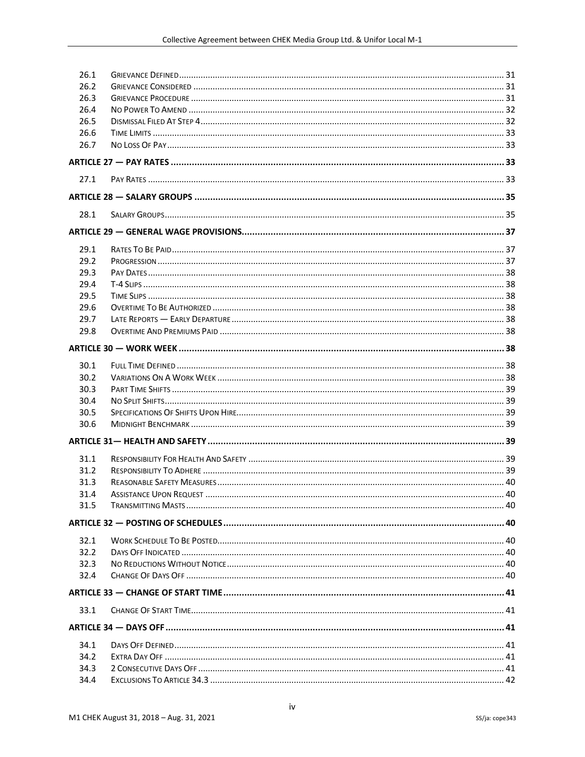| | | |
|---|---|---|
| 26.1 | Grievance Defined | 31 |
| 26.2 | Grievance Considered | 31 |
| 26.3 | Grievance Procedure | 31 |
| 26.4 | No Power To Amend | 32 |
| 26.5 | Dismissal Filed At Step 4 | 32 |
| 26.6 | Time Limits | 33 |
| 26.7 | No Loss Of Pay | 33 |
| **ARTICLE 27 — PAY RATES** | | **33** |
| 27.1 | Pay Rates | 33 |
| **ARTICLE 28 — SALARY GROUPS** | | **35** |
| 28.1 | Salary Groups | 35 |
| **ARTICLE 29 — GENERAL WAGE PROVISIONS** | | **37** |
| 29.1 | Rates To Be Paid | 37 |
| 29.2 | Progression | 37 |
| 29.3 | Pay Dates | 38 |
| 29.4 | T-4 Slips | 38 |
| 29.5 | Time Slips | 38 |
| 29.6 | Overtime To Be Authorized | 38 |
| 29.7 | Late Reports — Early Departure | 38 |
| 29.8 | Overtime And Premiums Paid | 38 |
| **ARTICLE 30 — WORK WEEK** | | **38** |
| 30.1 | Full Time Defined | 38 |
| 30.2 | Variations On A Work Week | 38 |
| 30.3 | Part Time Shifts | 39 |
| 30.4 | No Split Shifts | 39 |
| 30.5 | Specifications Of Shifts Upon Hire | 39 |
| 30.6 | Midnight Benchmark | 39 |
| **ARTICLE 31— HEALTH AND SAFETY** | | **39** |
| 31.1 | Responsibility For Health And Safety | 39 |
| 31.2 | Responsibility To Adhere | 39 |
| 31.3 | Reasonable Safety Measures | 40 |
| 31.4 | Assistance Upon Request | 40 |
| 31.5 | Transmitting Masts | 40 |
| **ARTICLE 32 — POSTING OF SCHEDULES** | | **40** |
| 32.1 | Work Schedule To Be Posted | 40 |
| 32.2 | Days Off Indicated | 40 |
| 32.3 | No Reductions Without Notice | 40 |
| 32.4 | Change Of Days Off | 40 |
| **ARTICLE 33 — CHANGE OF START TIME** | | **41** |
| 33.1 | Change Of Start Time | 41 |
| **ARTICLE 34 — DAYS OFF** | | **41** |
| 34.1 | Days Off Defined | 41 |
| 34.2 | Extra Day Off | 41 |
| 34.3 | 2 Consecutive Days Off | 41 |
| 34.4 | Exclusions To Article 34.3 | 42 |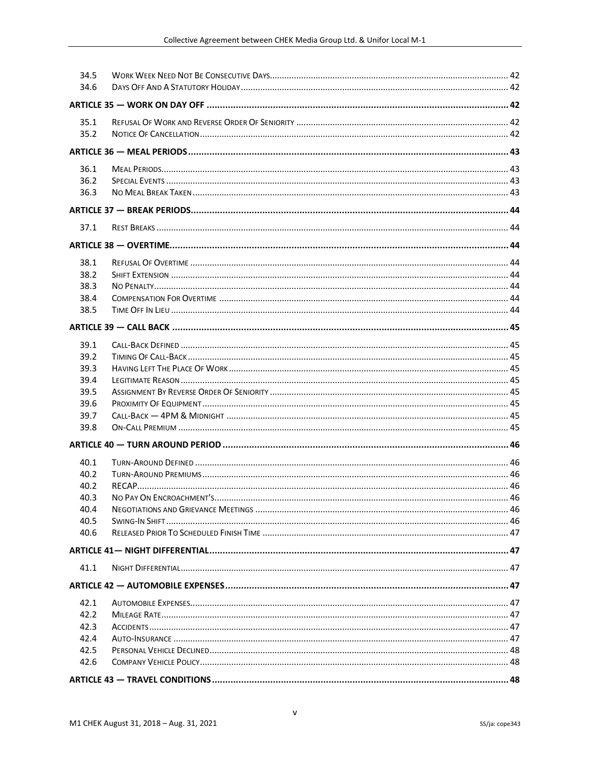| | | |
|---|---|---|
| 34.5 | Work Week Need Not Be Consecutive Days | 42 |
| 34.6 | Days Off And A Statutory Holiday | 42 |
| **ARTICLE 35 — WORK ON DAY OFF** | | **42** |
| 35.1 | Refusal Of Work and Reverse Order Of Seniority | 42 |
| 35.2 | Notice Of Cancellation | 42 |
| **ARTICLE 36 — MEAL PERIODS** | | **43** |
| 36.1 | Meal Periods | 43 |
| 36.2 | Special Events | 43 |
| 36.3 | No Meal Break Taken | 43 |
| **ARTICLE 37 — BREAK PERIODS** | | **44** |
| 37.1 | Rest Breaks | 44 |
| **ARTICLE 38 — OVERTIME** | | **44** |
| 38.1 | Refusal Of Overtime | 44 |
| 38.2 | Shift Extension | 44 |
| 38.3 | No Penalty | 44 |
| 38.4 | Compensation For Overtime | 44 |
| 38.5 | Time Off In Lieu | 44 |
| **ARTICLE 39 — CALL BACK** | | **45** |
| 39.1 | Call-Back Defined | 45 |
| 39.2 | Timing Of Call-Back | 45 |
| 39.3 | Having Left The Place Of Work | 45 |
| 39.4 | Legitimate Reason | 45 |
| 39.5 | Assignment By Reverse Order Of Seniority | 45 |
| 39.6 | Proximity Of Equipment | 45 |
| 39.7 | Call-Back — 4PM & Midnight | 45 |
| 39.8 | On-Call Premium | 45 |
| **ARTICLE 40 — TURN AROUND PERIOD** | | **46** |
| 40.1 | Turn-Around Defined | 46 |
| 40.2 | Turn-Around Premiums | 46 |
| 40.2 | RECAP | 46 |
| 40.3 | No Pay On Encroachment's | 46 |
| 40.4 | Negotiations and Grievance Meetings | 46 |
| 40.5 | Swing-In Shift | 46 |
| 40.6 | Released Prior To Scheduled Finish Time | 47 |
| **ARTICLE 41— NIGHT DIFFERENTIAL** | | **47** |
| 41.1 | Night Differential | 47 |
| **ARTICLE 42 — AUTOMOBILE EXPENSES** | | **47** |
| 42.1 | Automobile Expenses | 47 |
| 42.2 | Mileage Rate | 47 |
| 42.3 | Accidents | 47 |
| 42.4 | Auto-Insurance | 47 |
| 42.5 | Personal Vehicle Declined | 48 |
| 42.6 | Company Vehicle Policy | 48 |
| **ARTICLE 43 — TRAVEL CONDITIONS** | | **48** |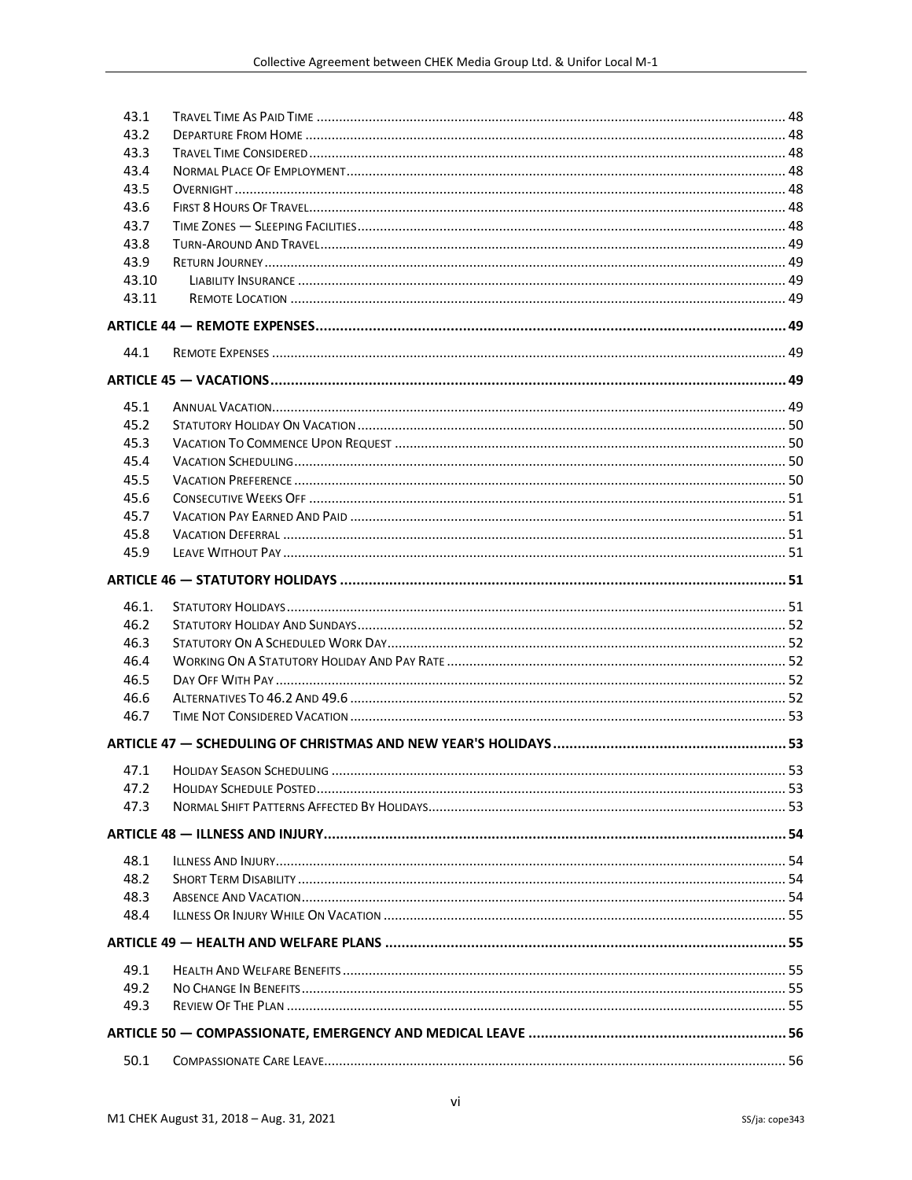| | | |
|---|---|---|
| 43.1 | Travel Time As Paid Time | 48 |
| 43.2 | Departure From Home | 48 |
| 43.3 | Travel Time Considered | 48 |
| 43.4 | Normal Place Of Employment | 48 |
| 43.5 | Overnight | 48 |
| 43.6 | First 8 Hours Of Travel | 48 |
| 43.7 | Time Zones — Sleeping Facilities | 48 |
| 43.8 | Turn-Around And Travel | 49 |
| 43.9 | Return Journey | 49 |
| 43.10 | Liability Insurance | 49 |
| 43.11 | Remote Location | 49 |

**ARTICLE 44 — REMOTE EXPENSES** .......... 49

| | | |
|---|---|---|
| 44.1 | Remote Expenses | 49 |

**ARTICLE 45 — VACATIONS** .......... 49

| | | |
|---|---|---|
| 45.1 | Annual Vacation | 49 |
| 45.2 | Statutory Holiday On Vacation | 50 |
| 45.3 | Vacation To Commence Upon Request | 50 |
| 45.4 | Vacation Scheduling | 50 |
| 45.5 | Vacation Preference | 50 |
| 45.6 | Consecutive Weeks Off | 51 |
| 45.7 | Vacation Pay Earned And Paid | 51 |
| 45.8 | Vacation Deferral | 51 |
| 45.9 | Leave Without Pay | 51 |

**ARTICLE 46 — STATUTORY HOLIDAYS** .......... 51

| | | |
|---|---|---|
| 46.1. | Statutory Holidays | 51 |
| 46.2 | Statutory Holiday And Sundays | 52 |
| 46.3 | Statutory On A Scheduled Work Day | 52 |
| 46.4 | Working On A Statutory Holiday And Pay Rate | 52 |
| 46.5 | Day Off With Pay | 52 |
| 46.6 | Alternatives To 46.2 And 49.6 | 52 |
| 46.7 | Time Not Considered Vacation | 53 |

**ARTICLE 47 — SCHEDULING OF CHRISTMAS AND NEW YEAR'S HOLIDAYS** .......... 53

| | | |
|---|---|---|
| 47.1 | Holiday Season Scheduling | 53 |
| 47.2 | Holiday Schedule Posted | 53 |
| 47.3 | Normal Shift Patterns Affected By Holidays | 53 |

**ARTICLE 48 — ILLNESS AND INJURY** .......... 54

| | | |
|---|---|---|
| 48.1 | Illness And Injury | 54 |
| 48.2 | Short Term Disability | 54 |
| 48.3 | Absence And Vacation | 54 |
| 48.4 | Illness Or Injury While On Vacation | 55 |

**ARTICLE 49 — HEALTH AND WELFARE PLANS** .......... 55

| | | |
|---|---|---|
| 49.1 | Health And Welfare Benefits | 55 |
| 49.2 | No Change In Benefits | 55 |
| 49.3 | Review Of The Plan | 55 |

**ARTICLE 50 — COMPASSIONATE, EMERGENCY AND MEDICAL LEAVE** .......... 56

| | | |
|---|---|---|
| 50.1 | Compassionate Care Leave | 56 |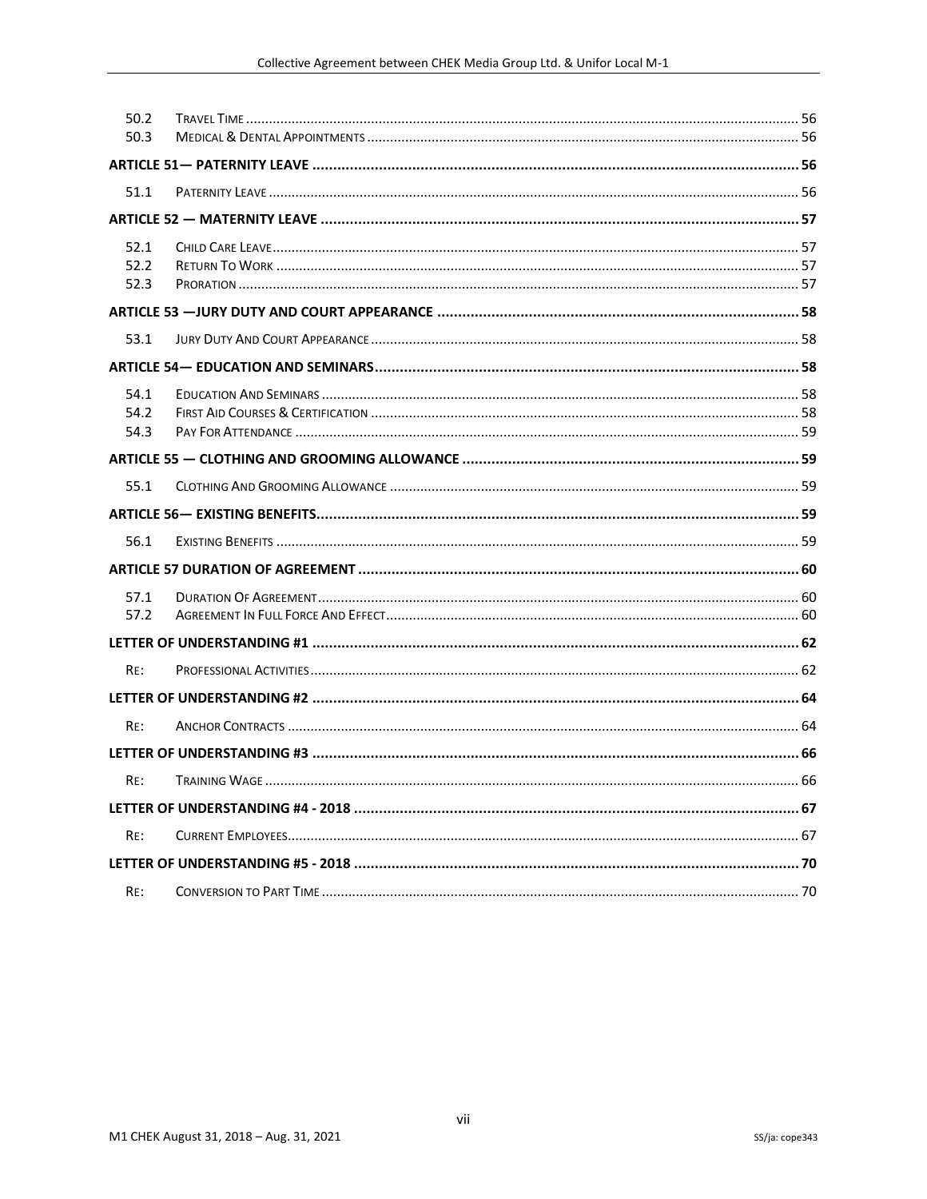| | | |
|---|---|---|
| 50.2 | Travel Time | 56 |
| 50.3 | Medical & Dental Appointments | 56 |
| **Article 51— Paternity Leave** | | **56** |
| 51.1 | Paternity Leave | 56 |
| **Article 52 — Maternity Leave** | | **57** |
| 52.1 | Child Care Leave | 57 |
| 52.2 | Return To Work | 57 |
| 52.3 | Proration | 57 |
| **Article 53 —Jury Duty and Court Appearance** | | **58** |
| 53.1 | Jury Duty And Court Appearance | 58 |
| **Article 54— Education and Seminars** | | **58** |
| 54.1 | Education And Seminars | 58 |
| 54.2 | First Aid Courses & Certification | 58 |
| 54.3 | Pay For Attendance | 59 |
| **Article 55 — Clothing and Grooming Allowance** | | **59** |
| 55.1 | Clothing And Grooming Allowance | 59 |
| **Article 56— Existing Benefits** | | **59** |
| 56.1 | Existing Benefits | 59 |
| **Article 57 Duration of Agreement** | | **60** |
| 57.1 | Duration Of Agreement | 60 |
| 57.2 | Agreement In Full Force And Effect | 60 |
| **Letter of Understanding #1** | | **62** |
| Re: | Professional Activities | 62 |
| **Letter of Understanding #2** | | **64** |
| Re: | Anchor Contracts | 64 |
| **Letter of Understanding #3** | | **66** |
| Re: | Training Wage | 66 |
| **Letter of Understanding #4 - 2018** | | **67** |
| Re: | Current Employees | 67 |
| **Letter of Understanding #5 - 2018** | | **70** |
| Re: | Conversion to Part Time | 70 |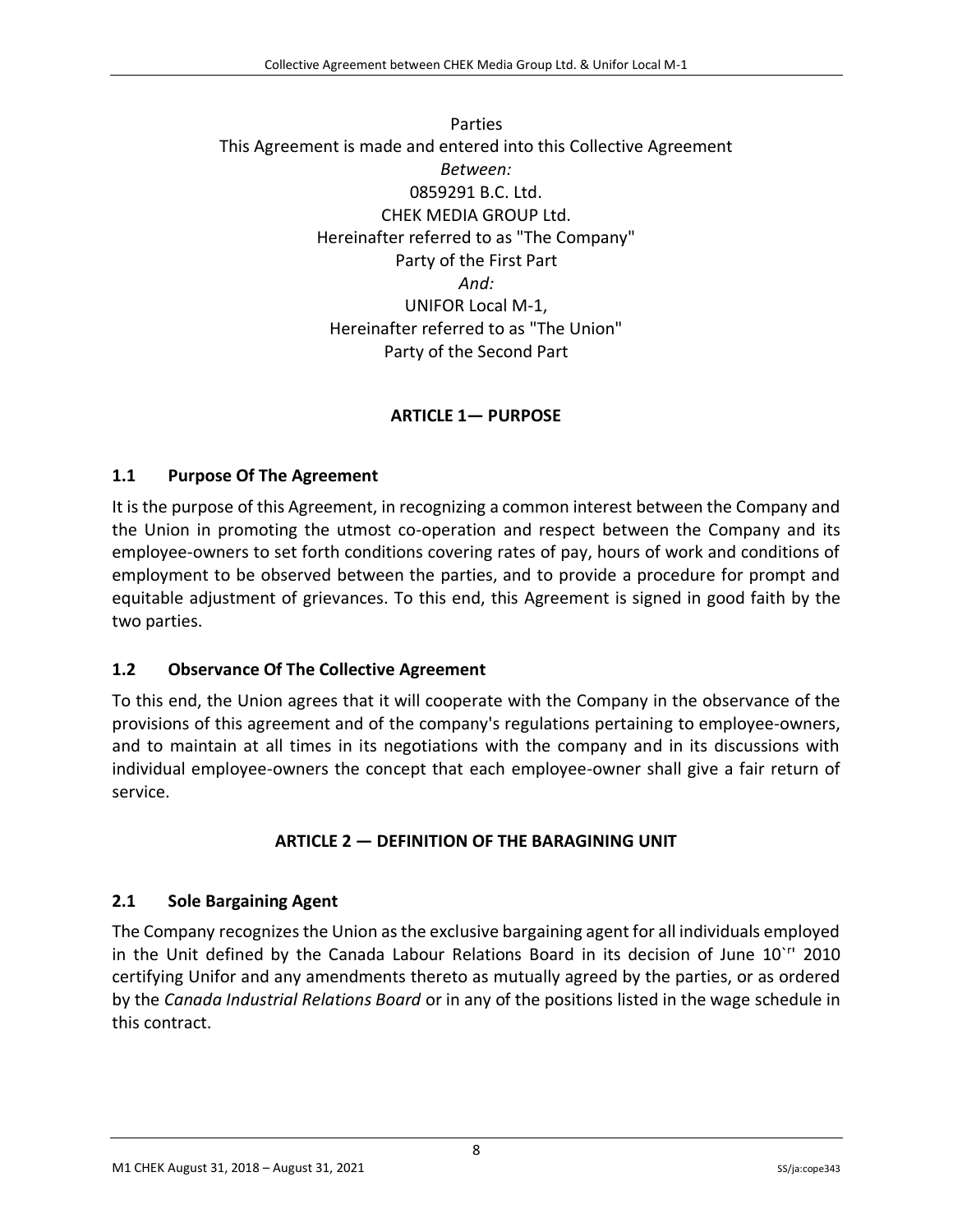Parties
This Agreement is made and entered into this Collective Agreement
*Between:*
0859291 B.C. Ltd.
CHEK MEDIA GROUP Ltd.
Hereinafter referred to as "The Company"
Party of the First Part
*And:*
UNIFOR Local M-1,
Hereinafter referred to as "The Union"
Party of the Second Part

## ARTICLE 1— PURPOSE

### 1.1 Purpose Of The Agreement

It is the purpose of this Agreement, in recognizing a common interest between the Company and the Union in promoting the utmost co-operation and respect between the Company and its employee-owners to set forth conditions covering rates of pay, hours of work and conditions of employment to be observed between the parties, and to provide a procedure for prompt and equitable adjustment of grievances. To this end, this Agreement is signed in good faith by the two parties.

### 1.2 Observance Of The Collective Agreement

To this end, the Union agrees that it will cooperate with the Company in the observance of the provisions of this agreement and of the company's regulations pertaining to employee-owners, and to maintain at all times in its negotiations with the company and in its discussions with individual employee-owners the concept that each employee-owner shall give a fair return of service.

## ARTICLE 2 — DEFINITION OF THE BARAGINING UNIT

### 2.1 Sole Bargaining Agent

The Company recognizes the Union as the exclusive bargaining agent for all individuals employed in the Unit defined by the Canada Labour Relations Board in its decision of June 10`r' 2010 certifying Unifor and any amendments thereto as mutually agreed by the parties, or as ordered by the *Canada Industrial Relations Board* or in any of the positions listed in the wage schedule in this contract.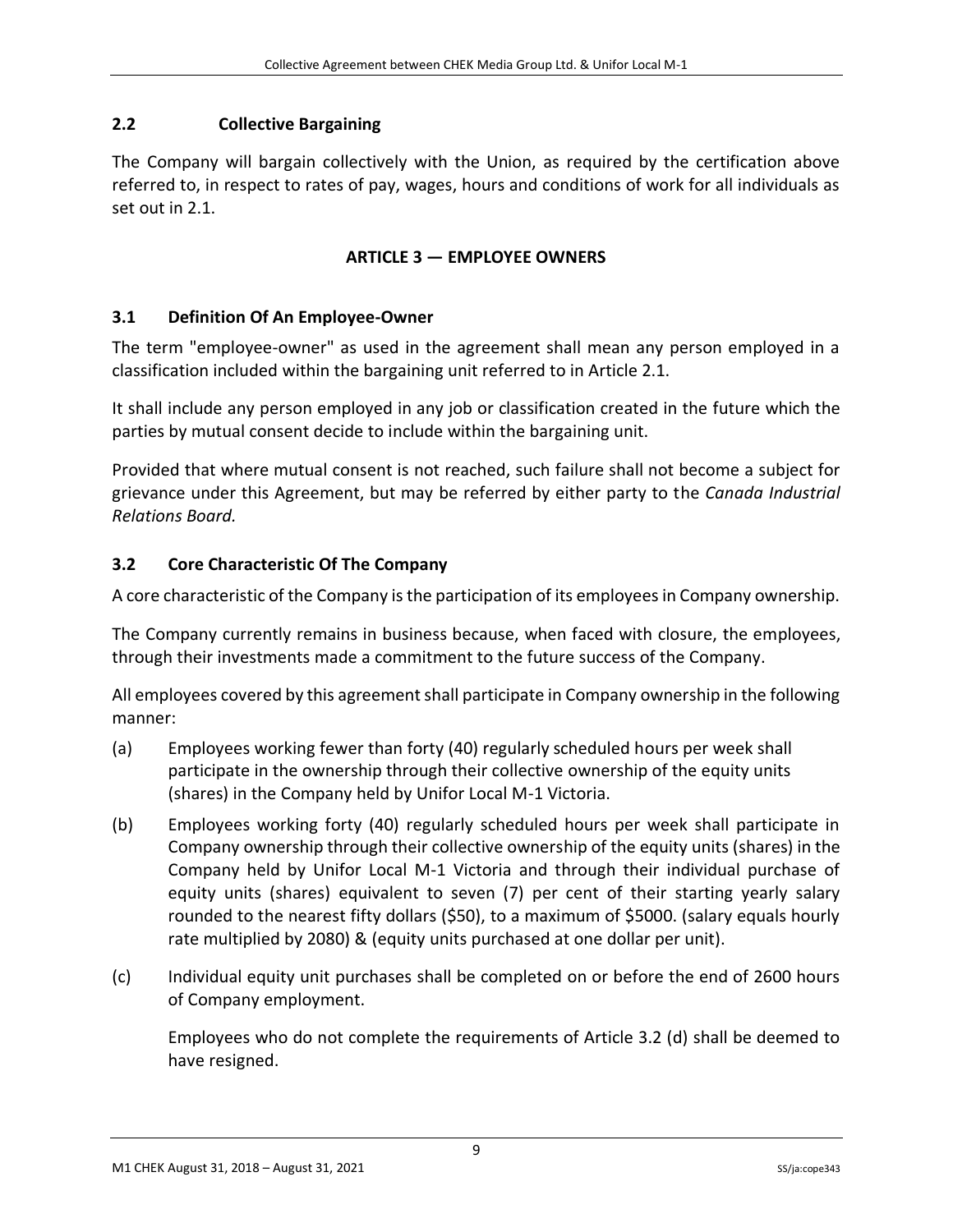### 2.2 Collective Bargaining

The Company will bargain collectively with the Union, as required by the certification above referred to, in respect to rates of pay, wages, hours and conditions of work for all individuals as set out in 2.1.

## ARTICLE 3 — EMPLOYEE OWNERS

### 3.1 Definition Of An Employee-Owner

The term "employee-owner" as used in the agreement shall mean any person employed in a classification included within the bargaining unit referred to in Article 2.1.

It shall include any person employed in any job or classification created in the future which the parties by mutual consent decide to include within the bargaining unit.

Provided that where mutual consent is not reached, such failure shall not become a subject for grievance under this Agreement, but may be referred by either party to the *Canada Industrial Relations Board.*

### 3.2 Core Characteristic Of The Company

A core characteristic of the Company is the participation of its employees in Company ownership.

The Company currently remains in business because, when faced with closure, the employees, through their investments made a commitment to the future success of the Company.

All employees covered by this agreement shall participate in Company ownership in the following manner:

(a) Employees working fewer than forty (40) regularly scheduled hours per week shall participate in the ownership through their collective ownership of the equity units (shares) in the Company held by Unifor Local M-1 Victoria.

(b) Employees working forty (40) regularly scheduled hours per week shall participate in Company ownership through their collective ownership of the equity units (shares) in the Company held by Unifor Local M-1 Victoria and through their individual purchase of equity units (shares) equivalent to seven (7) per cent of their starting yearly salary rounded to the nearest fifty dollars ($50), to a maximum of $5000. (salary equals hourly rate multiplied by 2080) & (equity units purchased at one dollar per unit).

(c) Individual equity unit purchases shall be completed on or before the end of 2600 hours of Company employment.

Employees who do not complete the requirements of Article 3.2 (d) shall be deemed to have resigned.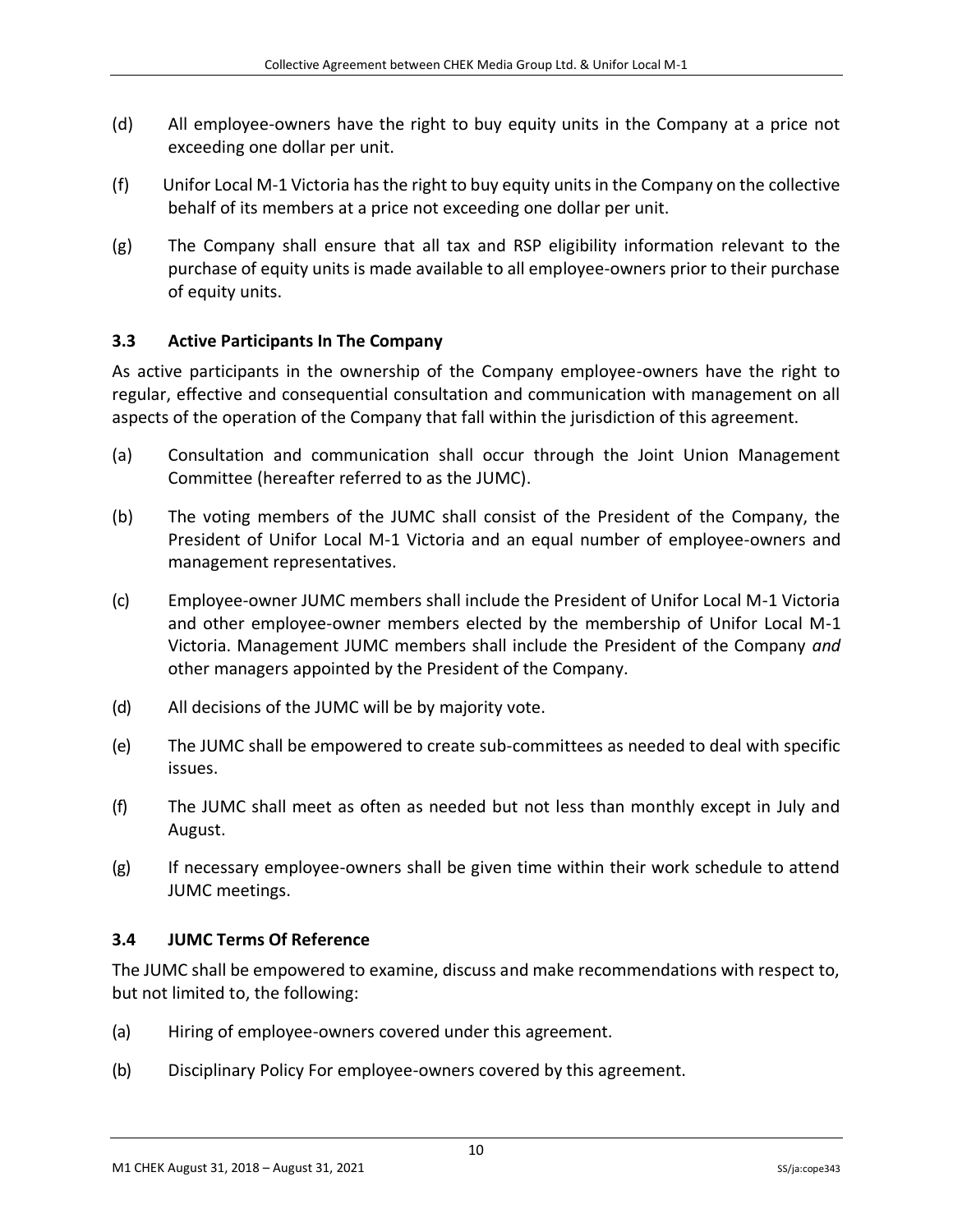(d) All employee-owners have the right to buy equity units in the Company at a price not exceeding one dollar per unit.

(f) Unifor Local M-1 Victoria has the right to buy equity units in the Company on the collective behalf of its members at a price not exceeding one dollar per unit.

(g) The Company shall ensure that all tax and RSP eligibility information relevant to the purchase of equity units is made available to all employee-owners prior to their purchase of equity units.

### 3.3 Active Participants In The Company

As active participants in the ownership of the Company employee-owners have the right to regular, effective and consequential consultation and communication with management on all aspects of the operation of the Company that fall within the jurisdiction of this agreement.

(a) Consultation and communication shall occur through the Joint Union Management Committee (hereafter referred to as the JUMC).

(b) The voting members of the JUMC shall consist of the President of the Company, the President of Unifor Local M-1 Victoria and an equal number of employee-owners and management representatives.

(c) Employee-owner JUMC members shall include the President of Unifor Local M-1 Victoria and other employee-owner members elected by the membership of Unifor Local M-1 Victoria. Management JUMC members shall include the President of the Company *and* other managers appointed by the President of the Company.

(d) All decisions of the JUMC will be by majority vote.

(e) The JUMC shall be empowered to create sub-committees as needed to deal with specific issues.

(f) The JUMC shall meet as often as needed but not less than monthly except in July and August.

(g) If necessary employee-owners shall be given time within their work schedule to attend JUMC meetings.

### 3.4 JUMC Terms Of Reference

The JUMC shall be empowered to examine, discuss and make recommendations with respect to, but not limited to, the following:

(a) Hiring of employee-owners covered under this agreement.

(b) Disciplinary Policy For employee-owners covered by this agreement.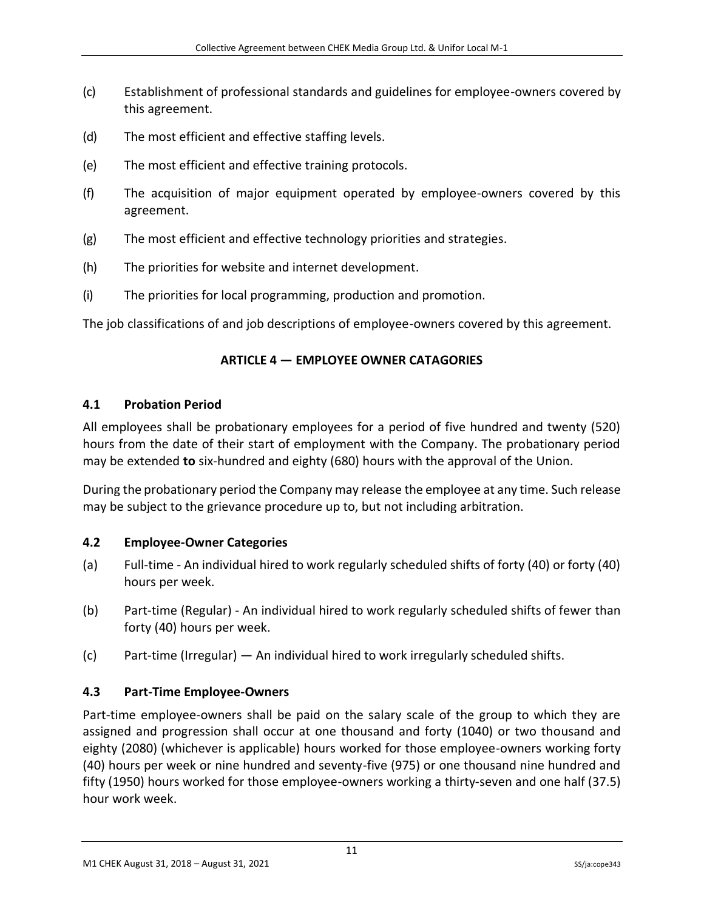(c) Establishment of professional standards and guidelines for employee-owners covered by this agreement.

(d) The most efficient and effective staffing levels.

(e) The most efficient and effective training protocols.

(f) The acquisition of major equipment operated by employee-owners covered by this agreement.

(g) The most efficient and effective technology priorities and strategies.

(h) The priorities for website and internet development.

(i) The priorities for local programming, production and promotion.

The job classifications of and job descriptions of employee-owners covered by this agreement.

## ARTICLE 4 — EMPLOYEE OWNER CATAGORIES

### 4.1 Probation Period

All employees shall be probationary employees for a period of five hundred and twenty (520) hours from the date of their start of employment with the Company. The probationary period may be extended **to** six-hundred and eighty (680) hours with the approval of the Union.

During the probationary period the Company may release the employee at any time. Such release may be subject to the grievance procedure up to, but not including arbitration.

### 4.2 Employee-Owner Categories

(a) Full-time - An individual hired to work regularly scheduled shifts of forty (40) or forty (40) hours per week.

(b) Part-time (Regular) - An individual hired to work regularly scheduled shifts of fewer than forty (40) hours per week.

(c) Part-time (Irregular) — An individual hired to work irregularly scheduled shifts.

### 4.3 Part-Time Employee-Owners

Part-time employee-owners shall be paid on the salary scale of the group to which they are assigned and progression shall occur at one thousand and forty (1040) or two thousand and eighty (2080) (whichever is applicable) hours worked for those employee-owners working forty (40) hours per week or nine hundred and seventy-five (975) or one thousand nine hundred and fifty (1950) hours worked for those employee-owners working a thirty-seven and one half (37.5) hour work week.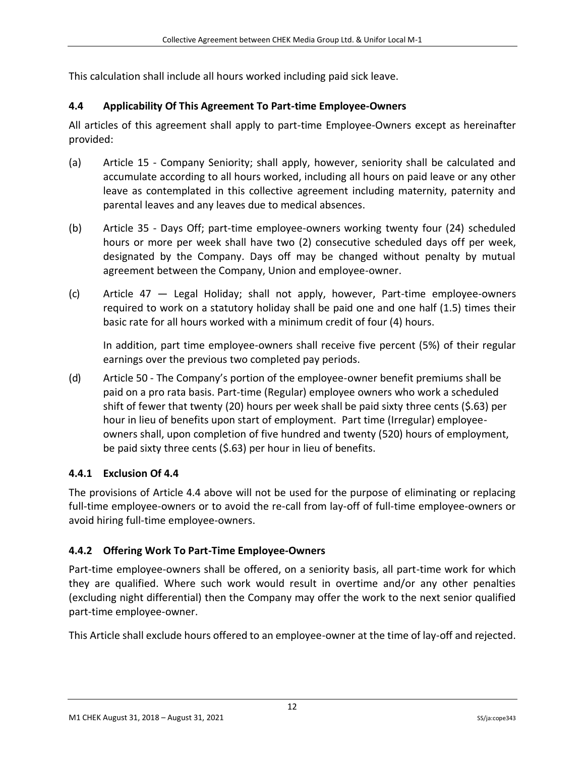This calculation shall include all hours worked including paid sick leave.

### 4.4 Applicability Of This Agreement To Part-time Employee-Owners

All articles of this agreement shall apply to part-time Employee-Owners except as hereinafter provided:

(a) Article 15 - Company Seniority; shall apply, however, seniority shall be calculated and accumulate according to all hours worked, including all hours on paid leave or any other leave as contemplated in this collective agreement including maternity, paternity and parental leaves and any leaves due to medical absences.

(b) Article 35 - Days Off; part-time employee-owners working twenty four (24) scheduled hours or more per week shall have two (2) consecutive scheduled days off per week, designated by the Company. Days off may be changed without penalty by mutual agreement between the Company, Union and employee-owner.

(c) Article 47 — Legal Holiday; shall not apply, however, Part-time employee-owners required to work on a statutory holiday shall be paid one and one half (1.5) times their basic rate for all hours worked with a minimum credit of four (4) hours.

In addition, part time employee-owners shall receive five percent (5%) of their regular earnings over the previous two completed pay periods.

(d) Article 50 - The Company's portion of the employee-owner benefit premiums shall be paid on a pro rata basis. Part-time (Regular) employee owners who work a scheduled shift of fewer that twenty (20) hours per week shall be paid sixty three cents ($.63) per hour in lieu of benefits upon start of employment. Part time (Irregular) employee-owners shall, upon completion of five hundred and twenty (520) hours of employment, be paid sixty three cents ($.63) per hour in lieu of benefits.

### 4.4.1 Exclusion Of 4.4

The provisions of Article 4.4 above will not be used for the purpose of eliminating or replacing full-time employee-owners or to avoid the re-call from lay-off of full-time employee-owners or avoid hiring full-time employee-owners.

### 4.4.2 Offering Work To Part-Time Employee-Owners

Part-time employee-owners shall be offered, on a seniority basis, all part-time work for which they are qualified. Where such work would result in overtime and/or any other penalties (excluding night differential) then the Company may offer the work to the next senior qualified part-time employee-owner.

This Article shall exclude hours offered to an employee-owner at the time of lay-off and rejected.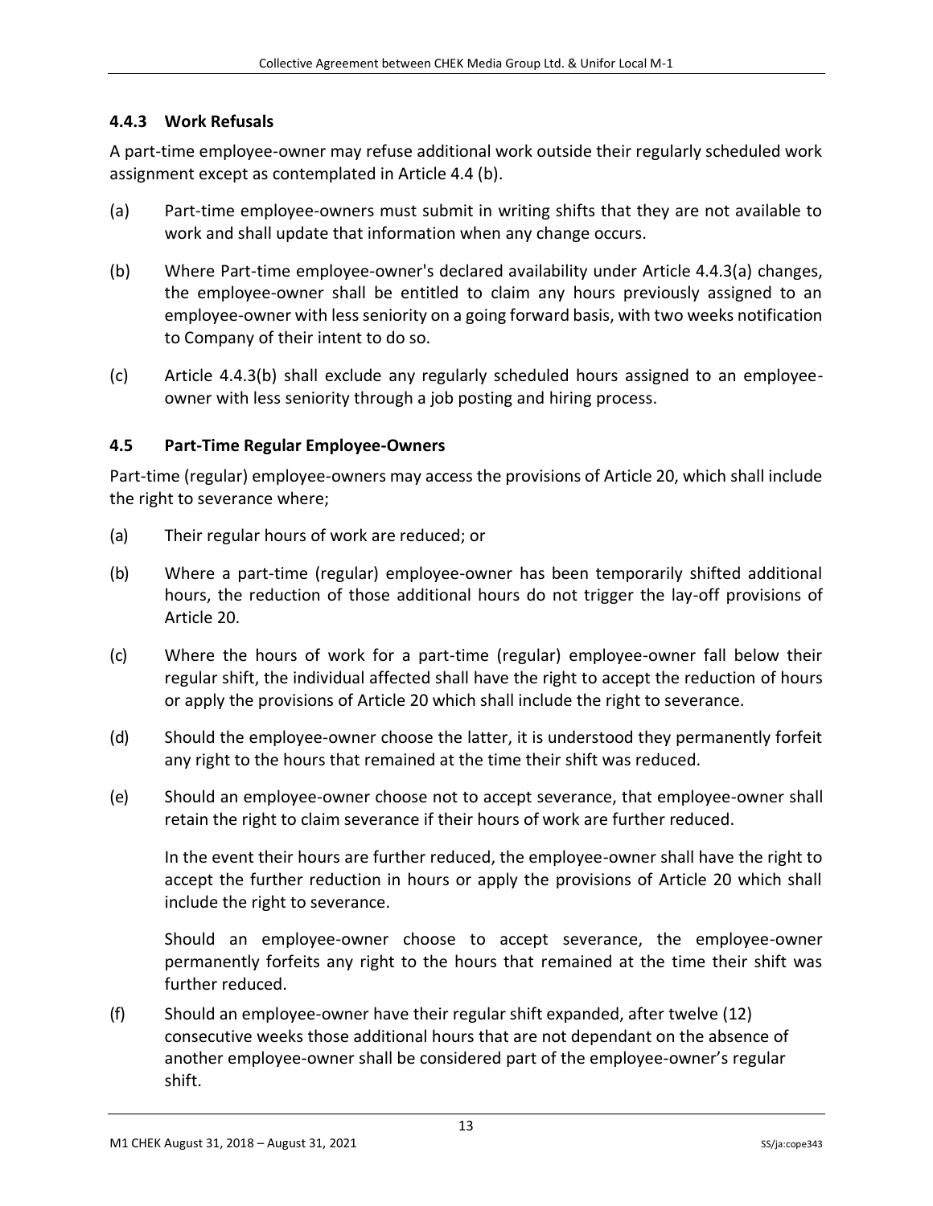### 4.4.3 Work Refusals

A part-time employee-owner may refuse additional work outside their regularly scheduled work assignment except as contemplated in Article 4.4 (b).

(a) Part-time employee-owners must submit in writing shifts that they are not available to work and shall update that information when any change occurs.

(b) Where Part-time employee-owner's declared availability under Article 4.4.3(a) changes, the employee-owner shall be entitled to claim any hours previously assigned to an employee-owner with less seniority on a going forward basis, with two weeks notification to Company of their intent to do so.

(c) Article 4.4.3(b) shall exclude any regularly scheduled hours assigned to an employee-owner with less seniority through a job posting and hiring process.

### 4.5 Part-Time Regular Employee-Owners

Part-time (regular) employee-owners may access the provisions of Article 20, which shall include the right to severance where;

(a) Their regular hours of work are reduced; or

(b) Where a part-time (regular) employee-owner has been temporarily shifted additional hours, the reduction of those additional hours do not trigger the lay-off provisions of Article 20.

(c) Where the hours of work for a part-time (regular) employee-owner fall below their regular shift, the individual affected shall have the right to accept the reduction of hours or apply the provisions of Article 20 which shall include the right to severance.

(d) Should the employee-owner choose the latter, it is understood they permanently forfeit any right to the hours that remained at the time their shift was reduced.

(e) Should an employee-owner choose not to accept severance, that employee-owner shall retain the right to claim severance if their hours of work are further reduced.

In the event their hours are further reduced, the employee-owner shall have the right to accept the further reduction in hours or apply the provisions of Article 20 which shall include the right to severance.

Should an employee-owner choose to accept severance, the employee-owner permanently forfeits any right to the hours that remained at the time their shift was further reduced.

(f) Should an employee-owner have their regular shift expanded, after twelve (12) consecutive weeks those additional hours that are not dependant on the absence of another employee-owner shall be considered part of the employee-owner's regular shift.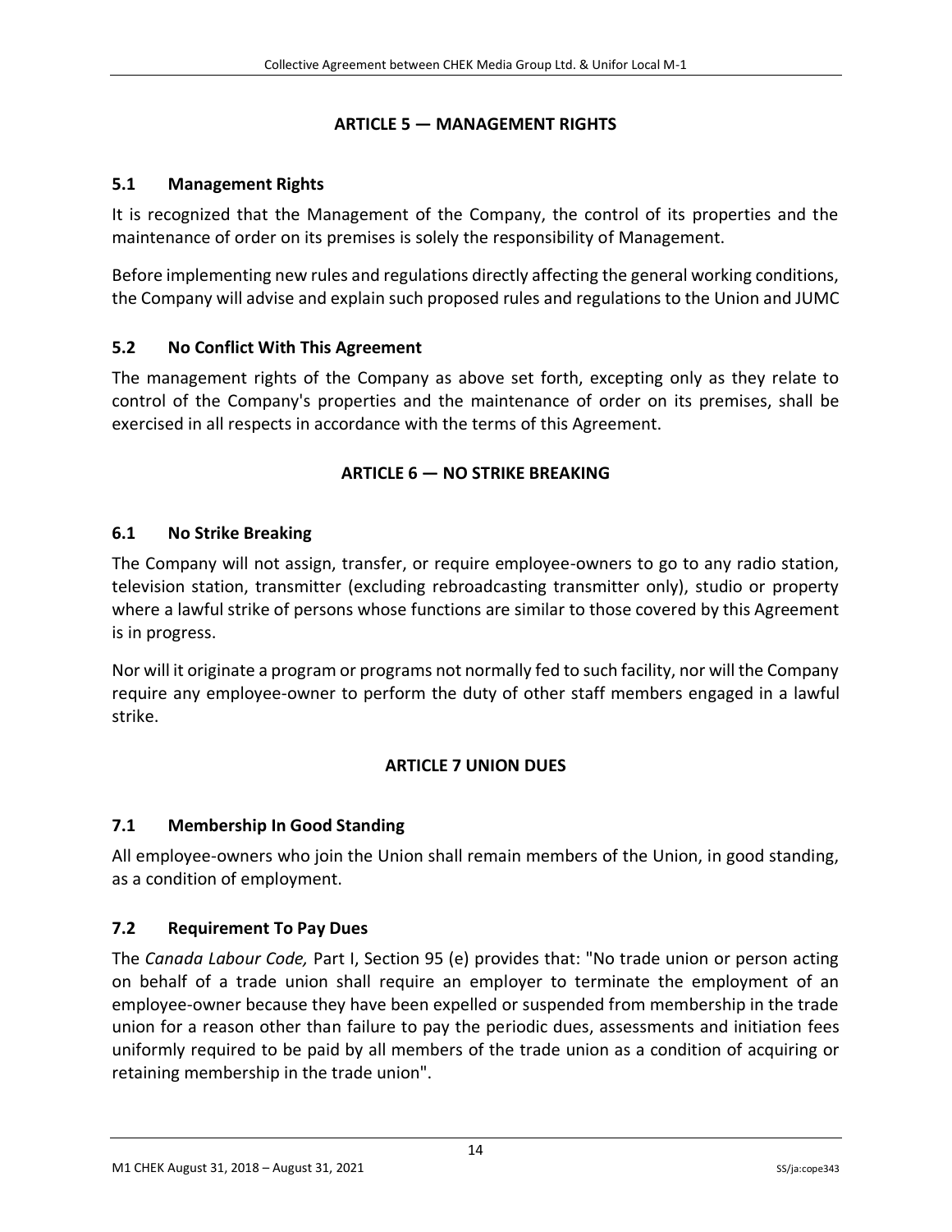## ARTICLE 5 — MANAGEMENT RIGHTS

### 5.1 Management Rights

It is recognized that the Management of the Company, the control of its properties and the maintenance of order on its premises is solely the responsibility of Management.

Before implementing new rules and regulations directly affecting the general working conditions, the Company will advise and explain such proposed rules and regulations to the Union and JUMC

### 5.2 No Conflict With This Agreement

The management rights of the Company as above set forth, excepting only as they relate to control of the Company's properties and the maintenance of order on its premises, shall be exercised in all respects in accordance with the terms of this Agreement.

## ARTICLE 6 — NO STRIKE BREAKING

### 6.1 No Strike Breaking

The Company will not assign, transfer, or require employee-owners to go to any radio station, television station, transmitter (excluding rebroadcasting transmitter only), studio or property where a lawful strike of persons whose functions are similar to those covered by this Agreement is in progress.

Nor will it originate a program or programs not normally fed to such facility, nor will the Company require any employee-owner to perform the duty of other staff members engaged in a lawful strike.

## ARTICLE 7 UNION DUES

### 7.1 Membership In Good Standing

All employee-owners who join the Union shall remain members of the Union, in good standing, as a condition of employment.

### 7.2 Requirement To Pay Dues

The *Canada Labour Code,* Part I, Section 95 (e) provides that: "No trade union or person acting on behalf of a trade union shall require an employer to terminate the employment of an employee-owner because they have been expelled or suspended from membership in the trade union for a reason other than failure to pay the periodic dues, assessments and initiation fees uniformly required to be paid by all members of the trade union as a condition of acquiring or retaining membership in the trade union".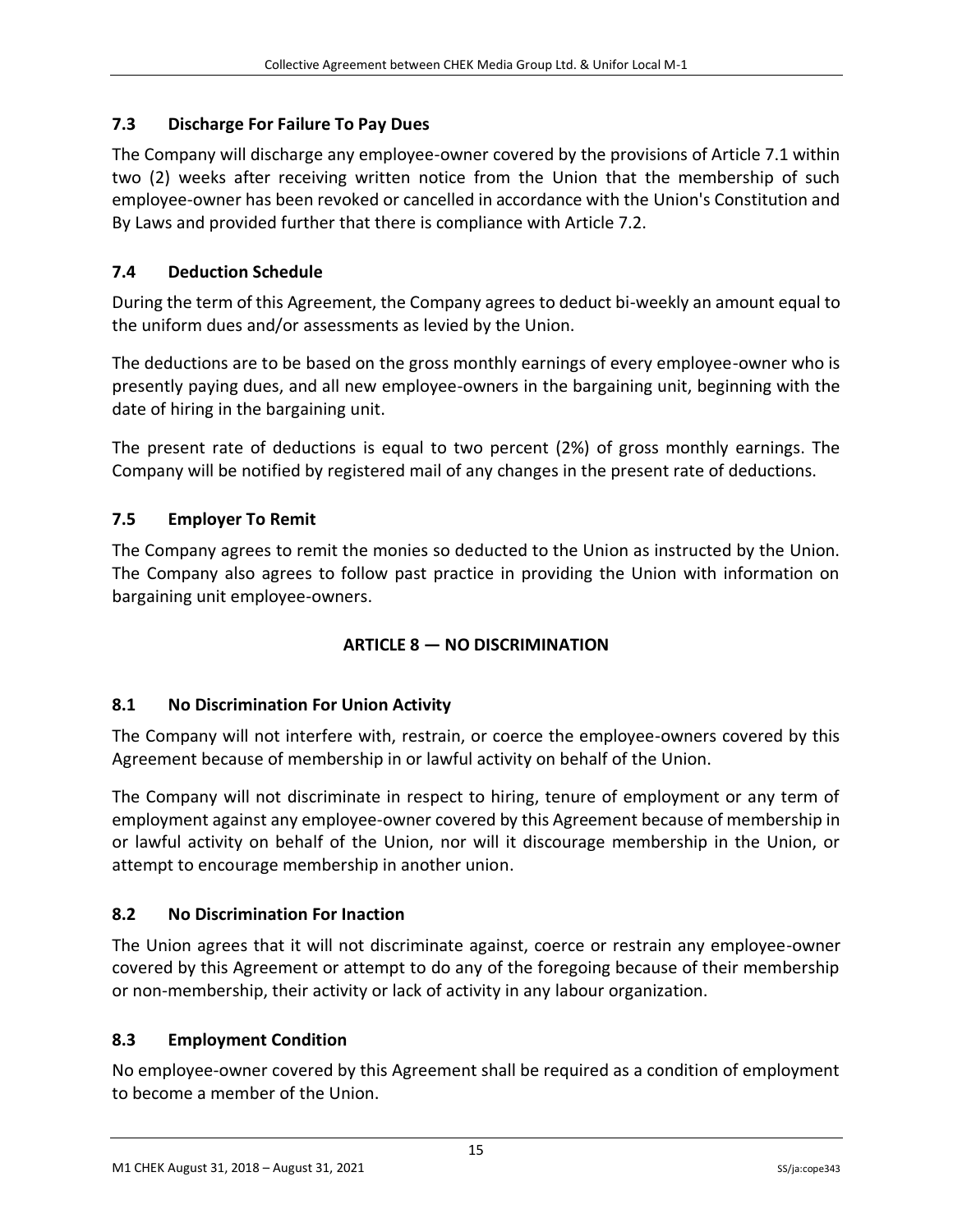### 7.3 Discharge For Failure To Pay Dues

The Company will discharge any employee-owner covered by the provisions of Article 7.1 within two (2) weeks after receiving written notice from the Union that the membership of such employee-owner has been revoked or cancelled in accordance with the Union's Constitution and By Laws and provided further that there is compliance with Article 7.2.

### 7.4 Deduction Schedule

During the term of this Agreement, the Company agrees to deduct bi-weekly an amount equal to the uniform dues and/or assessments as levied by the Union.

The deductions are to be based on the gross monthly earnings of every employee-owner who is presently paying dues, and all new employee-owners in the bargaining unit, beginning with the date of hiring in the bargaining unit.

The present rate of deductions is equal to two percent (2%) of gross monthly earnings. The Company will be notified by registered mail of any changes in the present rate of deductions.

### 7.5 Employer To Remit

The Company agrees to remit the monies so deducted to the Union as instructed by the Union. The Company also agrees to follow past practice in providing the Union with information on bargaining unit employee-owners.

## ARTICLE 8 — NO DISCRIMINATION

### 8.1 No Discrimination For Union Activity

The Company will not interfere with, restrain, or coerce the employee-owners covered by this Agreement because of membership in or lawful activity on behalf of the Union.

The Company will not discriminate in respect to hiring, tenure of employment or any term of employment against any employee-owner covered by this Agreement because of membership in or lawful activity on behalf of the Union, nor will it discourage membership in the Union, or attempt to encourage membership in another union.

### 8.2 No Discrimination For Inaction

The Union agrees that it will not discriminate against, coerce or restrain any employee-owner covered by this Agreement or attempt to do any of the foregoing because of their membership or non-membership, their activity or lack of activity in any labour organization.

### 8.3 Employment Condition

No employee-owner covered by this Agreement shall be required as a condition of employment to become a member of the Union.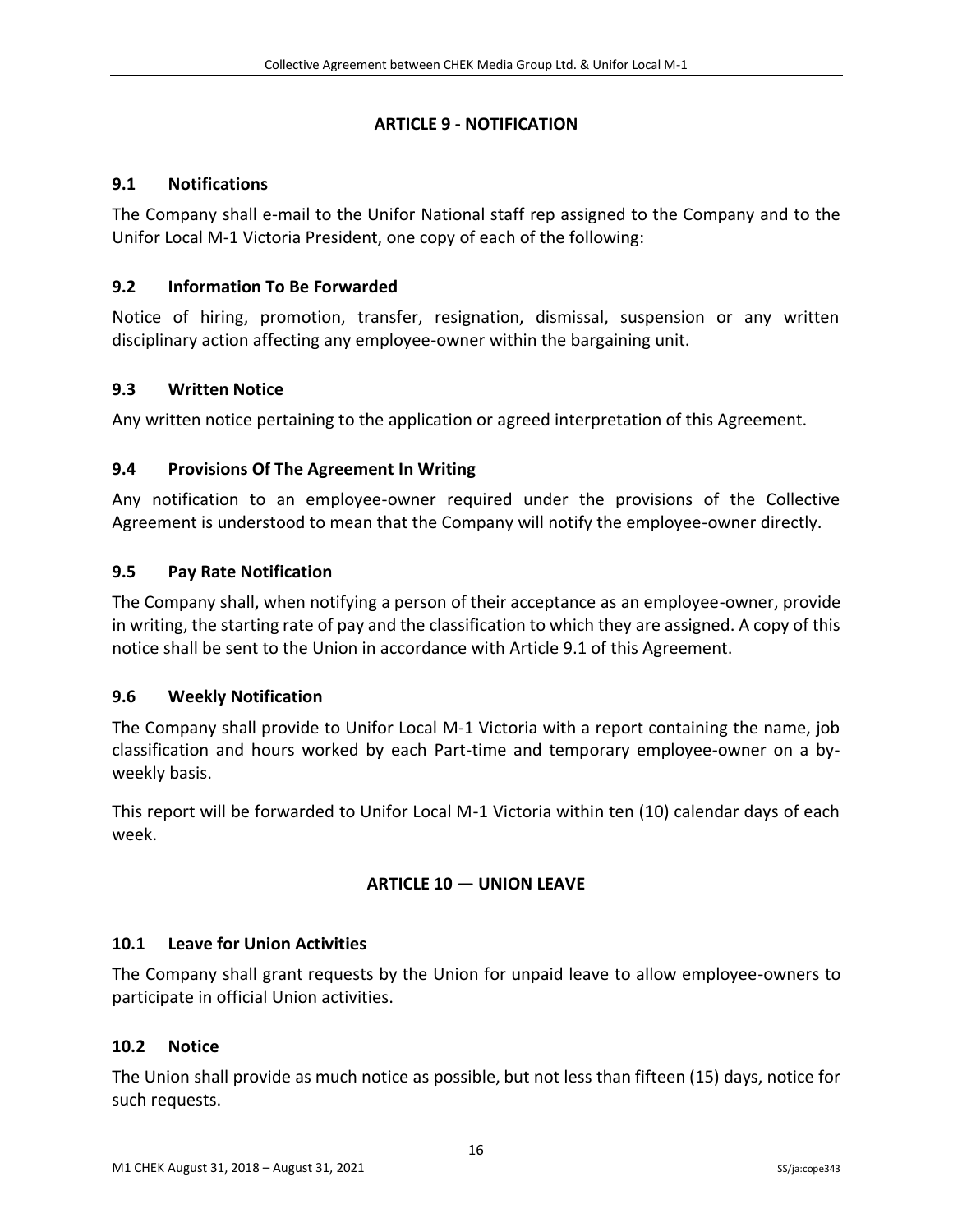## ARTICLE 9 - NOTIFICATION

### 9.1 Notifications

The Company shall e-mail to the Unifor National staff rep assigned to the Company and to the Unifor Local M-1 Victoria President, one copy of each of the following:

### 9.2 Information To Be Forwarded

Notice of hiring, promotion, transfer, resignation, dismissal, suspension or any written disciplinary action affecting any employee-owner within the bargaining unit.

### 9.3 Written Notice

Any written notice pertaining to the application or agreed interpretation of this Agreement.

### 9.4 Provisions Of The Agreement In Writing

Any notification to an employee-owner required under the provisions of the Collective Agreement is understood to mean that the Company will notify the employee-owner directly.

### 9.5 Pay Rate Notification

The Company shall, when notifying a person of their acceptance as an employee-owner, provide in writing, the starting rate of pay and the classification to which they are assigned. A copy of this notice shall be sent to the Union in accordance with Article 9.1 of this Agreement.

### 9.6 Weekly Notification

The Company shall provide to Unifor Local M-1 Victoria with a report containing the name, job classification and hours worked by each Part-time and temporary employee-owner on a by-weekly basis.

This report will be forwarded to Unifor Local M-1 Victoria within ten (10) calendar days of each week.

## ARTICLE 10 — UNION LEAVE

### 10.1 Leave for Union Activities

The Company shall grant requests by the Union for unpaid leave to allow employee-owners to participate in official Union activities.

### 10.2 Notice

The Union shall provide as much notice as possible, but not less than fifteen (15) days, notice for such requests.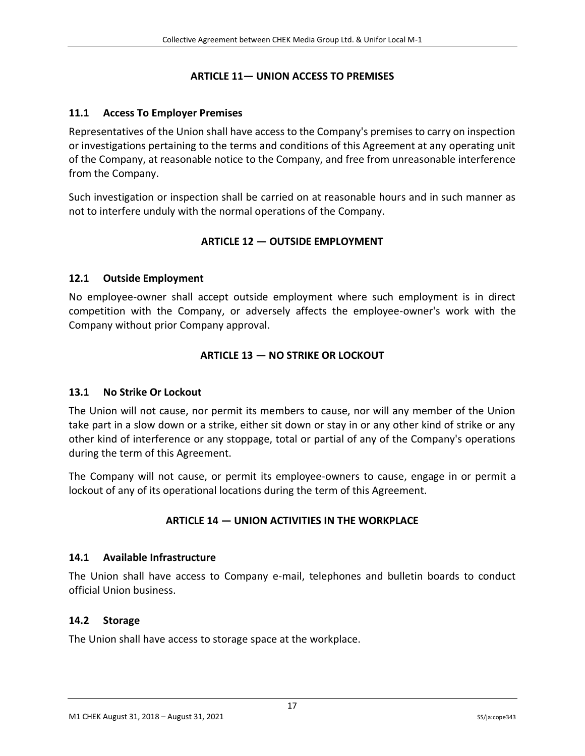## ARTICLE 11— UNION ACCESS TO PREMISES

### 11.1 Access To Employer Premises

Representatives of the Union shall have access to the Company's premises to carry on inspection or investigations pertaining to the terms and conditions of this Agreement at any operating unit of the Company, at reasonable notice to the Company, and free from unreasonable interference from the Company.

Such investigation or inspection shall be carried on at reasonable hours and in such manner as not to interfere unduly with the normal operations of the Company.

## ARTICLE 12 — OUTSIDE EMPLOYMENT

### 12.1 Outside Employment

No employee-owner shall accept outside employment where such employment is in direct competition with the Company, or adversely affects the employee-owner's work with the Company without prior Company approval.

## ARTICLE 13 — NO STRIKE OR LOCKOUT

### 13.1 No Strike Or Lockout

The Union will not cause, nor permit its members to cause, nor will any member of the Union take part in a slow down or a strike, either sit down or stay in or any other kind of strike or any other kind of interference or any stoppage, total or partial of any of the Company's operations during the term of this Agreement.

The Company will not cause, or permit its employee-owners to cause, engage in or permit a lockout of any of its operational locations during the term of this Agreement.

## ARTICLE 14 — UNION ACTIVITIES IN THE WORKPLACE

### 14.1 Available Infrastructure

The Union shall have access to Company e-mail, telephones and bulletin boards to conduct official Union business.

### 14.2 Storage

The Union shall have access to storage space at the workplace.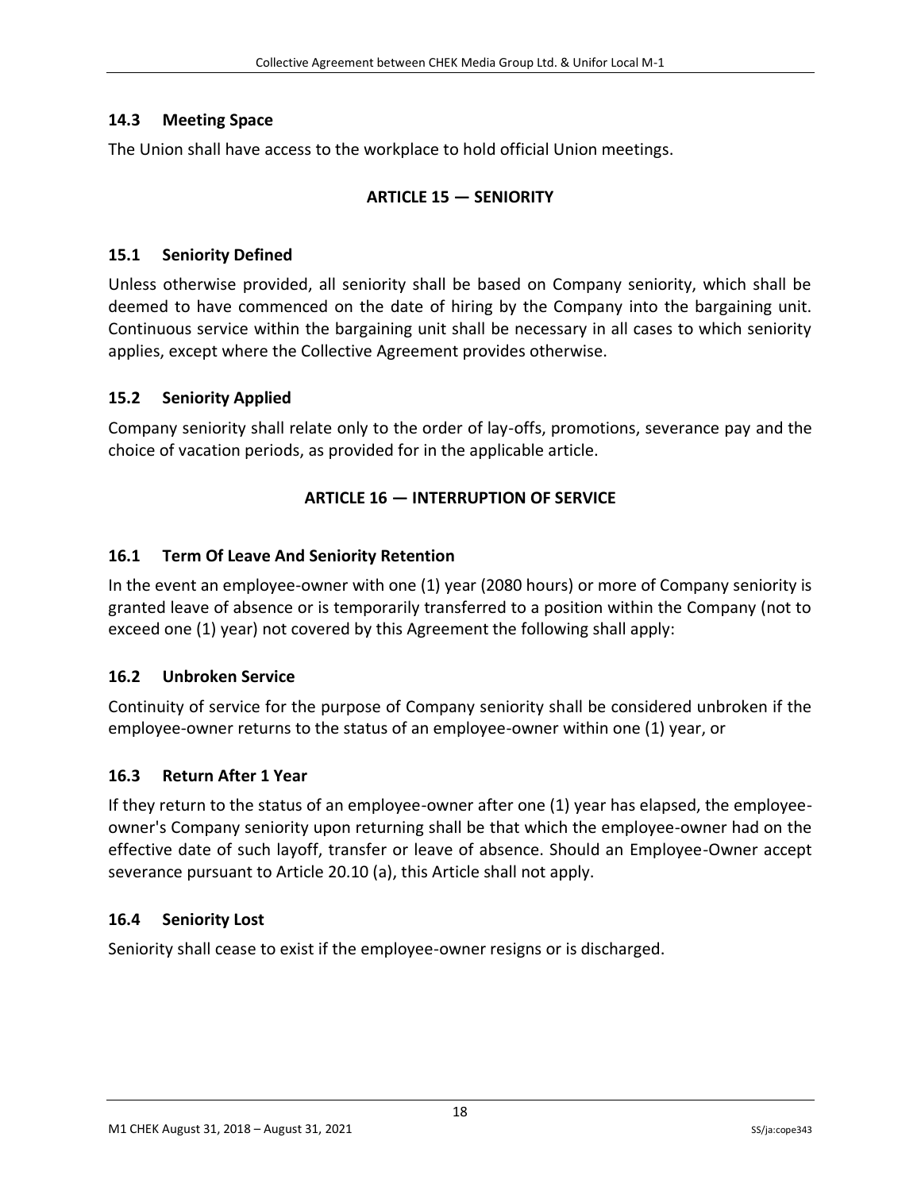### 14.3 Meeting Space

The Union shall have access to the workplace to hold official Union meetings.

## ARTICLE 15 — SENIORITY

### 15.1 Seniority Defined

Unless otherwise provided, all seniority shall be based on Company seniority, which shall be deemed to have commenced on the date of hiring by the Company into the bargaining unit. Continuous service within the bargaining unit shall be necessary in all cases to which seniority applies, except where the Collective Agreement provides otherwise.

### 15.2 Seniority Applied

Company seniority shall relate only to the order of lay-offs, promotions, severance pay and the choice of vacation periods, as provided for in the applicable article.

## ARTICLE 16 — INTERRUPTION OF SERVICE

### 16.1 Term Of Leave And Seniority Retention

In the event an employee-owner with one (1) year (2080 hours) or more of Company seniority is granted leave of absence or is temporarily transferred to a position within the Company (not to exceed one (1) year) not covered by this Agreement the following shall apply:

### 16.2 Unbroken Service

Continuity of service for the purpose of Company seniority shall be considered unbroken if the employee-owner returns to the status of an employee-owner within one (1) year, or

### 16.3 Return After 1 Year

If they return to the status of an employee-owner after one (1) year has elapsed, the employee-owner's Company seniority upon returning shall be that which the employee-owner had on the effective date of such layoff, transfer or leave of absence. Should an Employee-Owner accept severance pursuant to Article 20.10 (a), this Article shall not apply.

### 16.4 Seniority Lost

Seniority shall cease to exist if the employee-owner resigns or is discharged.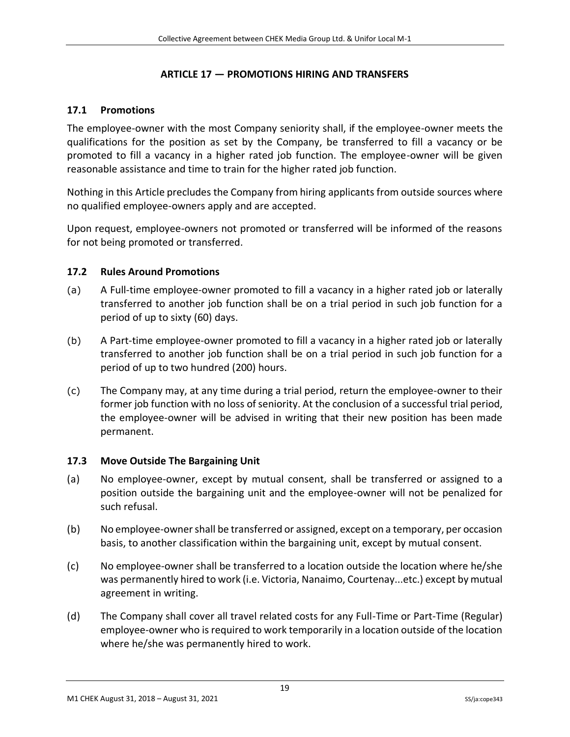## ARTICLE 17 — PROMOTIONS HIRING AND TRANSFERS

### 17.1 Promotions

The employee-owner with the most Company seniority shall, if the employee-owner meets the qualifications for the position as set by the Company, be transferred to fill a vacancy or be promoted to fill a vacancy in a higher rated job function. The employee-owner will be given reasonable assistance and time to train for the higher rated job function.

Nothing in this Article precludes the Company from hiring applicants from outside sources where no qualified employee-owners apply and are accepted.

Upon request, employee-owners not promoted or transferred will be informed of the reasons for not being promoted or transferred.

### 17.2 Rules Around Promotions

(a) A Full-time employee-owner promoted to fill a vacancy in a higher rated job or laterally transferred to another job function shall be on a trial period in such job function for a period of up to sixty (60) days.

(b) A Part-time employee-owner promoted to fill a vacancy in a higher rated job or laterally transferred to another job function shall be on a trial period in such job function for a period of up to two hundred (200) hours.

(c) The Company may, at any time during a trial period, return the employee-owner to their former job function with no loss of seniority. At the conclusion of a successful trial period, the employee-owner will be advised in writing that their new position has been made permanent.

### 17.3 Move Outside The Bargaining Unit

(a) No employee-owner, except by mutual consent, shall be transferred or assigned to a position outside the bargaining unit and the employee-owner will not be penalized for such refusal.

(b) No employee-owner shall be transferred or assigned, except on a temporary, per occasion basis, to another classification within the bargaining unit, except by mutual consent.

(c) No employee-owner shall be transferred to a location outside the location where he/she was permanently hired to work (i.e. Victoria, Nanaimo, Courtenay...etc.) except by mutual agreement in writing.

(d) The Company shall cover all travel related costs for any Full-Time or Part-Time (Regular) employee-owner who is required to work temporarily in a location outside of the location where he/she was permanently hired to work.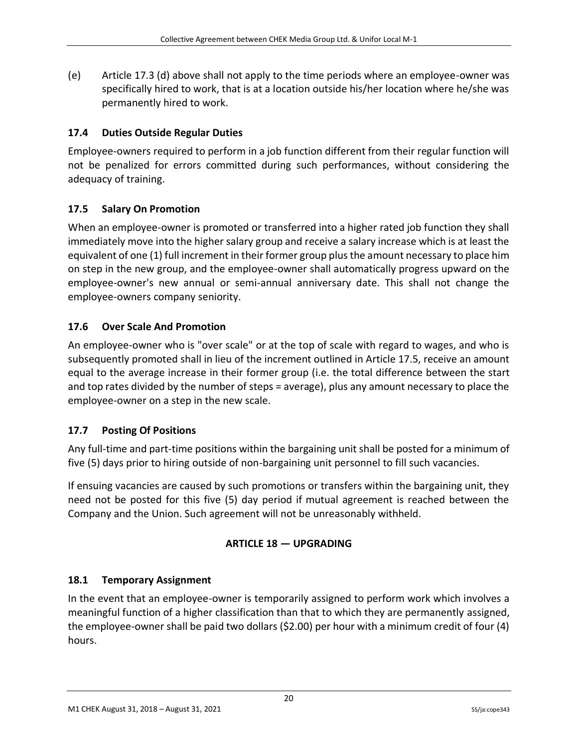(e) Article 17.3 (d) above shall not apply to the time periods where an employee-owner was specifically hired to work, that is at a location outside his/her location where he/she was permanently hired to work.

### 17.4 Duties Outside Regular Duties

Employee-owners required to perform in a job function different from their regular function will not be penalized for errors committed during such performances, without considering the adequacy of training.

### 17.5 Salary On Promotion

When an employee-owner is promoted or transferred into a higher rated job function they shall immediately move into the higher salary group and receive a salary increase which is at least the equivalent of one (1) full increment in their former group plus the amount necessary to place him on step in the new group, and the employee-owner shall automatically progress upward on the employee-owner's new annual or semi-annual anniversary date. This shall not change the employee-owners company seniority.

### 17.6 Over Scale And Promotion

An employee-owner who is "over scale" or at the top of scale with regard to wages, and who is subsequently promoted shall in lieu of the increment outlined in Article 17.5, receive an amount equal to the average increase in their former group (i.e. the total difference between the start and top rates divided by the number of steps = average), plus any amount necessary to place the employee-owner on a step in the new scale.

### 17.7 Posting Of Positions

Any full-time and part-time positions within the bargaining unit shall be posted for a minimum of five (5) days prior to hiring outside of non-bargaining unit personnel to fill such vacancies.

If ensuing vacancies are caused by such promotions or transfers within the bargaining unit, they need not be posted for this five (5) day period if mutual agreement is reached between the Company and the Union. Such agreement will not be unreasonably withheld.

## ARTICLE 18 — UPGRADING

### 18.1 Temporary Assignment

In the event that an employee-owner is temporarily assigned to perform work which involves a meaningful function of a higher classification than that to which they are permanently assigned, the employee-owner shall be paid two dollars ($2.00) per hour with a minimum credit of four (4) hours.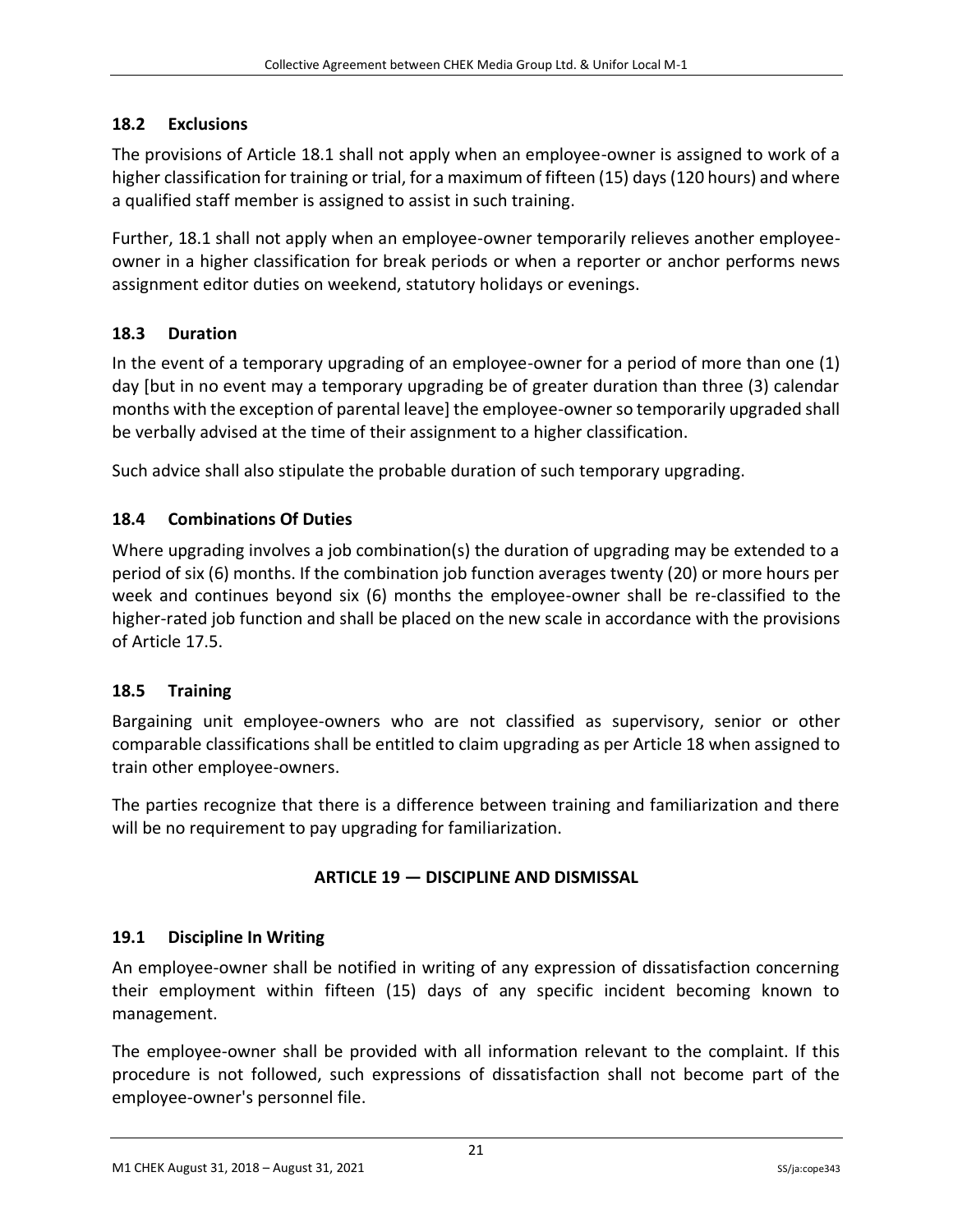### 18.2 Exclusions

The provisions of Article 18.1 shall not apply when an employee-owner is assigned to work of a higher classification for training or trial, for a maximum of fifteen (15) days (120 hours) and where a qualified staff member is assigned to assist in such training.

Further, 18.1 shall not apply when an employee-owner temporarily relieves another employee-owner in a higher classification for break periods or when a reporter or anchor performs news assignment editor duties on weekend, statutory holidays or evenings.

### 18.3 Duration

In the event of a temporary upgrading of an employee-owner for a period of more than one (1) day [but in no event may a temporary upgrading be of greater duration than three (3) calendar months with the exception of parental leave] the employee-owner so temporarily upgraded shall be verbally advised at the time of their assignment to a higher classification.

Such advice shall also stipulate the probable duration of such temporary upgrading.

### 18.4 Combinations Of Duties

Where upgrading involves a job combination(s) the duration of upgrading may be extended to a period of six (6) months. If the combination job function averages twenty (20) or more hours per week and continues beyond six (6) months the employee-owner shall be re-classified to the higher-rated job function and shall be placed on the new scale in accordance with the provisions of Article 17.5.

### 18.5 Training

Bargaining unit employee-owners who are not classified as supervisory, senior or other comparable classifications shall be entitled to claim upgrading as per Article 18 when assigned to train other employee-owners.

The parties recognize that there is a difference between training and familiarization and there will be no requirement to pay upgrading for familiarization.

## ARTICLE 19 — DISCIPLINE AND DISMISSAL

### 19.1 Discipline In Writing

An employee-owner shall be notified in writing of any expression of dissatisfaction concerning their employment within fifteen (15) days of any specific incident becoming known to management.

The employee-owner shall be provided with all information relevant to the complaint. If this procedure is not followed, such expressions of dissatisfaction shall not become part of the employee-owner's personnel file.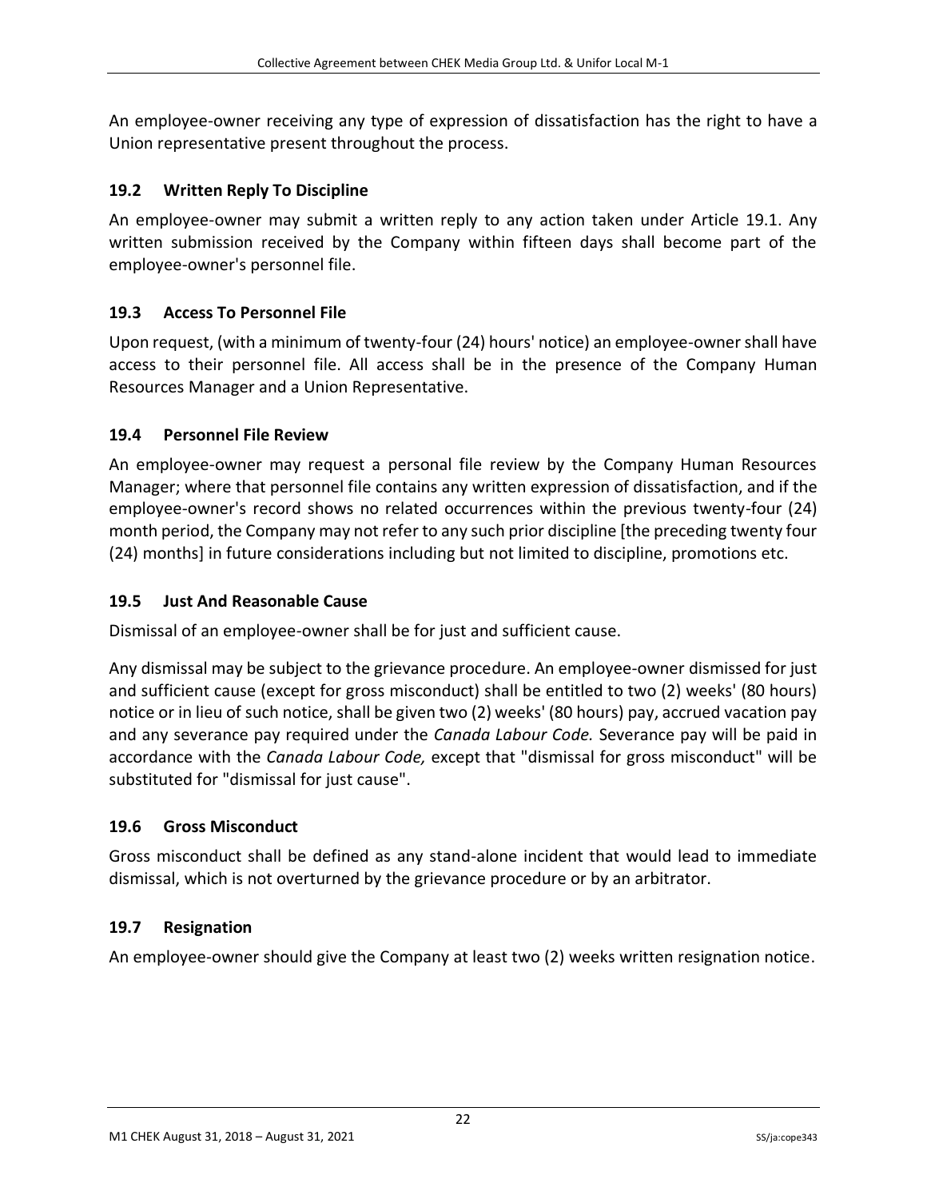An employee-owner receiving any type of expression of dissatisfaction has the right to have a Union representative present throughout the process.

### 19.2 Written Reply To Discipline

An employee-owner may submit a written reply to any action taken under Article 19.1. Any written submission received by the Company within fifteen days shall become part of the employee-owner's personnel file.

### 19.3 Access To Personnel File

Upon request, (with a minimum of twenty-four (24) hours' notice) an employee-owner shall have access to their personnel file. All access shall be in the presence of the Company Human Resources Manager and a Union Representative.

### 19.4 Personnel File Review

An employee-owner may request a personal file review by the Company Human Resources Manager; where that personnel file contains any written expression of dissatisfaction, and if the employee-owner's record shows no related occurrences within the previous twenty-four (24) month period, the Company may not refer to any such prior discipline [the preceding twenty four (24) months] in future considerations including but not limited to discipline, promotions etc.

### 19.5 Just And Reasonable Cause

Dismissal of an employee-owner shall be for just and sufficient cause.

Any dismissal may be subject to the grievance procedure. An employee-owner dismissed for just and sufficient cause (except for gross misconduct) shall be entitled to two (2) weeks' (80 hours) notice or in lieu of such notice, shall be given two (2) weeks' (80 hours) pay, accrued vacation pay and any severance pay required under the *Canada Labour Code.* Severance pay will be paid in accordance with the *Canada Labour Code,* except that "dismissal for gross misconduct" will be substituted for "dismissal for just cause".

### 19.6 Gross Misconduct

Gross misconduct shall be defined as any stand-alone incident that would lead to immediate dismissal, which is not overturned by the grievance procedure or by an arbitrator.

### 19.7 Resignation

An employee-owner should give the Company at least two (2) weeks written resignation notice.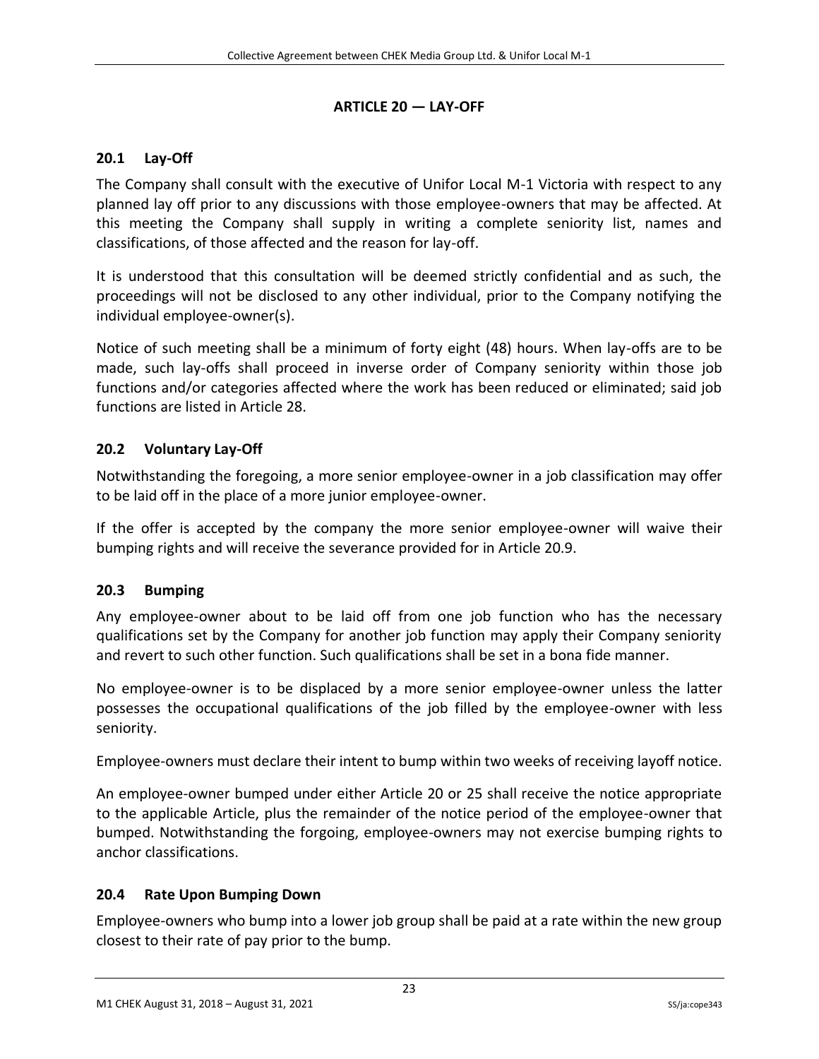# ARTICLE 20 — LAY-OFF

## 20.1 Lay-Off

The Company shall consult with the executive of Unifor Local M-1 Victoria with respect to any planned lay off prior to any discussions with those employee-owners that may be affected. At this meeting the Company shall supply in writing a complete seniority list, names and classifications, of those affected and the reason for lay-off.

It is understood that this consultation will be deemed strictly confidential and as such, the proceedings will not be disclosed to any other individual, prior to the Company notifying the individual employee-owner(s).

Notice of such meeting shall be a minimum of forty eight (48) hours. When lay-offs are to be made, such lay-offs shall proceed in inverse order of Company seniority within those job functions and/or categories affected where the work has been reduced or eliminated; said job functions are listed in Article 28.

## 20.2 Voluntary Lay-Off

Notwithstanding the foregoing, a more senior employee-owner in a job classification may offer to be laid off in the place of a more junior employee-owner.

If the offer is accepted by the company the more senior employee-owner will waive their bumping rights and will receive the severance provided for in Article 20.9.

## 20.3 Bumping

Any employee-owner about to be laid off from one job function who has the necessary qualifications set by the Company for another job function may apply their Company seniority and revert to such other function. Such qualifications shall be set in a bona fide manner.

No employee-owner is to be displaced by a more senior employee-owner unless the latter possesses the occupational qualifications of the job filled by the employee-owner with less seniority.

Employee-owners must declare their intent to bump within two weeks of receiving layoff notice.

An employee-owner bumped under either Article 20 or 25 shall receive the notice appropriate to the applicable Article, plus the remainder of the notice period of the employee-owner that bumped. Notwithstanding the forgoing, employee-owners may not exercise bumping rights to anchor classifications.

## 20.4 Rate Upon Bumping Down

Employee-owners who bump into a lower job group shall be paid at a rate within the new group closest to their rate of pay prior to the bump.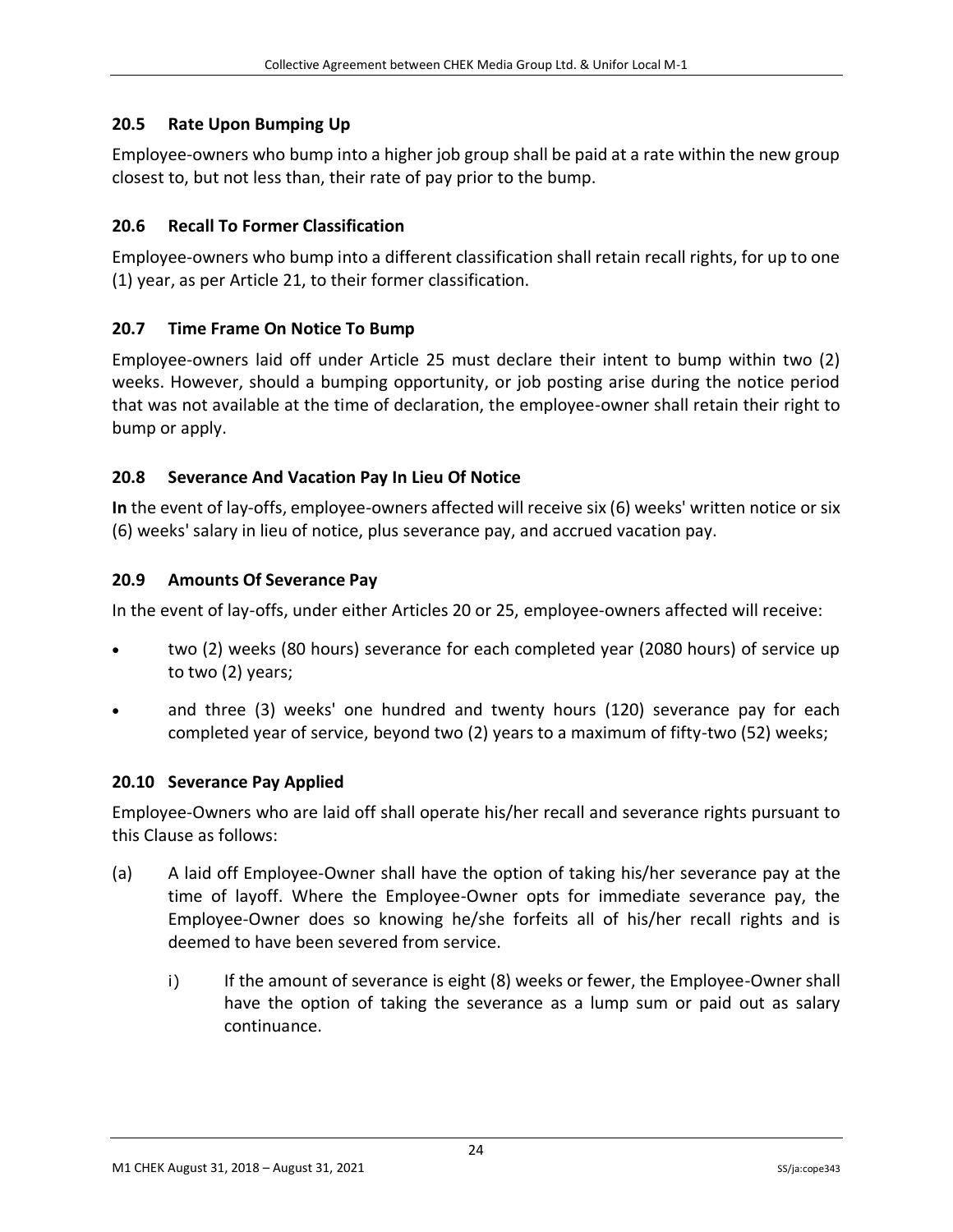### 20.5 Rate Upon Bumping Up

Employee-owners who bump into a higher job group shall be paid at a rate within the new group closest to, but not less than, their rate of pay prior to the bump.

### 20.6 Recall To Former Classification

Employee-owners who bump into a different classification shall retain recall rights, for up to one (1) year, as per Article 21, to their former classification.

### 20.7 Time Frame On Notice To Bump

Employee-owners laid off under Article 25 must declare their intent to bump within two (2) weeks. However, should a bumping opportunity, or job posting arise during the notice period that was not available at the time of declaration, the employee-owner shall retain their right to bump or apply.

### 20.8 Severance And Vacation Pay In Lieu Of Notice

**In** the event of lay-offs, employee-owners affected will receive six (6) weeks' written notice or six (6) weeks' salary in lieu of notice, plus severance pay, and accrued vacation pay.

### 20.9 Amounts Of Severance Pay

In the event of lay-offs, under either Articles 20 or 25, employee-owners affected will receive:

- two (2) weeks (80 hours) severance for each completed year (2080 hours) of service up to two (2) years;
- and three (3) weeks' one hundred and twenty hours (120) severance pay for each completed year of service, beyond two (2) years to a maximum of fifty-two (52) weeks;

### 20.10 Severance Pay Applied

Employee-Owners who are laid off shall operate his/her recall and severance rights pursuant to this Clause as follows:

(a) A laid off Employee-Owner shall have the option of taking his/her severance pay at the time of layoff. Where the Employee-Owner opts for immediate severance pay, the Employee-Owner does so knowing he/she forfeits all of his/her recall rights and is deemed to have been severed from service.

  i) If the amount of severance is eight (8) weeks or fewer, the Employee-Owner shall have the option of taking the severance as a lump sum or paid out as salary continuance.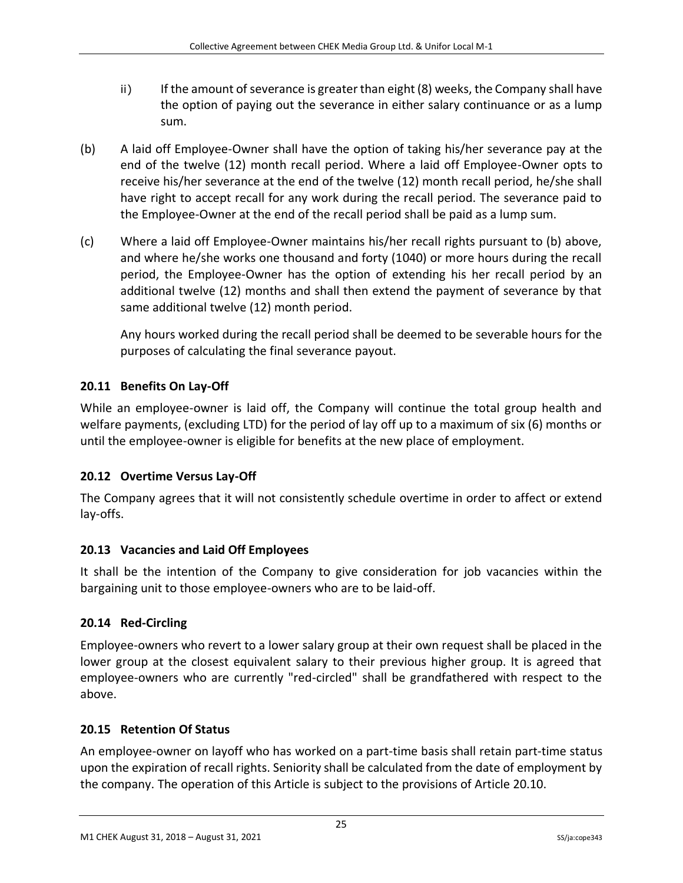ii) If the amount of severance is greater than eight (8) weeks, the Company shall have the option of paying out the severance in either salary continuance or as a lump sum.

(b) A laid off Employee-Owner shall have the option of taking his/her severance pay at the end of the twelve (12) month recall period. Where a laid off Employee-Owner opts to receive his/her severance at the end of the twelve (12) month recall period, he/she shall have right to accept recall for any work during the recall period. The severance paid to the Employee-Owner at the end of the recall period shall be paid as a lump sum.

(c) Where a laid off Employee-Owner maintains his/her recall rights pursuant to (b) above, and where he/she works one thousand and forty (1040) or more hours during the recall period, the Employee-Owner has the option of extending his her recall period by an additional twelve (12) months and shall then extend the payment of severance by that same additional twelve (12) month period.

Any hours worked during the recall period shall be deemed to be severable hours for the purposes of calculating the final severance payout.

### 20.11 Benefits On Lay-Off

While an employee-owner is laid off, the Company will continue the total group health and welfare payments, (excluding LTD) for the period of lay off up to a maximum of six (6) months or until the employee-owner is eligible for benefits at the new place of employment.

### 20.12 Overtime Versus Lay-Off

The Company agrees that it will not consistently schedule overtime in order to affect or extend lay-offs.

### 20.13 Vacancies and Laid Off Employees

It shall be the intention of the Company to give consideration for job vacancies within the bargaining unit to those employee-owners who are to be laid-off.

### 20.14 Red-Circling

Employee-owners who revert to a lower salary group at their own request shall be placed in the lower group at the closest equivalent salary to their previous higher group. It is agreed that employee-owners who are currently "red-circled" shall be grandfathered with respect to the above.

### 20.15 Retention Of Status

An employee-owner on layoff who has worked on a part-time basis shall retain part-time status upon the expiration of recall rights. Seniority shall be calculated from the date of employment by the company. The operation of this Article is subject to the provisions of Article 20.10.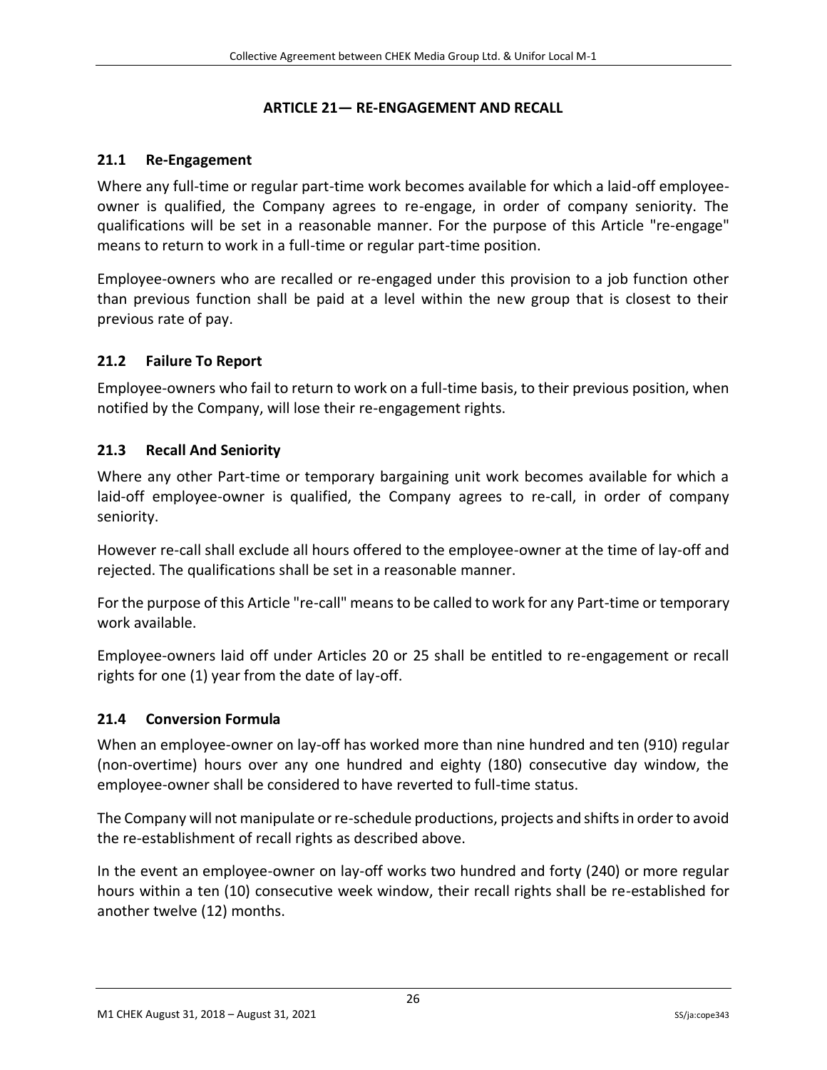## ARTICLE 21— RE-ENGAGEMENT AND RECALL

### 21.1 Re-Engagement

Where any full-time or regular part-time work becomes available for which a laid-off employee-owner is qualified, the Company agrees to re-engage, in order of company seniority. The qualifications will be set in a reasonable manner. For the purpose of this Article "re-engage" means to return to work in a full-time or regular part-time position.

Employee-owners who are recalled or re-engaged under this provision to a job function other than previous function shall be paid at a level within the new group that is closest to their previous rate of pay.

### 21.2 Failure To Report

Employee-owners who fail to return to work on a full-time basis, to their previous position, when notified by the Company, will lose their re-engagement rights.

### 21.3 Recall And Seniority

Where any other Part-time or temporary bargaining unit work becomes available for which a laid-off employee-owner is qualified, the Company agrees to re-call, in order of company seniority.

However re-call shall exclude all hours offered to the employee-owner at the time of lay-off and rejected. The qualifications shall be set in a reasonable manner.

For the purpose of this Article "re-call" means to be called to work for any Part-time or temporary work available.

Employee-owners laid off under Articles 20 or 25 shall be entitled to re-engagement or recall rights for one (1) year from the date of lay-off.

### 21.4 Conversion Formula

When an employee-owner on lay-off has worked more than nine hundred and ten (910) regular (non-overtime) hours over any one hundred and eighty (180) consecutive day window, the employee-owner shall be considered to have reverted to full-time status.

The Company will not manipulate or re-schedule productions, projects and shifts in order to avoid the re-establishment of recall rights as described above.

In the event an employee-owner on lay-off works two hundred and forty (240) or more regular hours within a ten (10) consecutive week window, their recall rights shall be re-established for another twelve (12) months.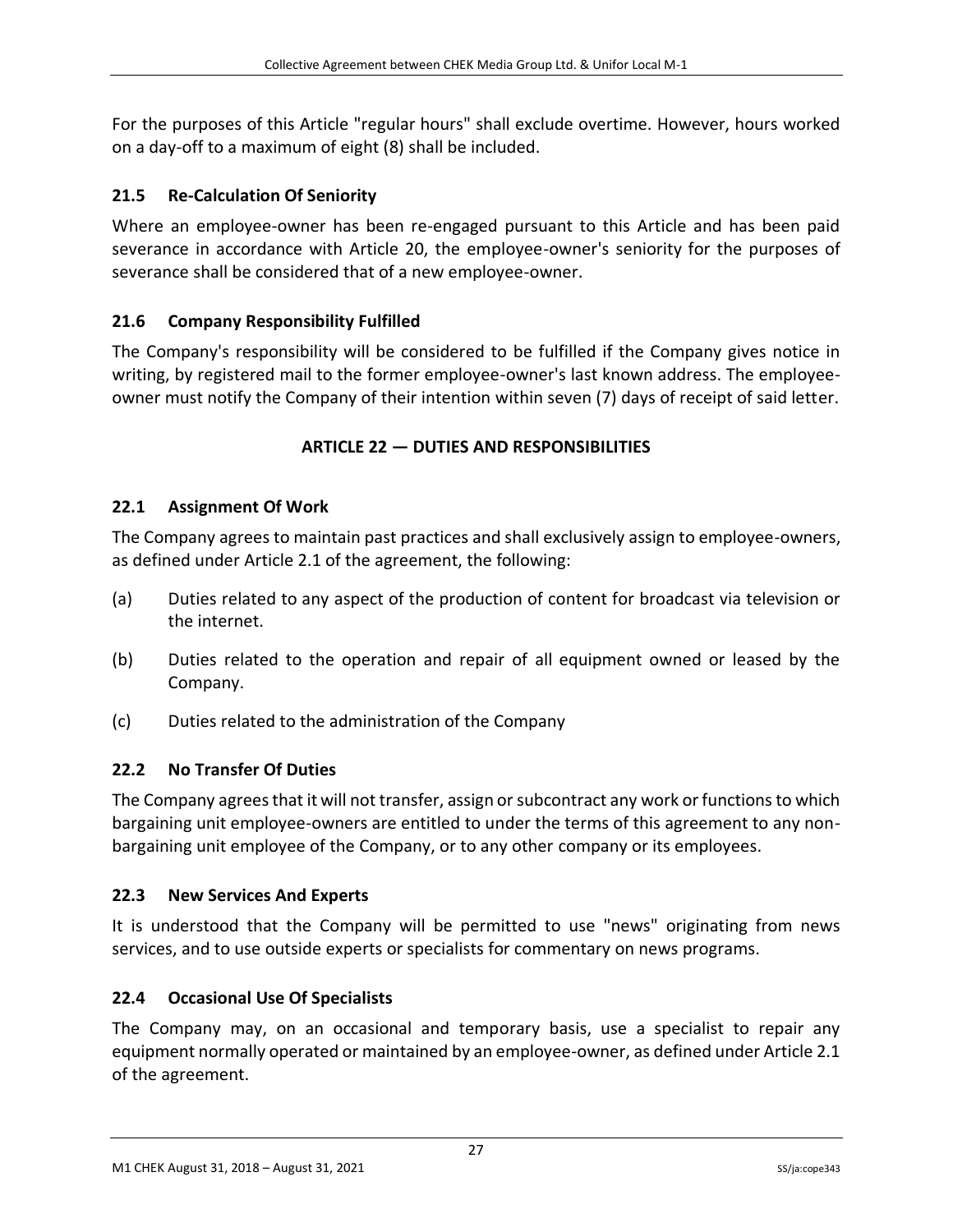For the purposes of this Article "regular hours" shall exclude overtime. However, hours worked on a day-off to a maximum of eight (8) shall be included.

### 21.5 Re-Calculation Of Seniority

Where an employee-owner has been re-engaged pursuant to this Article and has been paid severance in accordance with Article 20, the employee-owner's seniority for the purposes of severance shall be considered that of a new employee-owner.

### 21.6 Company Responsibility Fulfilled

The Company's responsibility will be considered to be fulfilled if the Company gives notice in writing, by registered mail to the former employee-owner's last known address. The employee-owner must notify the Company of their intention within seven (7) days of receipt of said letter.

## ARTICLE 22 — DUTIES AND RESPONSIBILITIES

### 22.1 Assignment Of Work

The Company agrees to maintain past practices and shall exclusively assign to employee-owners, as defined under Article 2.1 of the agreement, the following:

(a) Duties related to any aspect of the production of content for broadcast via television or the internet.

(b) Duties related to the operation and repair of all equipment owned or leased by the Company.

(c) Duties related to the administration of the Company

### 22.2 No Transfer Of Duties

The Company agrees that it will not transfer, assign or subcontract any work or functions to which bargaining unit employee-owners are entitled to under the terms of this agreement to any non-bargaining unit employee of the Company, or to any other company or its employees.

### 22.3 New Services And Experts

It is understood that the Company will be permitted to use "news" originating from news services, and to use outside experts or specialists for commentary on news programs.

### 22.4 Occasional Use Of Specialists

The Company may, on an occasional and temporary basis, use a specialist to repair any equipment normally operated or maintained by an employee-owner, as defined under Article 2.1 of the agreement.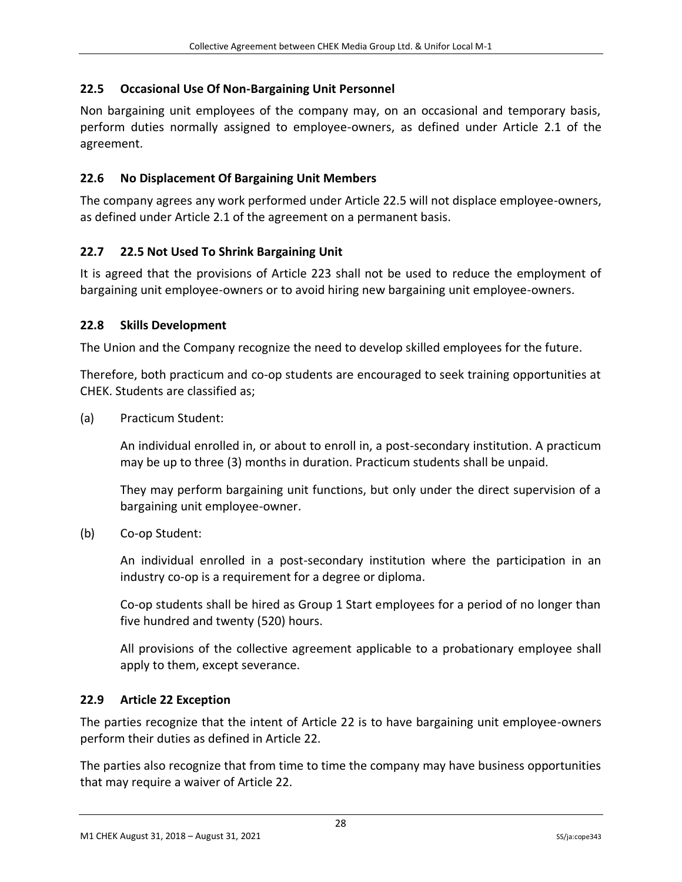### 22.5 Occasional Use Of Non-Bargaining Unit Personnel

Non bargaining unit employees of the company may, on an occasional and temporary basis, perform duties normally assigned to employee-owners, as defined under Article 2.1 of the agreement.

### 22.6 No Displacement Of Bargaining Unit Members

The company agrees any work performed under Article 22.5 will not displace employee-owners, as defined under Article 2.1 of the agreement on a permanent basis.

### 22.7 22.5 Not Used To Shrink Bargaining Unit

It is agreed that the provisions of Article 223 shall not be used to reduce the employment of bargaining unit employee-owners or to avoid hiring new bargaining unit employee-owners.

### 22.8 Skills Development

The Union and the Company recognize the need to develop skilled employees for the future.

Therefore, both practicum and co-op students are encouraged to seek training opportunities at CHEK. Students are classified as;

(a) Practicum Student:

An individual enrolled in, or about to enroll in, a post-secondary institution. A practicum may be up to three (3) months in duration. Practicum students shall be unpaid.

They may perform bargaining unit functions, but only under the direct supervision of a bargaining unit employee-owner.

(b) Co-op Student:

An individual enrolled in a post-secondary institution where the participation in an industry co-op is a requirement for a degree or diploma.

Co-op students shall be hired as Group 1 Start employees for a period of no longer than five hundred and twenty (520) hours.

All provisions of the collective agreement applicable to a probationary employee shall apply to them, except severance.

### 22.9 Article 22 Exception

The parties recognize that the intent of Article 22 is to have bargaining unit employee-owners perform their duties as defined in Article 22.

The parties also recognize that from time to time the company may have business opportunities that may require a waiver of Article 22.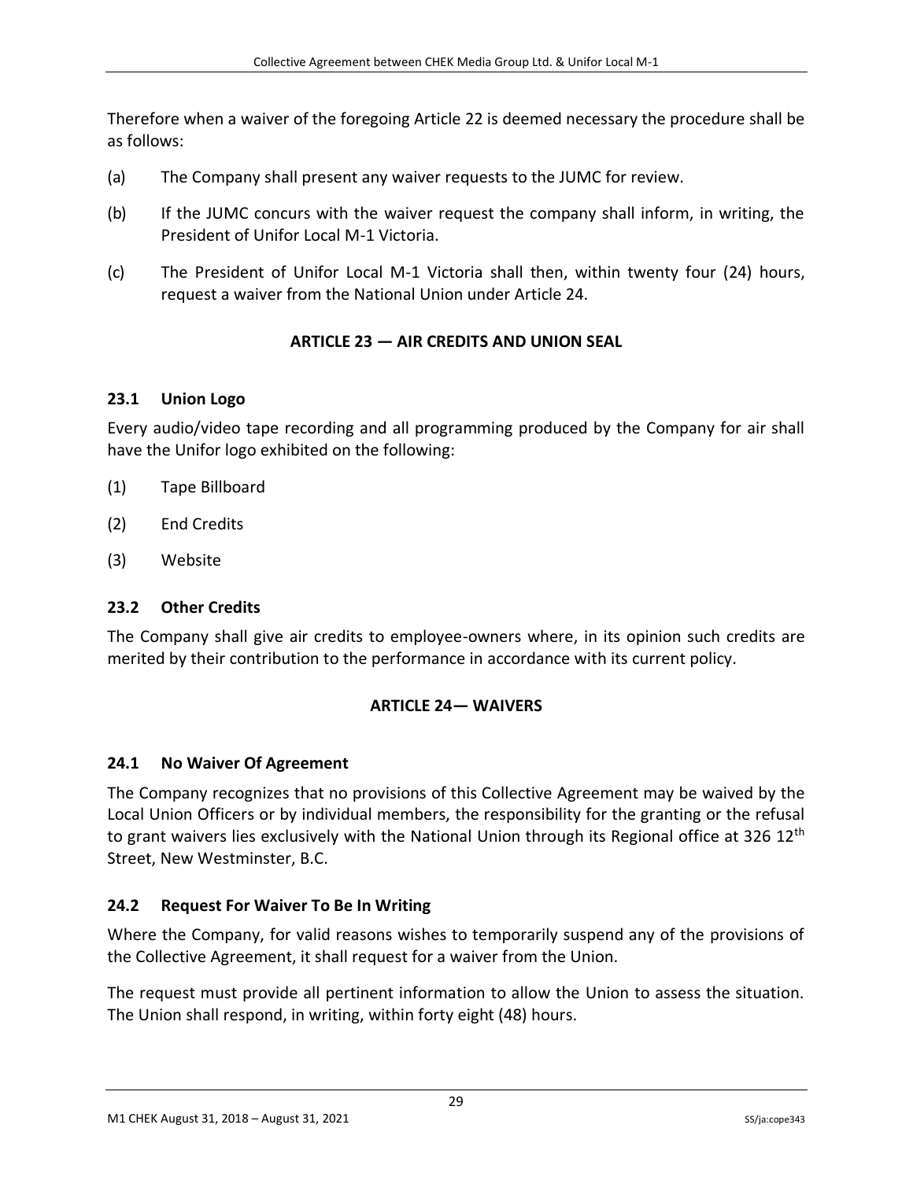Therefore when a waiver of the foregoing Article 22 is deemed necessary the procedure shall be as follows:

(a) The Company shall present any waiver requests to the JUMC for review.

(b) If the JUMC concurs with the waiver request the company shall inform, in writing, the President of Unifor Local M-1 Victoria.

(c) The President of Unifor Local M-1 Victoria shall then, within twenty four (24) hours, request a waiver from the National Union under Article 24.

## ARTICLE 23 — AIR CREDITS AND UNION SEAL

### 23.1 Union Logo

Every audio/video tape recording and all programming produced by the Company for air shall have the Unifor logo exhibited on the following:

(1) Tape Billboard

(2) End Credits

(3) Website

### 23.2 Other Credits

The Company shall give air credits to employee-owners where, in its opinion such credits are merited by their contribution to the performance in accordance with its current policy.

## ARTICLE 24— WAIVERS

### 24.1 No Waiver Of Agreement

The Company recognizes that no provisions of this Collective Agreement may be waived by the Local Union Officers or by individual members, the responsibility for the granting or the refusal to grant waivers lies exclusively with the National Union through its Regional office at 326 12th Street, New Westminster, B.C.

### 24.2 Request For Waiver To Be In Writing

Where the Company, for valid reasons wishes to temporarily suspend any of the provisions of the Collective Agreement, it shall request for a waiver from the Union.

The request must provide all pertinent information to allow the Union to assess the situation. The Union shall respond, in writing, within forty eight (48) hours.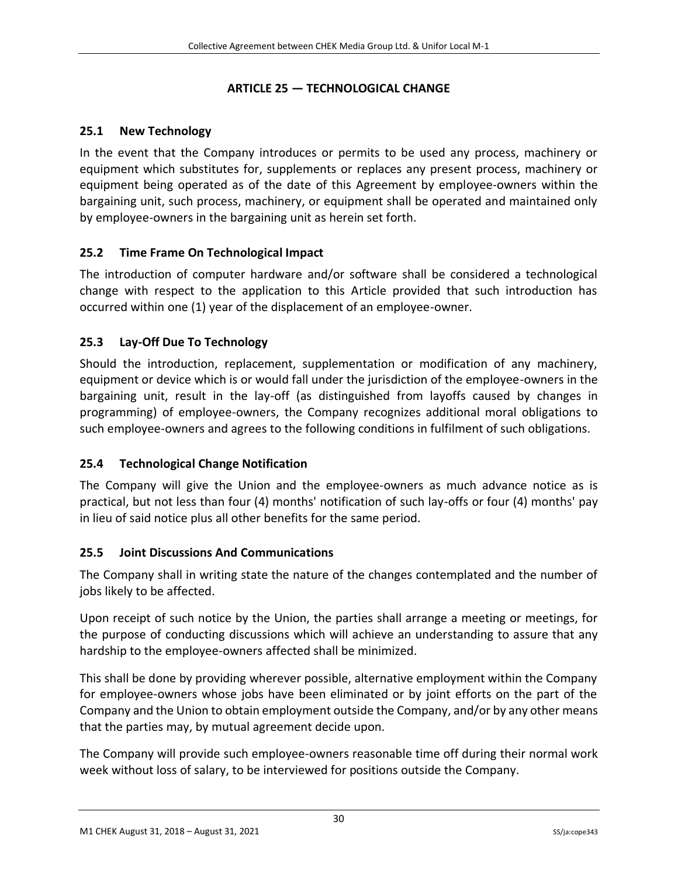## ARTICLE 25 — TECHNOLOGICAL CHANGE

### 25.1 New Technology

In the event that the Company introduces or permits to be used any process, machinery or equipment which substitutes for, supplements or replaces any present process, machinery or equipment being operated as of the date of this Agreement by employee-owners within the bargaining unit, such process, machinery, or equipment shall be operated and maintained only by employee-owners in the bargaining unit as herein set forth.

### 25.2 Time Frame On Technological Impact

The introduction of computer hardware and/or software shall be considered a technological change with respect to the application to this Article provided that such introduction has occurred within one (1) year of the displacement of an employee-owner.

### 25.3 Lay-Off Due To Technology

Should the introduction, replacement, supplementation or modification of any machinery, equipment or device which is or would fall under the jurisdiction of the employee-owners in the bargaining unit, result in the lay-off (as distinguished from layoffs caused by changes in programming) of employee-owners, the Company recognizes additional moral obligations to such employee-owners and agrees to the following conditions in fulfilment of such obligations.

### 25.4 Technological Change Notification

The Company will give the Union and the employee-owners as much advance notice as is practical, but not less than four (4) months' notification of such lay-offs or four (4) months' pay in lieu of said notice plus all other benefits for the same period.

### 25.5 Joint Discussions And Communications

The Company shall in writing state the nature of the changes contemplated and the number of jobs likely to be affected.

Upon receipt of such notice by the Union, the parties shall arrange a meeting or meetings, for the purpose of conducting discussions which will achieve an understanding to assure that any hardship to the employee-owners affected shall be minimized.

This shall be done by providing wherever possible, alternative employment within the Company for employee-owners whose jobs have been eliminated or by joint efforts on the part of the Company and the Union to obtain employment outside the Company, and/or by any other means that the parties may, by mutual agreement decide upon.

The Company will provide such employee-owners reasonable time off during their normal work week without loss of salary, to be interviewed for positions outside the Company.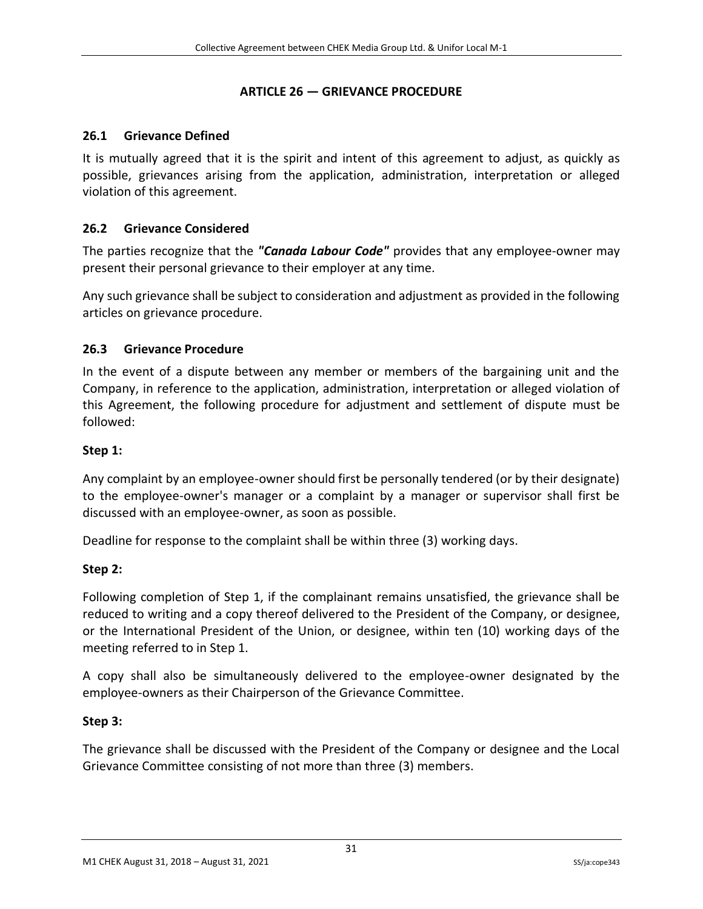## ARTICLE 26 — GRIEVANCE PROCEDURE

### 26.1 Grievance Defined

It is mutually agreed that it is the spirit and intent of this agreement to adjust, as quickly as possible, grievances arising from the application, administration, interpretation or alleged violation of this agreement.

### 26.2 Grievance Considered

The parties recognize that the ***"Canada Labour Code"*** provides that any employee-owner may present their personal grievance to their employer at any time.

Any such grievance shall be subject to consideration and adjustment as provided in the following articles on grievance procedure.

### 26.3 Grievance Procedure

In the event of a dispute between any member or members of the bargaining unit and the Company, in reference to the application, administration, interpretation or alleged violation of this Agreement, the following procedure for adjustment and settlement of dispute must be followed:

**Step 1:**

Any complaint by an employee-owner should first be personally tendered (or by their designate) to the employee-owner's manager or a complaint by a manager or supervisor shall first be discussed with an employee-owner, as soon as possible.

Deadline for response to the complaint shall be within three (3) working days.

**Step 2:**

Following completion of Step 1, if the complainant remains unsatisfied, the grievance shall be reduced to writing and a copy thereof delivered to the President of the Company, or designee, or the International President of the Union, or designee, within ten (10) working days of the meeting referred to in Step 1.

A copy shall also be simultaneously delivered to the employee-owner designated by the employee-owners as their Chairperson of the Grievance Committee.

**Step 3:**

The grievance shall be discussed with the President of the Company or designee and the Local Grievance Committee consisting of not more than three (3) members.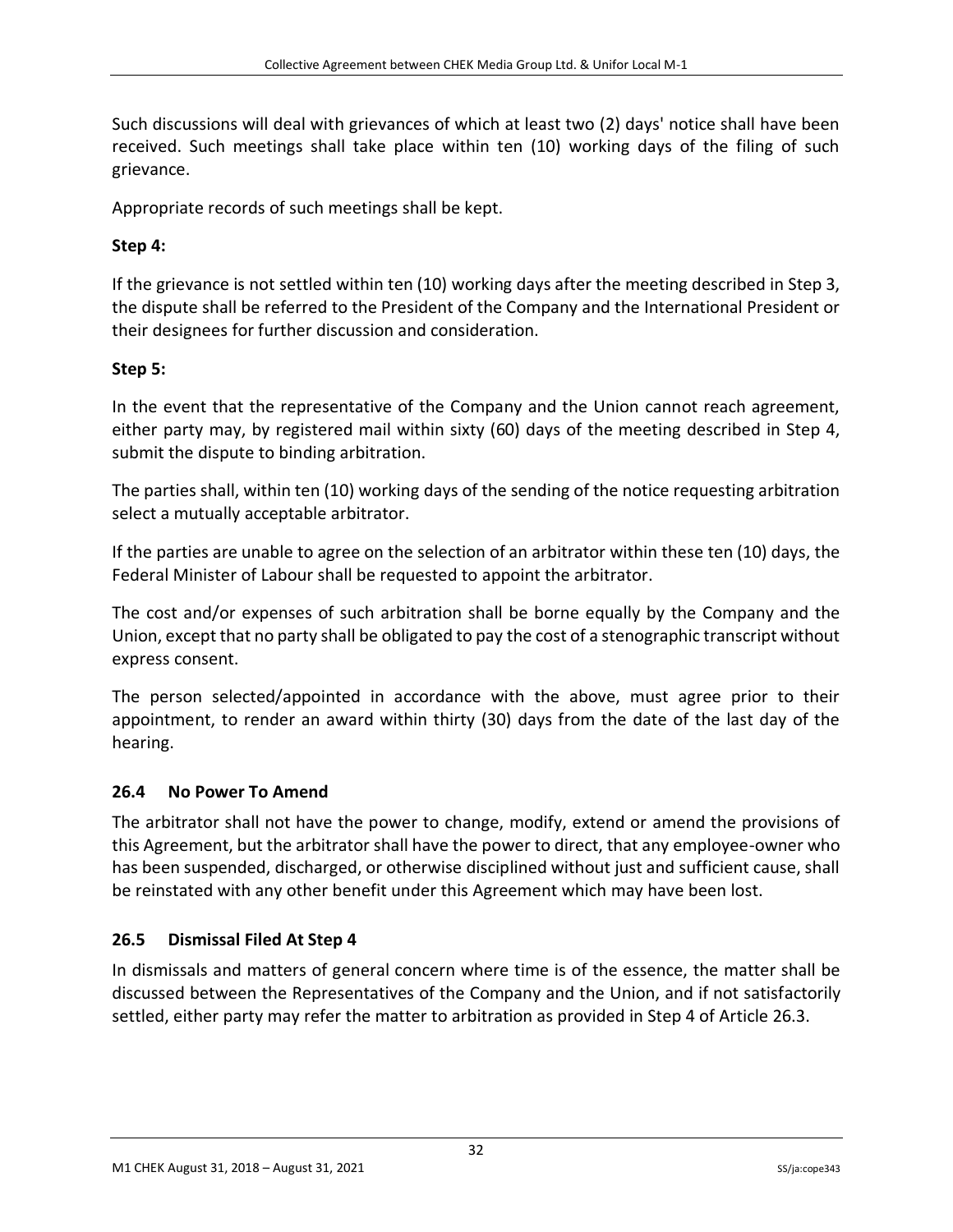Such discussions will deal with grievances of which at least two (2) days' notice shall have been received. Such meetings shall take place within ten (10) working days of the filing of such grievance.

Appropriate records of such meetings shall be kept.

**Step 4:**

If the grievance is not settled within ten (10) working days after the meeting described in Step 3, the dispute shall be referred to the President of the Company and the International President or their designees for further discussion and consideration.

**Step 5:**

In the event that the representative of the Company and the Union cannot reach agreement, either party may, by registered mail within sixty (60) days of the meeting described in Step 4, submit the dispute to binding arbitration.

The parties shall, within ten (10) working days of the sending of the notice requesting arbitration select a mutually acceptable arbitrator.

If the parties are unable to agree on the selection of an arbitrator within these ten (10) days, the Federal Minister of Labour shall be requested to appoint the arbitrator.

The cost and/or expenses of such arbitration shall be borne equally by the Company and the Union, except that no party shall be obligated to pay the cost of a stenographic transcript without express consent.

The person selected/appointed in accordance with the above, must agree prior to their appointment, to render an award within thirty (30) days from the date of the last day of the hearing.

## 26.4 No Power To Amend

The arbitrator shall not have the power to change, modify, extend or amend the provisions of this Agreement, but the arbitrator shall have the power to direct, that any employee-owner who has been suspended, discharged, or otherwise disciplined without just and sufficient cause, shall be reinstated with any other benefit under this Agreement which may have been lost.

## 26.5 Dismissal Filed At Step 4

In dismissals and matters of general concern where time is of the essence, the matter shall be discussed between the Representatives of the Company and the Union, and if not satisfactorily settled, either party may refer the matter to arbitration as provided in Step 4 of Article 26.3.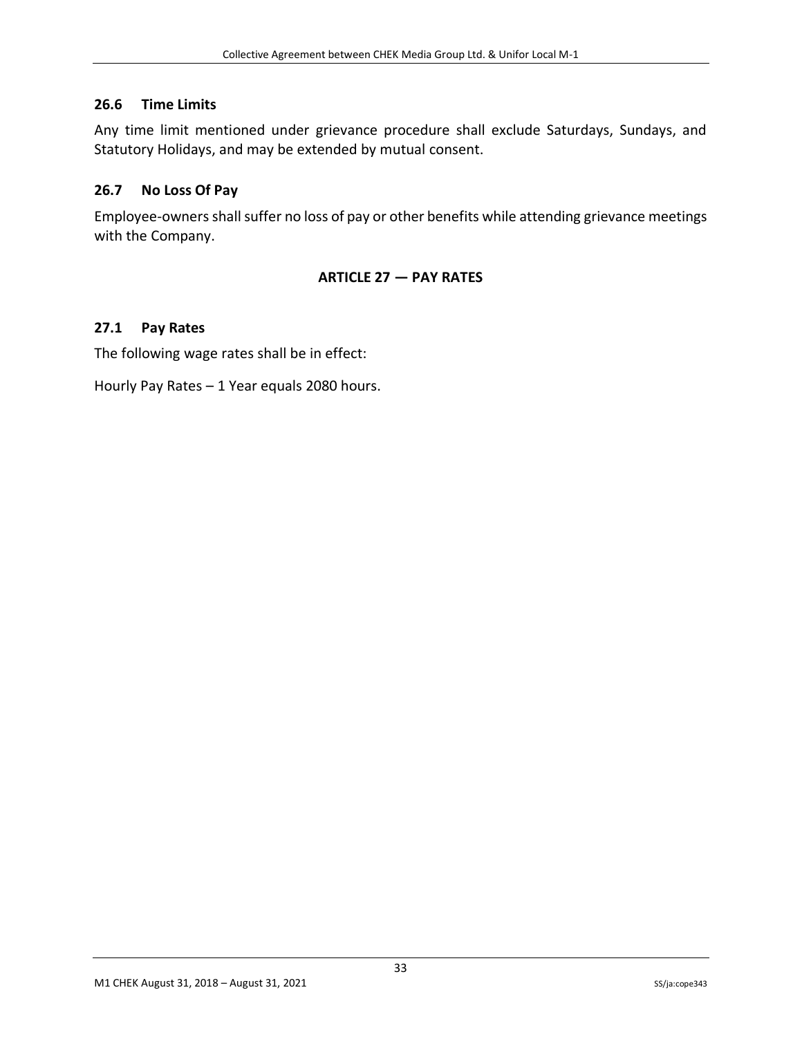### 26.6 Time Limits

Any time limit mentioned under grievance procedure shall exclude Saturdays, Sundays, and Statutory Holidays, and may be extended by mutual consent.

### 26.7 No Loss Of Pay

Employee-owners shall suffer no loss of pay or other benefits while attending grievance meetings with the Company.

## ARTICLE 27 — PAY RATES

### 27.1 Pay Rates

The following wage rates shall be in effect:

Hourly Pay Rates – 1 Year equals 2080 hours.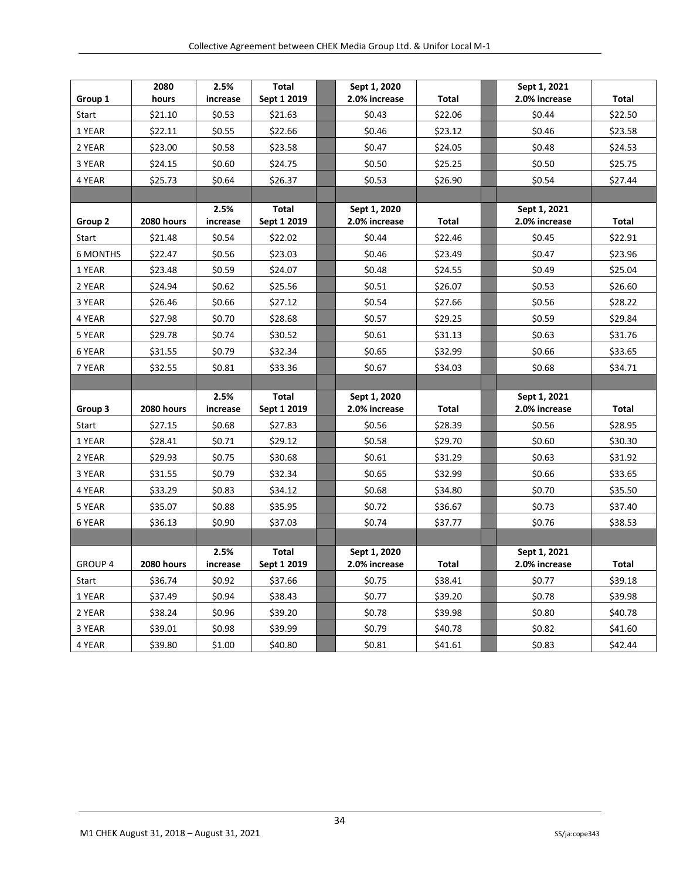| Group 1 | 2080 hours | 2.5% increase | Total Sept 1 2019 | | Sept 1, 2020 2.0% increase | Total | | Sept 1, 2021 2.0% increase | Total |
|---|---|---|---|---|---|---|---|---|---|
| Start | $21.10 | $0.53 | $21.63 | | $0.43 | $22.06 | | $0.44 | $22.50 |
| 1 YEAR | $22.11 | $0.55 | $22.66 | | $0.46 | $23.12 | | $0.46 | $23.58 |
| 2 YEAR | $23.00 | $0.58 | $23.58 | | $0.47 | $24.05 | | $0.48 | $24.53 |
| 3 YEAR | $24.15 | $0.60 | $24.75 | | $0.50 | $25.25 | | $0.50 | $25.75 |
| 4 YEAR | $25.73 | $0.64 | $26.37 | | $0.53 | $26.90 | | $0.54 | $27.44 |
| | | | | | | | | | |
| Group 2 | 2080 hours | 2.5% increase | Total Sept 1 2019 | | Sept 1, 2020 2.0% increase | Total | | Sept 1, 2021 2.0% increase | Total |
| Start | $21.48 | $0.54 | $22.02 | | $0.44 | $22.46 | | $0.45 | $22.91 |
| 6 MONTHS | $22.47 | $0.56 | $23.03 | | $0.46 | $23.49 | | $0.47 | $23.96 |
| 1 YEAR | $23.48 | $0.59 | $24.07 | | $0.48 | $24.55 | | $0.49 | $25.04 |
| 2 YEAR | $24.94 | $0.62 | $25.56 | | $0.51 | $26.07 | | $0.53 | $26.60 |
| 3 YEAR | $26.46 | $0.66 | $27.12 | | $0.54 | $27.66 | | $0.56 | $28.22 |
| 4 YEAR | $27.98 | $0.70 | $28.68 | | $0.57 | $29.25 | | $0.59 | $29.84 |
| 5 YEAR | $29.78 | $0.74 | $30.52 | | $0.61 | $31.13 | | $0.63 | $31.76 |
| 6 YEAR | $31.55 | $0.79 | $32.34 | | $0.65 | $32.99 | | $0.66 | $33.65 |
| 7 YEAR | $32.55 | $0.81 | $33.36 | | $0.67 | $34.03 | | $0.68 | $34.71 |
| | | | | | | | | | |
| Group 3 | 2080 hours | 2.5% increase | Total Sept 1 2019 | | Sept 1, 2020 2.0% increase | Total | | Sept 1, 2021 2.0% increase | Total |
| Start | $27.15 | $0.68 | $27.83 | | $0.56 | $28.39 | | $0.56 | $28.95 |
| 1 YEAR | $28.41 | $0.71 | $29.12 | | $0.58 | $29.70 | | $0.60 | $30.30 |
| 2 YEAR | $29.93 | $0.75 | $30.68 | | $0.61 | $31.29 | | $0.63 | $31.92 |
| 3 YEAR | $31.55 | $0.79 | $32.34 | | $0.65 | $32.99 | | $0.66 | $33.65 |
| 4 YEAR | $33.29 | $0.83 | $34.12 | | $0.68 | $34.80 | | $0.70 | $35.50 |
| 5 YEAR | $35.07 | $0.88 | $35.95 | | $0.72 | $36.67 | | $0.73 | $37.40 |
| 6 YEAR | $36.13 | $0.90 | $37.03 | | $0.74 | $37.77 | | $0.76 | $38.53 |
| | | | | | | | | | |
| GROUP 4 | 2080 hours | 2.5% increase | Total Sept 1 2019 | | Sept 1, 2020 2.0% increase | Total | | Sept 1, 2021 2.0% increase | Total |
| Start | $36.74 | $0.92 | $37.66 | | $0.75 | $38.41 | | $0.77 | $39.18 |
| 1 YEAR | $37.49 | $0.94 | $38.43 | | $0.77 | $39.20 | | $0.78 | $39.98 |
| 2 YEAR | $38.24 | $0.96 | $39.20 | | $0.78 | $39.98 | | $0.80 | $40.78 |
| 3 YEAR | $39.01 | $0.98 | $39.99 | | $0.79 | $40.78 | | $0.82 | $41.60 |
| 4 YEAR | $39.80 | $1.00 | $40.80 | | $0.81 | $41.61 | | $0.83 | $42.44 |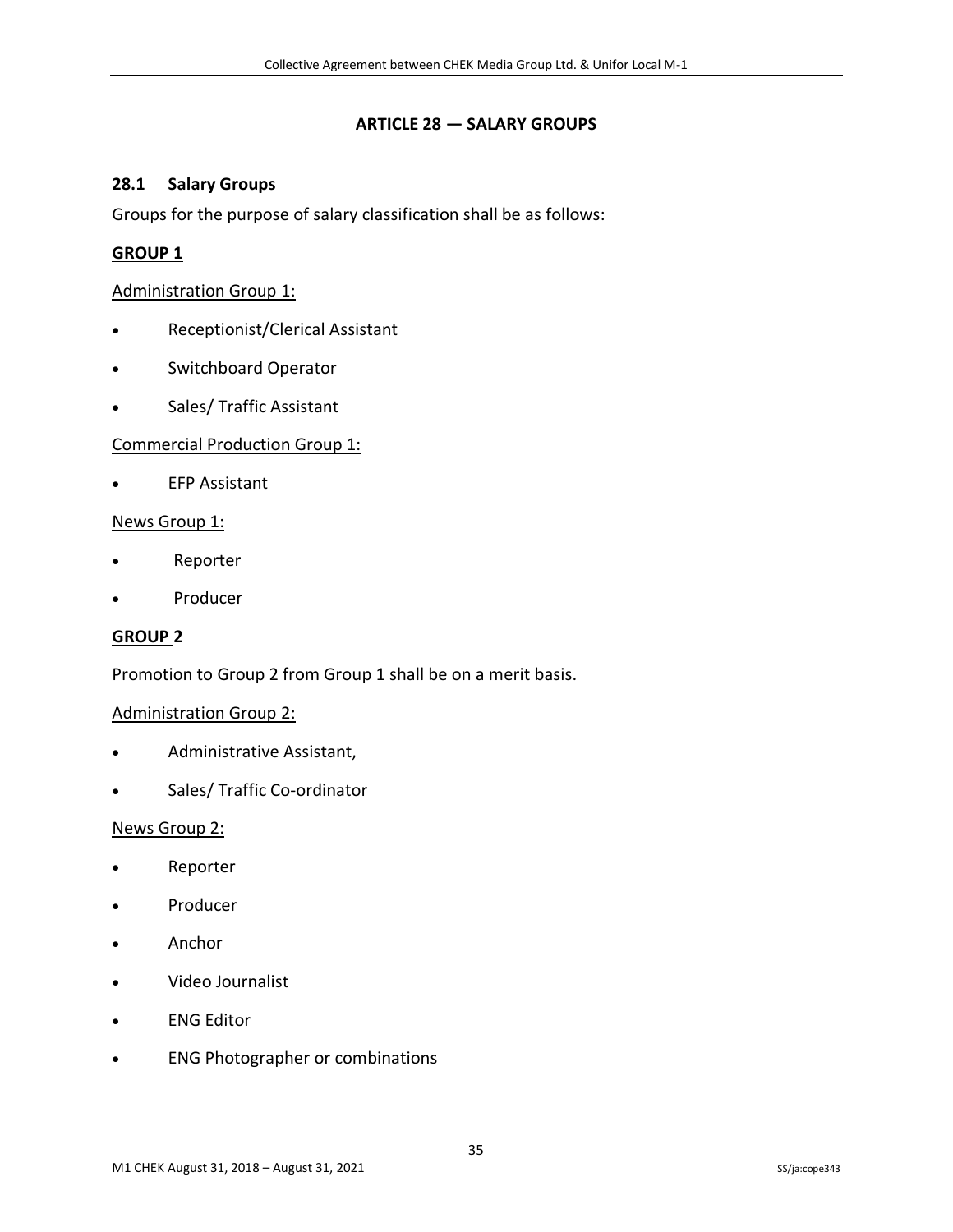## ARTICLE 28 — SALARY GROUPS

### 28.1 Salary Groups

Groups for the purpose of salary classification shall be as follows:

**GROUP 1**

Administration Group 1:

- Receptionist/Clerical Assistant
- Switchboard Operator
- Sales/ Traffic Assistant

Commercial Production Group 1:

- EFP Assistant

News Group 1:

- Reporter
- Producer

**GROUP 2**

Promotion to Group 2 from Group 1 shall be on a merit basis.

Administration Group 2:

- Administrative Assistant,
- Sales/ Traffic Co-ordinator

News Group 2:

- Reporter
- Producer
- Anchor
- Video Journalist
- ENG Editor
- ENG Photographer or combinations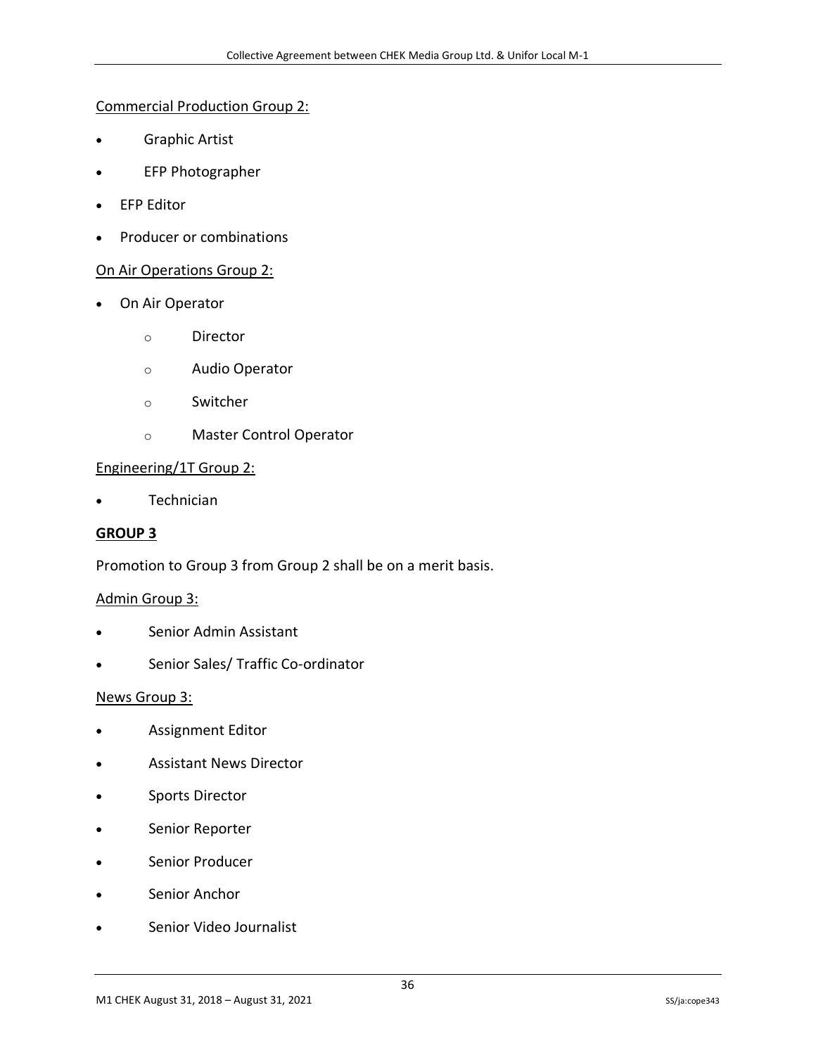Commercial Production Group 2:

- Graphic Artist
- EFP Photographer
- EFP Editor
- Producer or combinations

On Air Operations Group 2:

- On Air Operator
  - Director
  - Audio Operator
  - Switcher
  - Master Control Operator

Engineering/1T Group 2:

- Technician

**GROUP 3**

Promotion to Group 3 from Group 2 shall be on a merit basis.

Admin Group 3:

- Senior Admin Assistant
- Senior Sales/ Traffic Co-ordinator

News Group 3:

- Assignment Editor
- Assistant News Director
- Sports Director
- Senior Reporter
- Senior Producer
- Senior Anchor
- Senior Video Journalist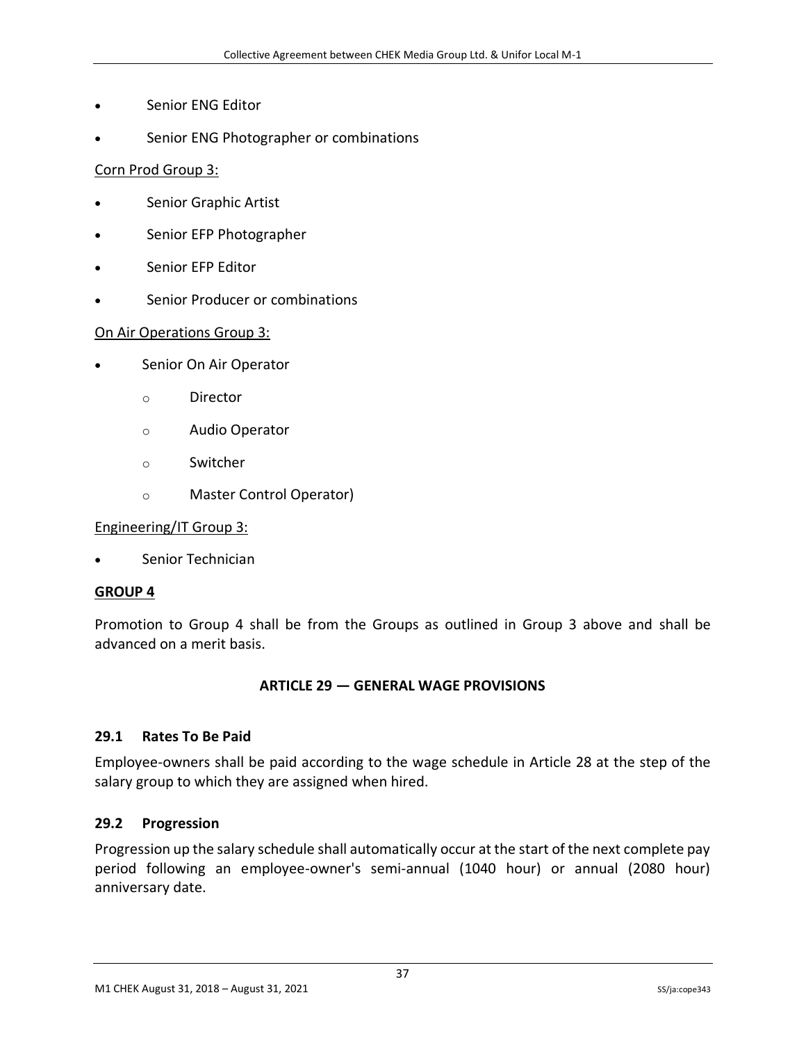- Senior ENG Editor
- Senior ENG Photographer or combinations

Corn Prod Group 3:

- Senior Graphic Artist
- Senior EFP Photographer
- Senior EFP Editor
- Senior Producer or combinations

On Air Operations Group 3:

- Senior On Air Operator
  - Director
  - Audio Operator
  - Switcher
  - Master Control Operator)

Engineering/IT Group 3:

- Senior Technician

**GROUP 4**

Promotion to Group 4 shall be from the Groups as outlined in Group 3 above and shall be advanced on a merit basis.

## ARTICLE 29 — GENERAL WAGE PROVISIONS

### 29.1 Rates To Be Paid

Employee-owners shall be paid according to the wage schedule in Article 28 at the step of the salary group to which they are assigned when hired.

### 29.2 Progression

Progression up the salary schedule shall automatically occur at the start of the next complete pay period following an employee-owner's semi-annual (1040 hour) or annual (2080 hour) anniversary date.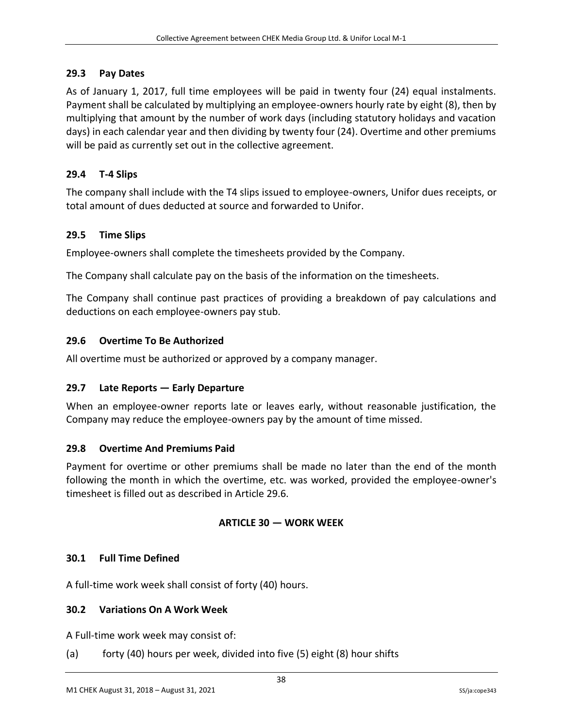### 29.3 Pay Dates

As of January 1, 2017, full time employees will be paid in twenty four (24) equal instalments. Payment shall be calculated by multiplying an employee-owners hourly rate by eight (8), then by multiplying that amount by the number of work days (including statutory holidays and vacation days) in each calendar year and then dividing by twenty four (24). Overtime and other premiums will be paid as currently set out in the collective agreement.

### 29.4 T-4 Slips

The company shall include with the T4 slips issued to employee-owners, Unifor dues receipts, or total amount of dues deducted at source and forwarded to Unifor.

### 29.5 Time Slips

Employee-owners shall complete the timesheets provided by the Company.

The Company shall calculate pay on the basis of the information on the timesheets.

The Company shall continue past practices of providing a breakdown of pay calculations and deductions on each employee-owners pay stub.

### 29.6 Overtime To Be Authorized

All overtime must be authorized or approved by a company manager.

### 29.7 Late Reports — Early Departure

When an employee-owner reports late or leaves early, without reasonable justification, the Company may reduce the employee-owners pay by the amount of time missed.

### 29.8 Overtime And Premiums Paid

Payment for overtime or other premiums shall be made no later than the end of the month following the month in which the overtime, etc. was worked, provided the employee-owner's timesheet is filled out as described in Article 29.6.

## ARTICLE 30 — WORK WEEK

### 30.1 Full Time Defined

A full-time work week shall consist of forty (40) hours.

### 30.2 Variations On A Work Week

A Full-time work week may consist of:

(a) forty (40) hours per week, divided into five (5) eight (8) hour shifts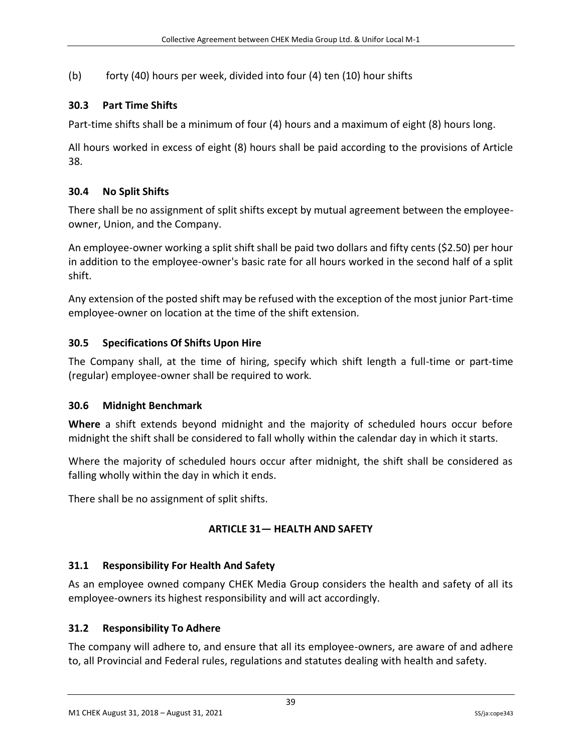(b) forty (40) hours per week, divided into four (4) ten (10) hour shifts

### 30.3 Part Time Shifts

Part-time shifts shall be a minimum of four (4) hours and a maximum of eight (8) hours long.

All hours worked in excess of eight (8) hours shall be paid according to the provisions of Article 38.

### 30.4 No Split Shifts

There shall be no assignment of split shifts except by mutual agreement between the employee-owner, Union, and the Company.

An employee-owner working a split shift shall be paid two dollars and fifty cents ($2.50) per hour in addition to the employee-owner's basic rate for all hours worked in the second half of a split shift.

Any extension of the posted shift may be refused with the exception of the most junior Part-time employee-owner on location at the time of the shift extension.

### 30.5 Specifications Of Shifts Upon Hire

The Company shall, at the time of hiring, specify which shift length a full-time or part-time (regular) employee-owner shall be required to work.

### 30.6 Midnight Benchmark

**Where** a shift extends beyond midnight and the majority of scheduled hours occur before midnight the shift shall be considered to fall wholly within the calendar day in which it starts.

Where the majority of scheduled hours occur after midnight, the shift shall be considered as falling wholly within the day in which it ends.

There shall be no assignment of split shifts.

## ARTICLE 31— HEALTH AND SAFETY

### 31.1 Responsibility For Health And Safety

As an employee owned company CHEK Media Group considers the health and safety of all its employee-owners its highest responsibility and will act accordingly.

### 31.2 Responsibility To Adhere

The company will adhere to, and ensure that all its employee-owners, are aware of and adhere to, all Provincial and Federal rules, regulations and statutes dealing with health and safety.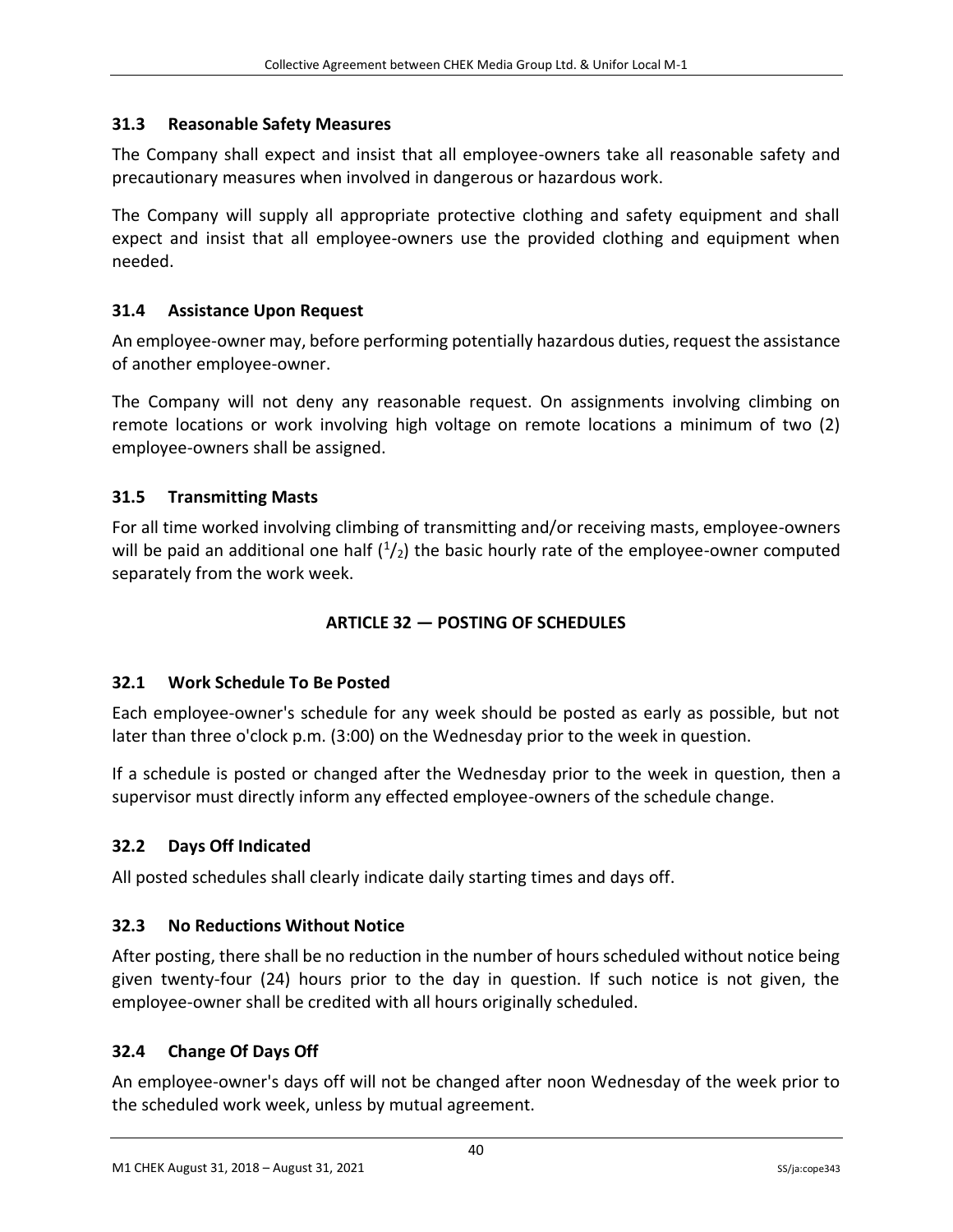### 31.3 Reasonable Safety Measures

The Company shall expect and insist that all employee-owners take all reasonable safety and precautionary measures when involved in dangerous or hazardous work.

The Company will supply all appropriate protective clothing and safety equipment and shall expect and insist that all employee-owners use the provided clothing and equipment when needed.

### 31.4 Assistance Upon Request

An employee-owner may, before performing potentially hazardous duties, request the assistance of another employee-owner.

The Company will not deny any reasonable request. On assignments involving climbing on remote locations or work involving high voltage on remote locations a minimum of two (2) employee-owners shall be assigned.

### 31.5 Transmitting Masts

For all time worked involving climbing of transmitting and/or receiving masts, employee-owners will be paid an additional one half ($^1/_2$) the basic hourly rate of the employee-owner computed separately from the work week.

## ARTICLE 32 — POSTING OF SCHEDULES

### 32.1 Work Schedule To Be Posted

Each employee-owner's schedule for any week should be posted as early as possible, but not later than three o'clock p.m. (3:00) on the Wednesday prior to the week in question.

If a schedule is posted or changed after the Wednesday prior to the week in question, then a supervisor must directly inform any effected employee-owners of the schedule change.

### 32.2 Days Off Indicated

All posted schedules shall clearly indicate daily starting times and days off.

### 32.3 No Reductions Without Notice

After posting, there shall be no reduction in the number of hours scheduled without notice being given twenty-four (24) hours prior to the day in question. If such notice is not given, the employee-owner shall be credited with all hours originally scheduled.

### 32.4 Change Of Days Off

An employee-owner's days off will not be changed after noon Wednesday of the week prior to the scheduled work week, unless by mutual agreement.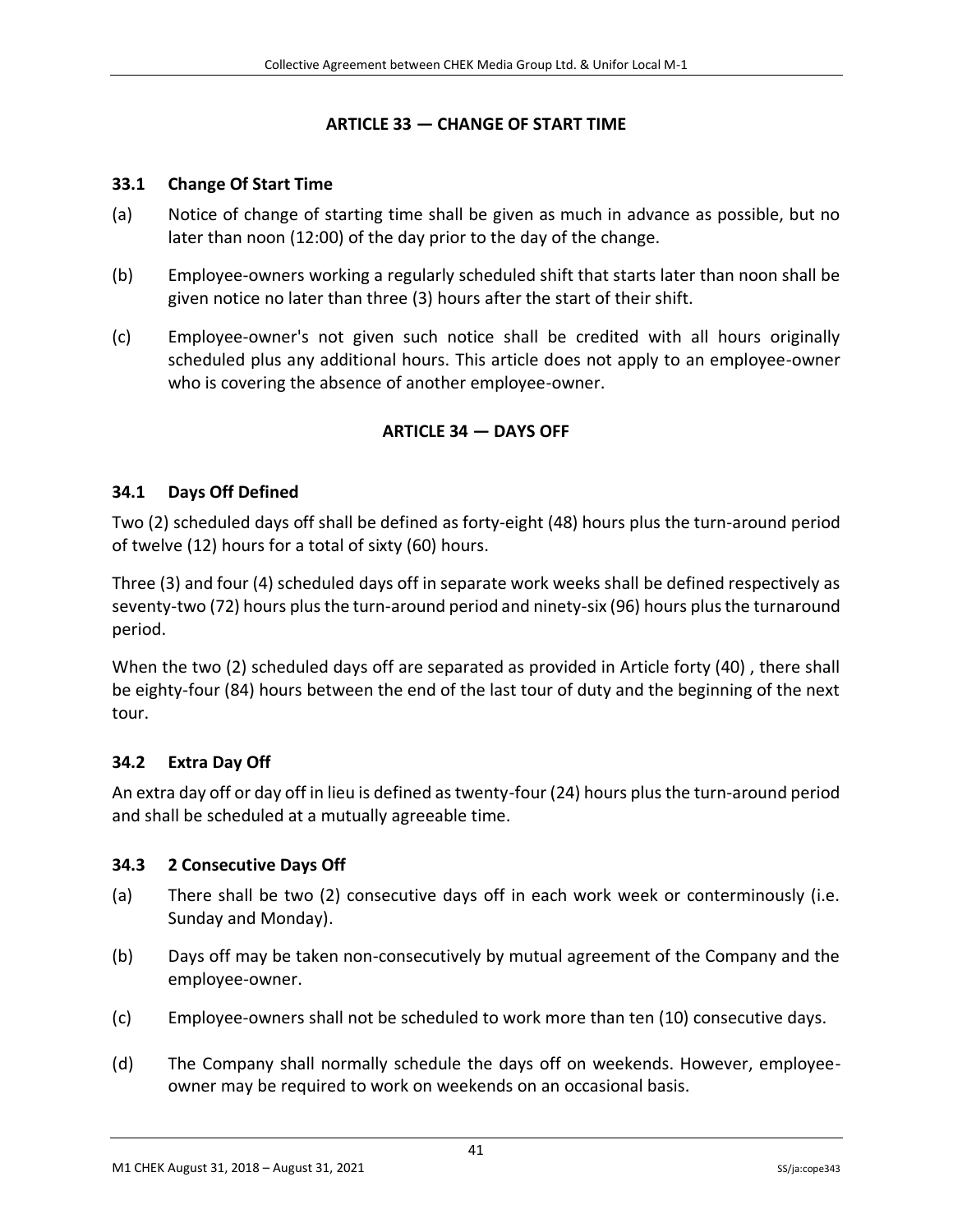## ARTICLE 33 — CHANGE OF START TIME

### 33.1 Change Of Start Time

(a) Notice of change of starting time shall be given as much in advance as possible, but no later than noon (12:00) of the day prior to the day of the change.

(b) Employee-owners working a regularly scheduled shift that starts later than noon shall be given notice no later than three (3) hours after the start of their shift.

(c) Employee-owner's not given such notice shall be credited with all hours originally scheduled plus any additional hours. This article does not apply to an employee-owner who is covering the absence of another employee-owner.

## ARTICLE 34 — DAYS OFF

### 34.1 Days Off Defined

Two (2) scheduled days off shall be defined as forty-eight (48) hours plus the turn-around period of twelve (12) hours for a total of sixty (60) hours.

Three (3) and four (4) scheduled days off in separate work weeks shall be defined respectively as seventy-two (72) hours plus the turn-around period and ninety-six (96) hours plus the turnaround period.

When the two (2) scheduled days off are separated as provided in Article forty (40) , there shall be eighty-four (84) hours between the end of the last tour of duty and the beginning of the next tour.

### 34.2 Extra Day Off

An extra day off or day off in lieu is defined as twenty-four (24) hours plus the turn-around period and shall be scheduled at a mutually agreeable time.

### 34.3 2 Consecutive Days Off

(a) There shall be two (2) consecutive days off in each work week or conterminously (i.e. Sunday and Monday).

(b) Days off may be taken non-consecutively by mutual agreement of the Company and the employee-owner.

(c) Employee-owners shall not be scheduled to work more than ten (10) consecutive days.

(d) The Company shall normally schedule the days off on weekends. However, employee-owner may be required to work on weekends on an occasional basis.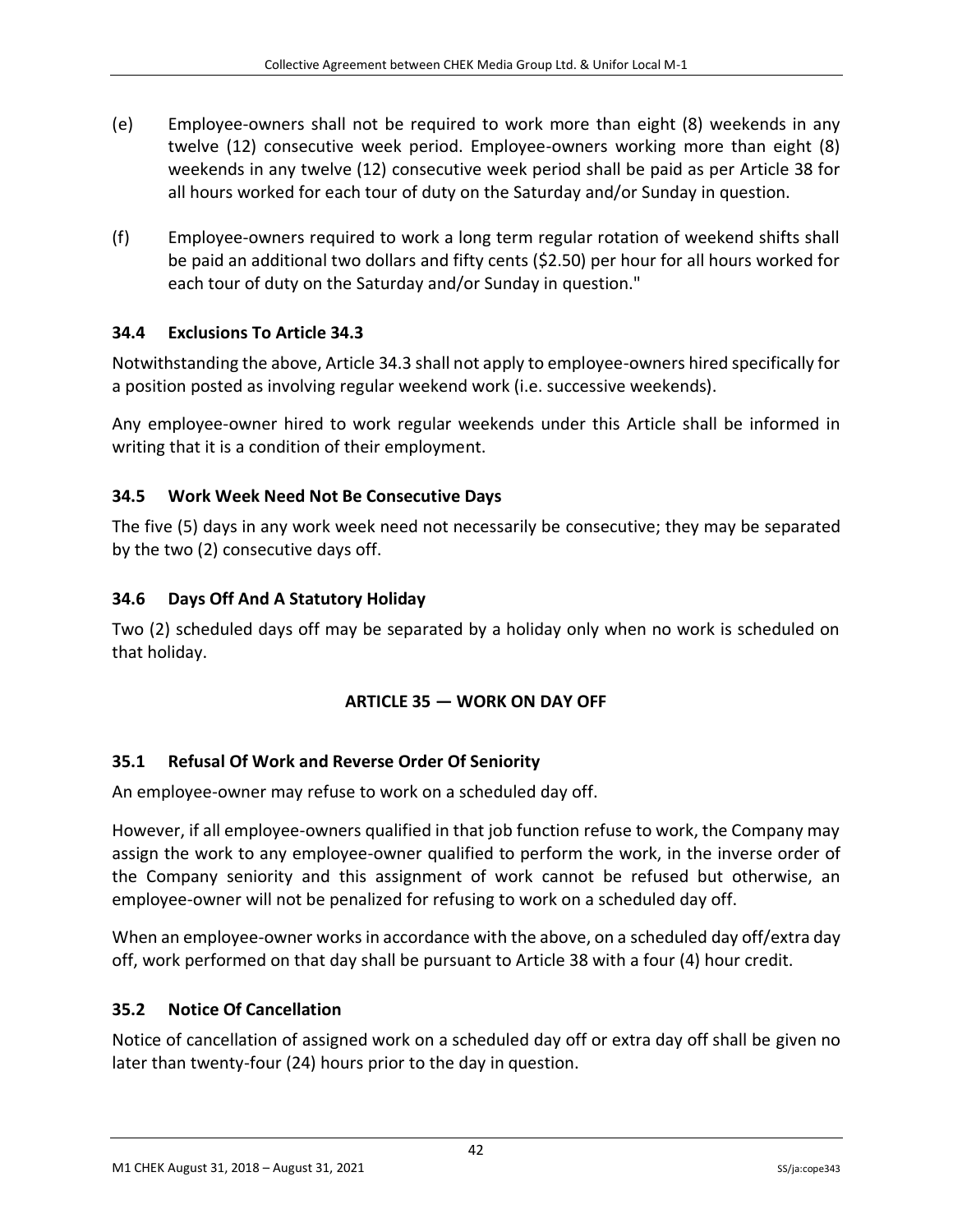(e) Employee-owners shall not be required to work more than eight (8) weekends in any twelve (12) consecutive week period. Employee-owners working more than eight (8) weekends in any twelve (12) consecutive week period shall be paid as per Article 38 for all hours worked for each tour of duty on the Saturday and/or Sunday in question.

(f) Employee-owners required to work a long term regular rotation of weekend shifts shall be paid an additional two dollars and fifty cents ($2.50) per hour for all hours worked for each tour of duty on the Saturday and/or Sunday in question."

### 34.4 Exclusions To Article 34.3

Notwithstanding the above, Article 34.3 shall not apply to employee-owners hired specifically for a position posted as involving regular weekend work (i.e. successive weekends).

Any employee-owner hired to work regular weekends under this Article shall be informed in writing that it is a condition of their employment.

### 34.5 Work Week Need Not Be Consecutive Days

The five (5) days in any work week need not necessarily be consecutive; they may be separated by the two (2) consecutive days off.

### 34.6 Days Off And A Statutory Holiday

Two (2) scheduled days off may be separated by a holiday only when no work is scheduled on that holiday.

## ARTICLE 35 — WORK ON DAY OFF

### 35.1 Refusal Of Work and Reverse Order Of Seniority

An employee-owner may refuse to work on a scheduled day off.

However, if all employee-owners qualified in that job function refuse to work, the Company may assign the work to any employee-owner qualified to perform the work, in the inverse order of the Company seniority and this assignment of work cannot be refused but otherwise, an employee-owner will not be penalized for refusing to work on a scheduled day off.

When an employee-owner works in accordance with the above, on a scheduled day off/extra day off, work performed on that day shall be pursuant to Article 38 with a four (4) hour credit.

### 35.2 Notice Of Cancellation

Notice of cancellation of assigned work on a scheduled day off or extra day off shall be given no later than twenty-four (24) hours prior to the day in question.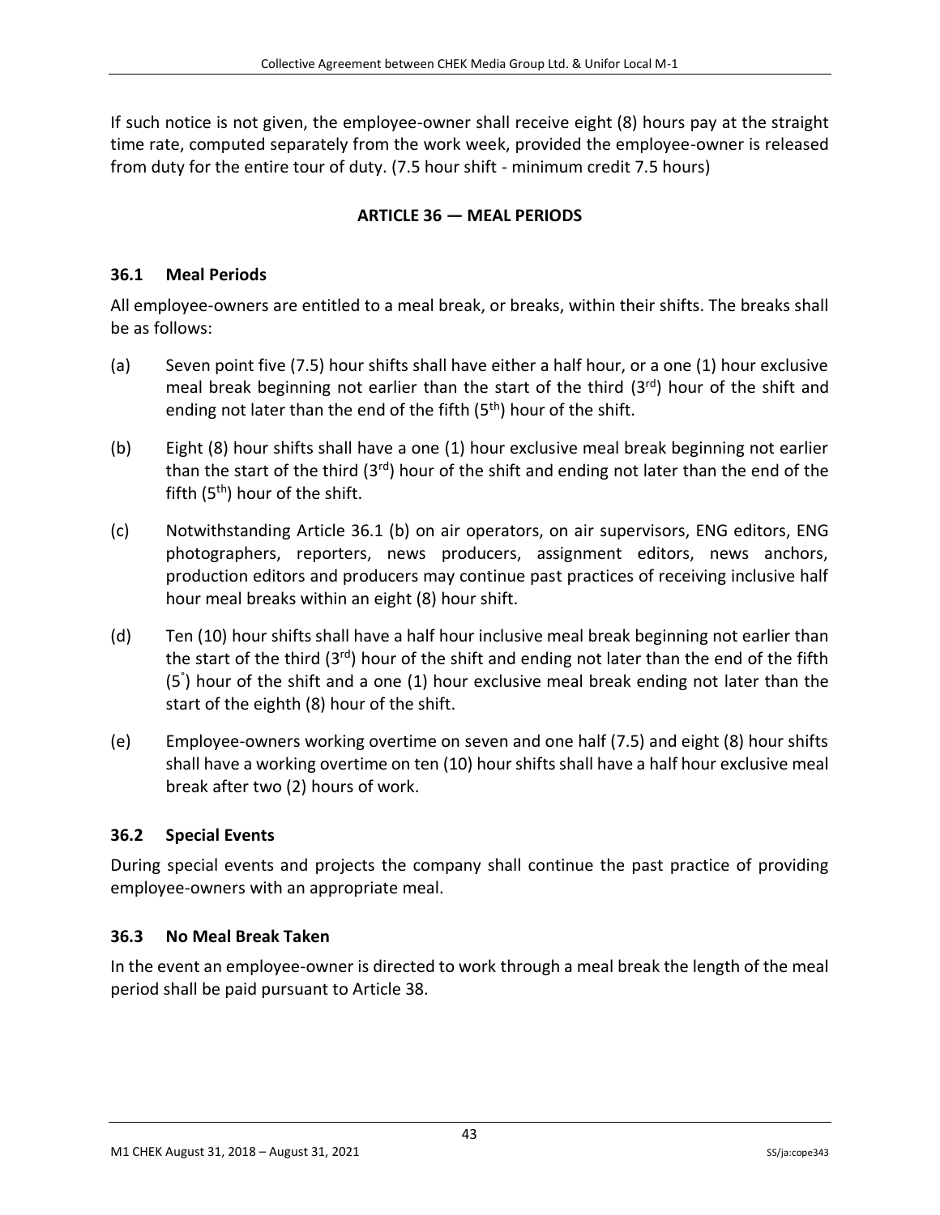If such notice is not given, the employee-owner shall receive eight (8) hours pay at the straight time rate, computed separately from the work week, provided the employee-owner is released from duty for the entire tour of duty. (7.5 hour shift - minimum credit 7.5 hours)

## ARTICLE 36 — MEAL PERIODS

### 36.1 Meal Periods

All employee-owners are entitled to a meal break, or breaks, within their shifts. The breaks shall be as follows:

(a) Seven point five (7.5) hour shifts shall have either a half hour, or a one (1) hour exclusive meal break beginning not earlier than the start of the third (3rd) hour of the shift and ending not later than the end of the fifth (5th) hour of the shift.

(b) Eight (8) hour shifts shall have a one (1) hour exclusive meal break beginning not earlier than the start of the third (3rd) hour of the shift and ending not later than the end of the fifth (5th) hour of the shift.

(c) Notwithstanding Article 36.1 (b) on air operators, on air supervisors, ENG editors, ENG photographers, reporters, news producers, assignment editors, news anchors, production editors and producers may continue past practices of receiving inclusive half hour meal breaks within an eight (8) hour shift.

(d) Ten (10) hour shifts shall have a half hour inclusive meal break beginning not earlier than the start of the third (3rd) hour of the shift and ending not later than the end of the fifth (5˚) hour of the shift and a one (1) hour exclusive meal break ending not later than the start of the eighth (8) hour of the shift.

(e) Employee-owners working overtime on seven and one half (7.5) and eight (8) hour shifts shall have a working overtime on ten (10) hour shifts shall have a half hour exclusive meal break after two (2) hours of work.

### 36.2 Special Events

During special events and projects the company shall continue the past practice of providing employee-owners with an appropriate meal.

### 36.3 No Meal Break Taken

In the event an employee-owner is directed to work through a meal break the length of the meal period shall be paid pursuant to Article 38.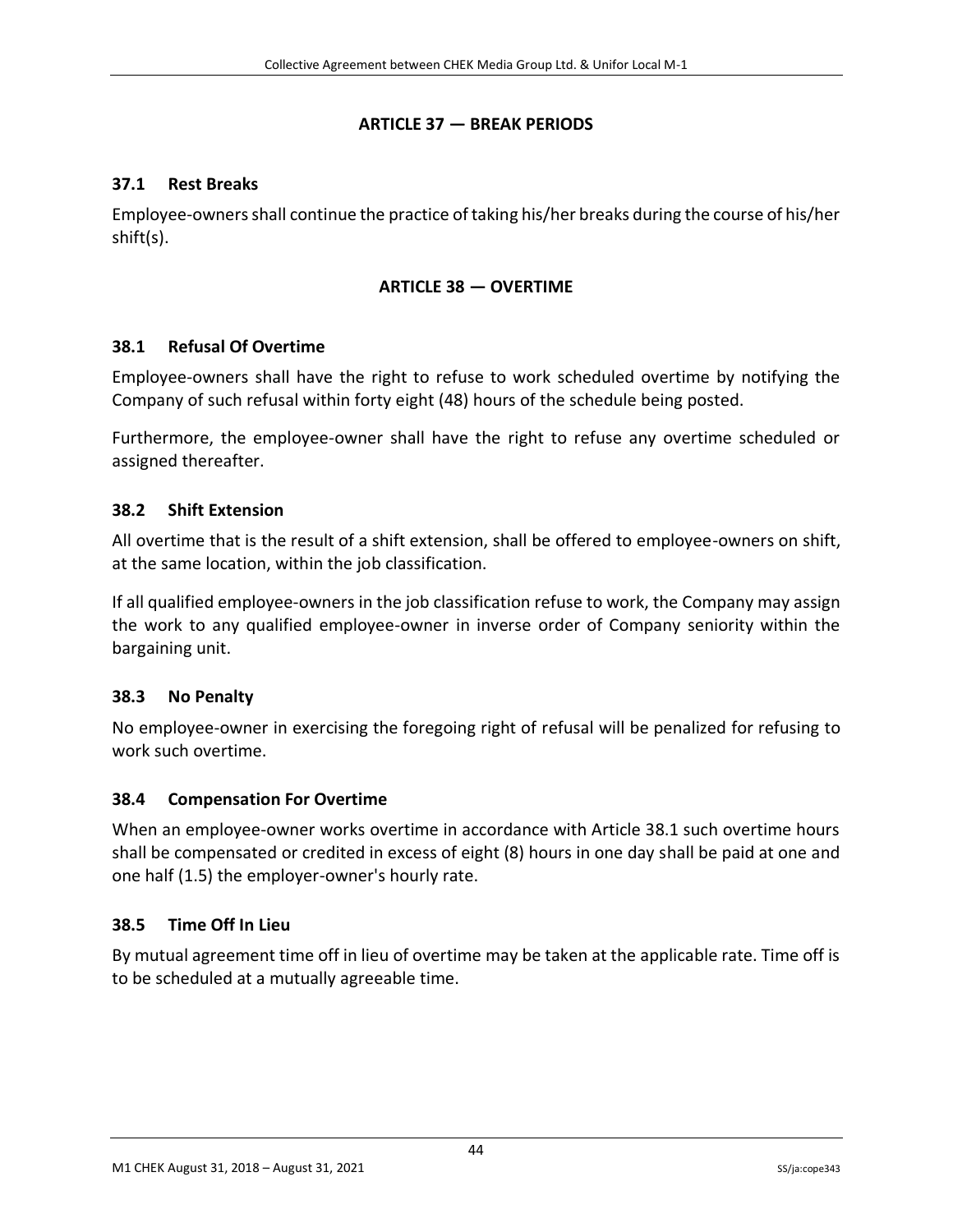## ARTICLE 37 — BREAK PERIODS

### 37.1 Rest Breaks

Employee-owners shall continue the practice of taking his/her breaks during the course of his/her shift(s).

## ARTICLE 38 — OVERTIME

### 38.1 Refusal Of Overtime

Employee-owners shall have the right to refuse to work scheduled overtime by notifying the Company of such refusal within forty eight (48) hours of the schedule being posted.

Furthermore, the employee-owner shall have the right to refuse any overtime scheduled or assigned thereafter.

### 38.2 Shift Extension

All overtime that is the result of a shift extension, shall be offered to employee-owners on shift, at the same location, within the job classification.

If all qualified employee-owners in the job classification refuse to work, the Company may assign the work to any qualified employee-owner in inverse order of Company seniority within the bargaining unit.

### 38.3 No Penalty

No employee-owner in exercising the foregoing right of refusal will be penalized for refusing to work such overtime.

### 38.4 Compensation For Overtime

When an employee-owner works overtime in accordance with Article 38.1 such overtime hours shall be compensated or credited in excess of eight (8) hours in one day shall be paid at one and one half (1.5) the employer-owner's hourly rate.

### 38.5 Time Off In Lieu

By mutual agreement time off in lieu of overtime may be taken at the applicable rate. Time off is to be scheduled at a mutually agreeable time.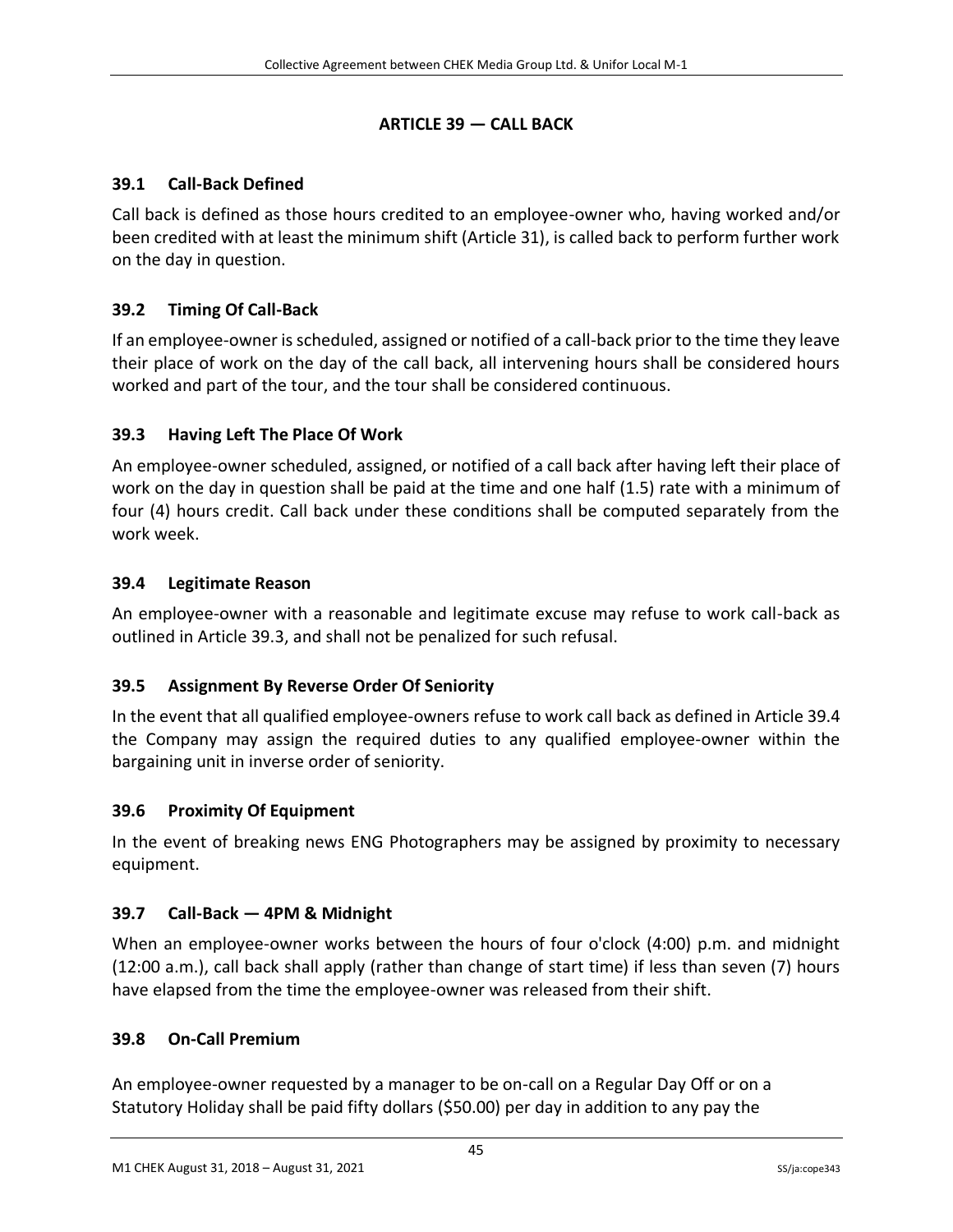## ARTICLE 39 — CALL BACK

### 39.1 Call-Back Defined

Call back is defined as those hours credited to an employee-owner who, having worked and/or been credited with at least the minimum shift (Article 31), is called back to perform further work on the day in question.

### 39.2 Timing Of Call-Back

If an employee-owner is scheduled, assigned or notified of a call-back prior to the time they leave their place of work on the day of the call back, all intervening hours shall be considered hours worked and part of the tour, and the tour shall be considered continuous.

### 39.3 Having Left The Place Of Work

An employee-owner scheduled, assigned, or notified of a call back after having left their place of work on the day in question shall be paid at the time and one half (1.5) rate with a minimum of four (4) hours credit. Call back under these conditions shall be computed separately from the work week.

### 39.4 Legitimate Reason

An employee-owner with a reasonable and legitimate excuse may refuse to work call-back as outlined in Article 39.3, and shall not be penalized for such refusal.

### 39.5 Assignment By Reverse Order Of Seniority

In the event that all qualified employee-owners refuse to work call back as defined in Article 39.4 the Company may assign the required duties to any qualified employee-owner within the bargaining unit in inverse order of seniority.

### 39.6 Proximity Of Equipment

In the event of breaking news ENG Photographers may be assigned by proximity to necessary equipment.

### 39.7 Call-Back — 4PM & Midnight

When an employee-owner works between the hours of four o'clock (4:00) p.m. and midnight (12:00 a.m.), call back shall apply (rather than change of start time) if less than seven (7) hours have elapsed from the time the employee-owner was released from their shift.

### 39.8 On-Call Premium

An employee-owner requested by a manager to be on-call on a Regular Day Off or on a Statutory Holiday shall be paid fifty dollars ($50.00) per day in addition to any pay the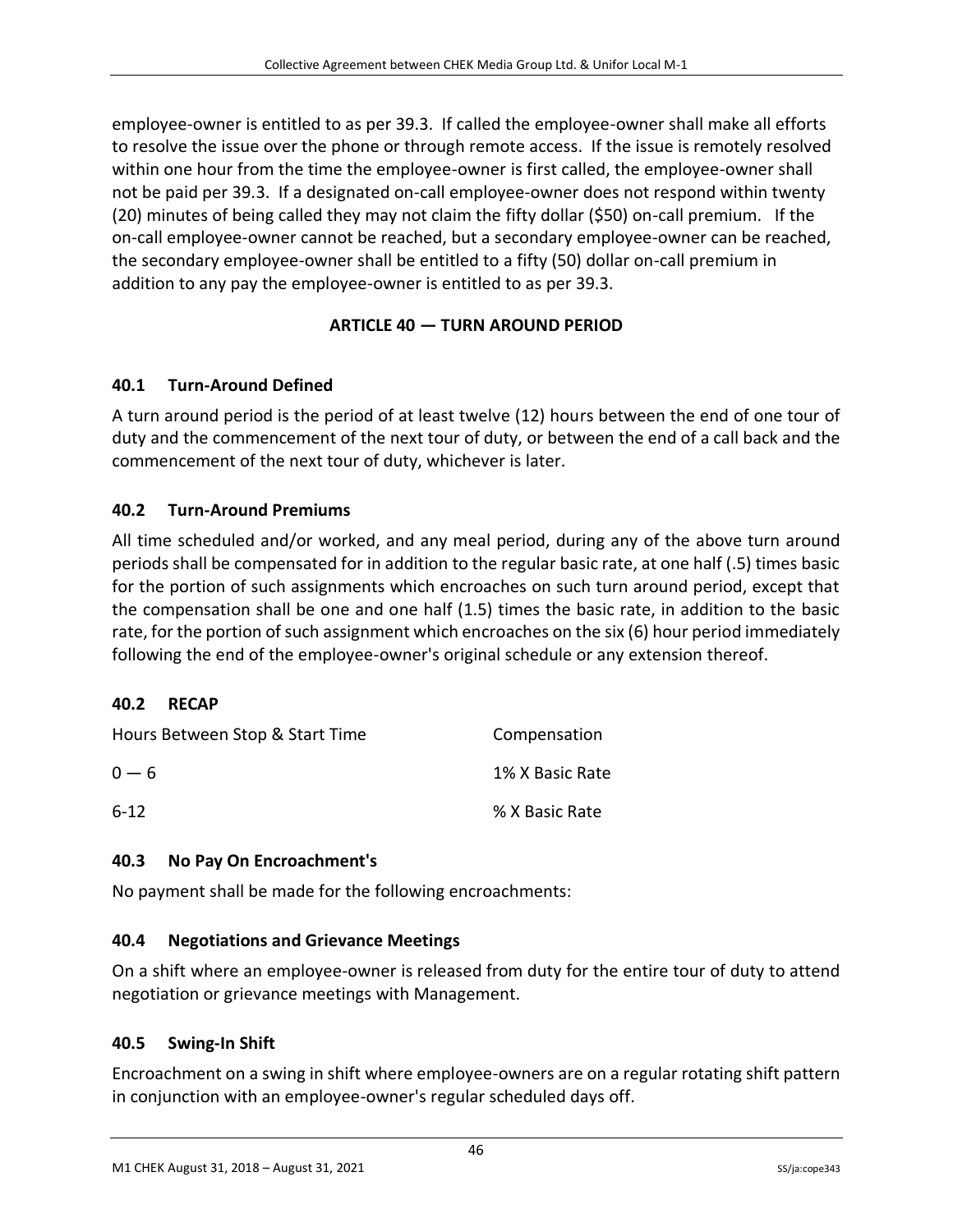employee-owner is entitled to as per 39.3. If called the employee-owner shall make all efforts to resolve the issue over the phone or through remote access. If the issue is remotely resolved within one hour from the time the employee-owner is first called, the employee-owner shall not be paid per 39.3. If a designated on-call employee-owner does not respond within twenty (20) minutes of being called they may not claim the fifty dollar ($50) on-call premium. If the on-call employee-owner cannot be reached, but a secondary employee-owner can be reached, the secondary employee-owner shall be entitled to a fifty (50) dollar on-call premium in addition to any pay the employee-owner is entitled to as per 39.3.

## ARTICLE 40 — TURN AROUND PERIOD

### 40.1 Turn-Around Defined

A turn around period is the period of at least twelve (12) hours between the end of one tour of duty and the commencement of the next tour of duty, or between the end of a call back and the commencement of the next tour of duty, whichever is later.

### 40.2 Turn-Around Premiums

All time scheduled and/or worked, and any meal period, during any of the above turn around periods shall be compensated for in addition to the regular basic rate, at one half (.5) times basic for the portion of such assignments which encroaches on such turn around period, except that the compensation shall be one and one half (1.5) times the basic rate, in addition to the basic rate, for the portion of such assignment which encroaches on the six (6) hour period immediately following the end of the employee-owner's original schedule or any extension thereof.

### 40.2 RECAP

| Hours Between Stop & Start Time | Compensation |
|---|---|
| 0 — 6 | 1% X Basic Rate |
| 6-12 | % X Basic Rate |

### 40.3 No Pay On Encroachment's

No payment shall be made for the following encroachments:

### 40.4 Negotiations and Grievance Meetings

On a shift where an employee-owner is released from duty for the entire tour of duty to attend negotiation or grievance meetings with Management.

### 40.5 Swing-In Shift

Encroachment on a swing in shift where employee-owners are on a regular rotating shift pattern in conjunction with an employee-owner's regular scheduled days off.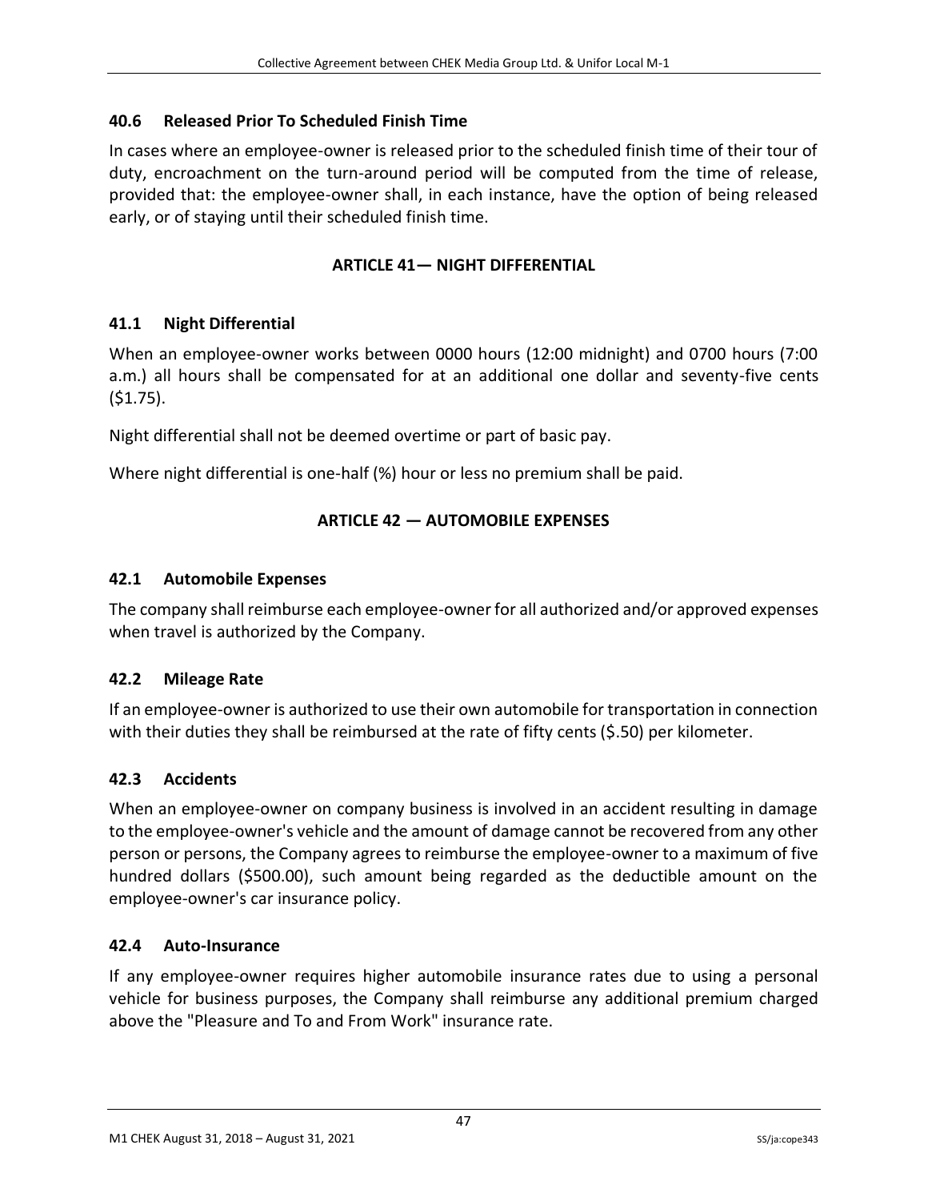### 40.6 Released Prior To Scheduled Finish Time

In cases where an employee-owner is released prior to the scheduled finish time of their tour of duty, encroachment on the turn-around period will be computed from the time of release, provided that: the employee-owner shall, in each instance, have the option of being released early, or of staying until their scheduled finish time.

## ARTICLE 41— NIGHT DIFFERENTIAL

### 41.1 Night Differential

When an employee-owner works between 0000 hours (12:00 midnight) and 0700 hours (7:00 a.m.) all hours shall be compensated for at an additional one dollar and seventy-five cents ($1.75).

Night differential shall not be deemed overtime or part of basic pay.

Where night differential is one-half (%) hour or less no premium shall be paid.

## ARTICLE 42 — AUTOMOBILE EXPENSES

### 42.1 Automobile Expenses

The company shall reimburse each employee-owner for all authorized and/or approved expenses when travel is authorized by the Company.

### 42.2 Mileage Rate

If an employee-owner is authorized to use their own automobile for transportation in connection with their duties they shall be reimbursed at the rate of fifty cents ($.50) per kilometer.

### 42.3 Accidents

When an employee-owner on company business is involved in an accident resulting in damage to the employee-owner's vehicle and the amount of damage cannot be recovered from any other person or persons, the Company agrees to reimburse the employee-owner to a maximum of five hundred dollars ($500.00), such amount being regarded as the deductible amount on the employee-owner's car insurance policy.

### 42.4 Auto-Insurance

If any employee-owner requires higher automobile insurance rates due to using a personal vehicle for business purposes, the Company shall reimburse any additional premium charged above the "Pleasure and To and From Work" insurance rate.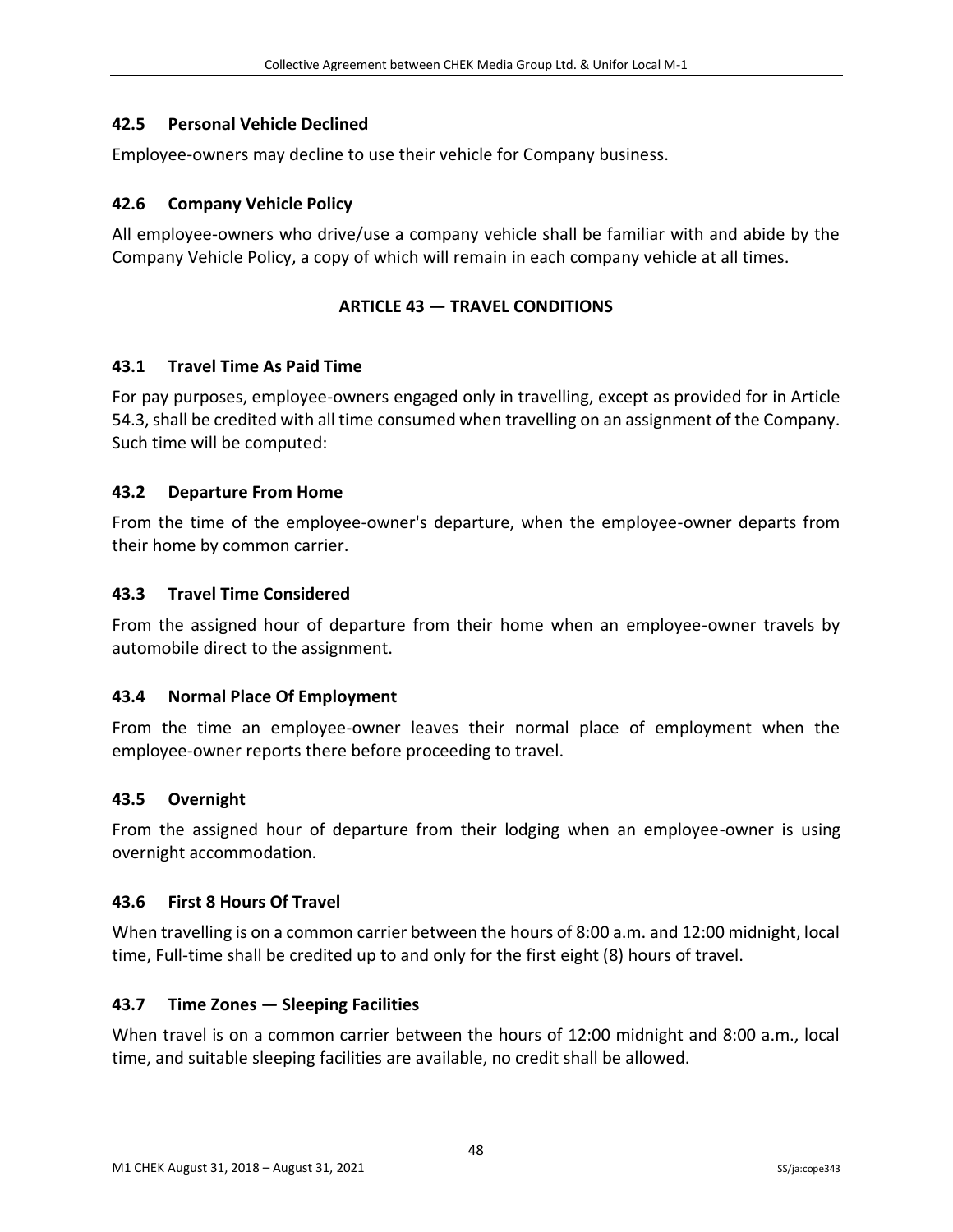### 42.5 Personal Vehicle Declined

Employee-owners may decline to use their vehicle for Company business.

### 42.6 Company Vehicle Policy

All employee-owners who drive/use a company vehicle shall be familiar with and abide by the Company Vehicle Policy, a copy of which will remain in each company vehicle at all times.

## ARTICLE 43 — TRAVEL CONDITIONS

### 43.1 Travel Time As Paid Time

For pay purposes, employee-owners engaged only in travelling, except as provided for in Article 54.3, shall be credited with all time consumed when travelling on an assignment of the Company. Such time will be computed:

### 43.2 Departure From Home

From the time of the employee-owner's departure, when the employee-owner departs from their home by common carrier.

### 43.3 Travel Time Considered

From the assigned hour of departure from their home when an employee-owner travels by automobile direct to the assignment.

### 43.4 Normal Place Of Employment

From the time an employee-owner leaves their normal place of employment when the employee-owner reports there before proceeding to travel.

### 43.5 Overnight

From the assigned hour of departure from their lodging when an employee-owner is using overnight accommodation.

### 43.6 First 8 Hours Of Travel

When travelling is on a common carrier between the hours of 8:00 a.m. and 12:00 midnight, local time, Full-time shall be credited up to and only for the first eight (8) hours of travel.

### 43.7 Time Zones — Sleeping Facilities

When travel is on a common carrier between the hours of 12:00 midnight and 8:00 a.m., local time, and suitable sleeping facilities are available, no credit shall be allowed.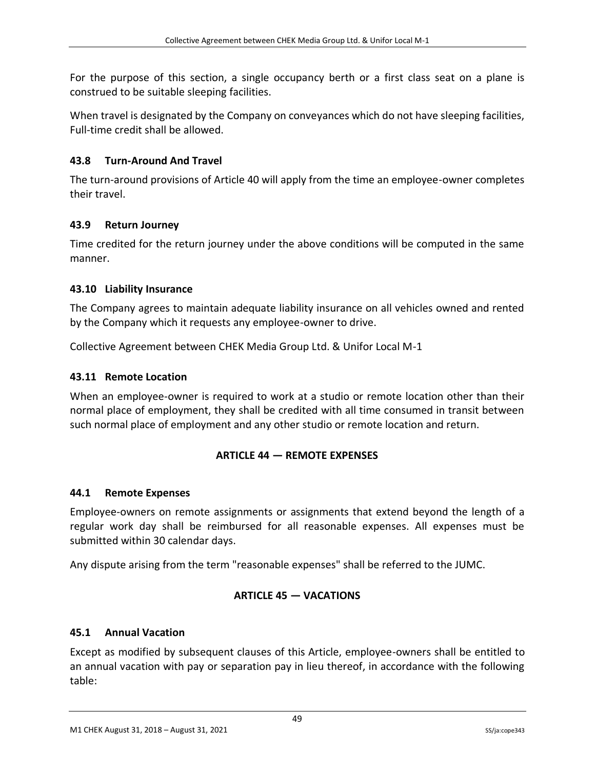For the purpose of this section, a single occupancy berth or a first class seat on a plane is construed to be suitable sleeping facilities.

When travel is designated by the Company on conveyances which do not have sleeping facilities, Full-time credit shall be allowed.

### 43.8 Turn-Around And Travel

The turn-around provisions of Article 40 will apply from the time an employee-owner completes their travel.

### 43.9 Return Journey

Time credited for the return journey under the above conditions will be computed in the same manner.

### 43.10 Liability Insurance

The Company agrees to maintain adequate liability insurance on all vehicles owned and rented by the Company which it requests any employee-owner to drive.

Collective Agreement between CHEK Media Group Ltd. & Unifor Local M-1

### 43.11 Remote Location

When an employee-owner is required to work at a studio or remote location other than their normal place of employment, they shall be credited with all time consumed in transit between such normal place of employment and any other studio or remote location and return.

## ARTICLE 44 — REMOTE EXPENSES

### 44.1 Remote Expenses

Employee-owners on remote assignments or assignments that extend beyond the length of a regular work day shall be reimbursed for all reasonable expenses. All expenses must be submitted within 30 calendar days.

Any dispute arising from the term "reasonable expenses" shall be referred to the JUMC.

## ARTICLE 45 — VACATIONS

### 45.1 Annual Vacation

Except as modified by subsequent clauses of this Article, employee-owners shall be entitled to an annual vacation with pay or separation pay in lieu thereof, in accordance with the following table: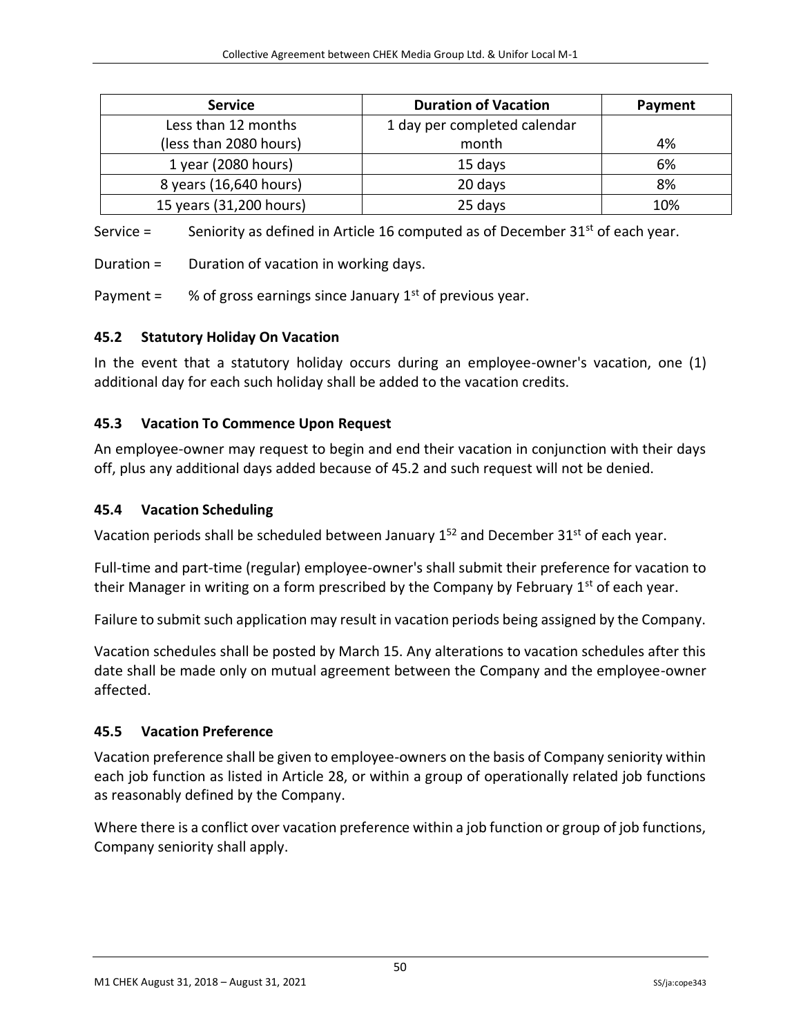| Service | Duration of Vacation | Payment |
|---|---|---|
| Less than 12 months (less than 2080 hours) | 1 day per completed calendar month | 4% |
| 1 year (2080 hours) | 15 days | 6% |
| 8 years (16,640 hours) | 20 days | 8% |
| 15 years (31,200 hours) | 25 days | 10% |

Service = Seniority as defined in Article 16 computed as of December 31st of each year.

Duration = Duration of vacation in working days.

Payment = % of gross earnings since January 1st of previous year.

### 45.2 Statutory Holiday On Vacation

In the event that a statutory holiday occurs during an employee-owner's vacation, one (1) additional day for each such holiday shall be added to the vacation credits.

### 45.3 Vacation To Commence Upon Request

An employee-owner may request to begin and end their vacation in conjunction with their days off, plus any additional days added because of 45.2 and such request will not be denied.

### 45.4 Vacation Scheduling

Vacation periods shall be scheduled between January 1[52] and December 31st of each year.

Full-time and part-time (regular) employee-owner's shall submit their preference for vacation to their Manager in writing on a form prescribed by the Company by February 1st of each year.

Failure to submit such application may result in vacation periods being assigned by the Company.

Vacation schedules shall be posted by March 15. Any alterations to vacation schedules after this date shall be made only on mutual agreement between the Company and the employee-owner affected.

### 45.5 Vacation Preference

Vacation preference shall be given to employee-owners on the basis of Company seniority within each job function as listed in Article 28, or within a group of operationally related job functions as reasonably defined by the Company.

Where there is a conflict over vacation preference within a job function or group of job functions, Company seniority shall apply.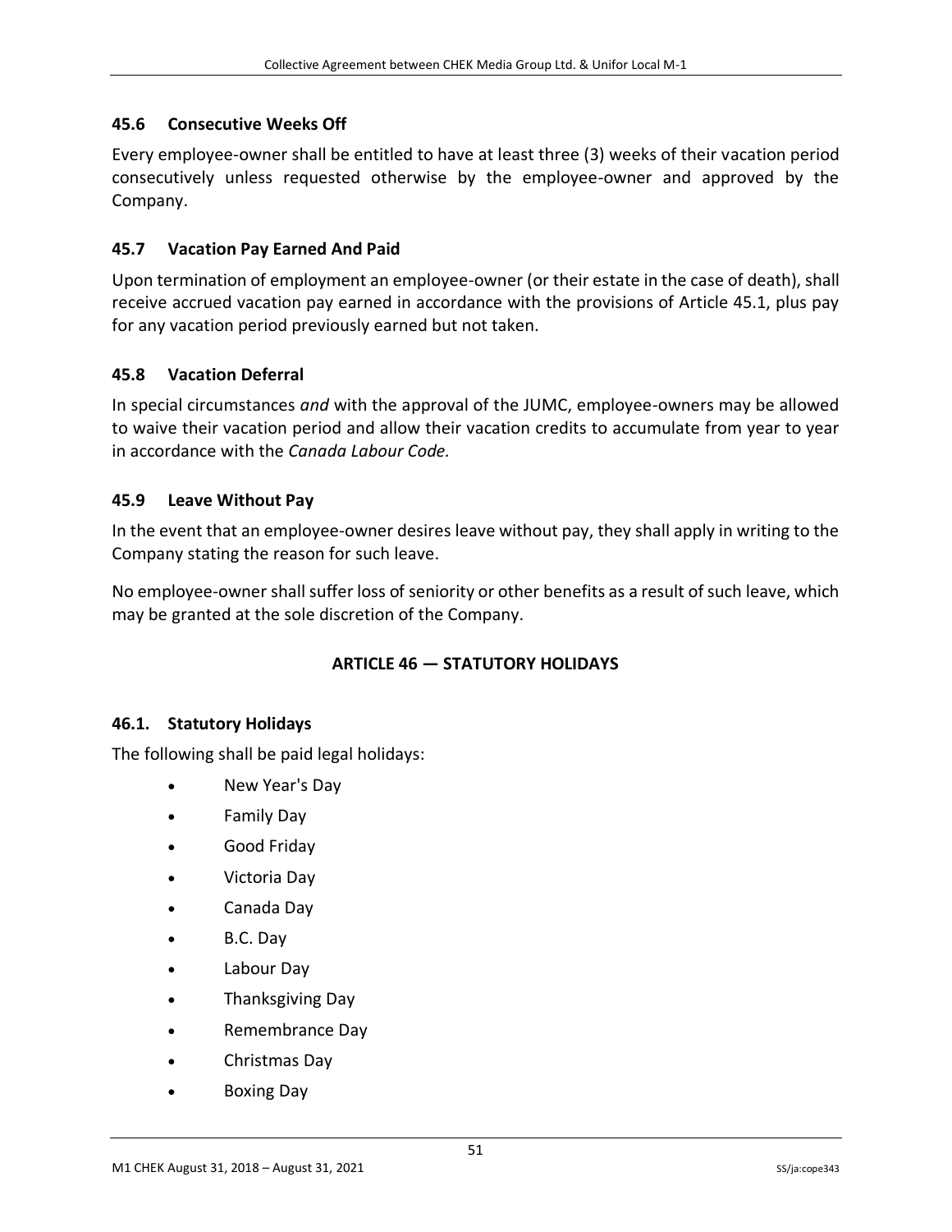### 45.6 Consecutive Weeks Off

Every employee-owner shall be entitled to have at least three (3) weeks of their vacation period consecutively unless requested otherwise by the employee-owner and approved by the Company.

### 45.7 Vacation Pay Earned And Paid

Upon termination of employment an employee-owner (or their estate in the case of death), shall receive accrued vacation pay earned in accordance with the provisions of Article 45.1, plus pay for any vacation period previously earned but not taken.

### 45.8 Vacation Deferral

In special circumstances *and* with the approval of the JUMC, employee-owners may be allowed to waive their vacation period and allow their vacation credits to accumulate from year to year in accordance with the *Canada Labour Code.*

### 45.9 Leave Without Pay

In the event that an employee-owner desires leave without pay, they shall apply in writing to the Company stating the reason for such leave.

No employee-owner shall suffer loss of seniority or other benefits as a result of such leave, which may be granted at the sole discretion of the Company.

## ARTICLE 46 — STATUTORY HOLIDAYS

### 46.1. Statutory Holidays

The following shall be paid legal holidays:

- New Year's Day
- Family Day
- Good Friday
- Victoria Day
- Canada Day
- B.C. Day
- Labour Day
- Thanksgiving Day
- Remembrance Day
- Christmas Day
- Boxing Day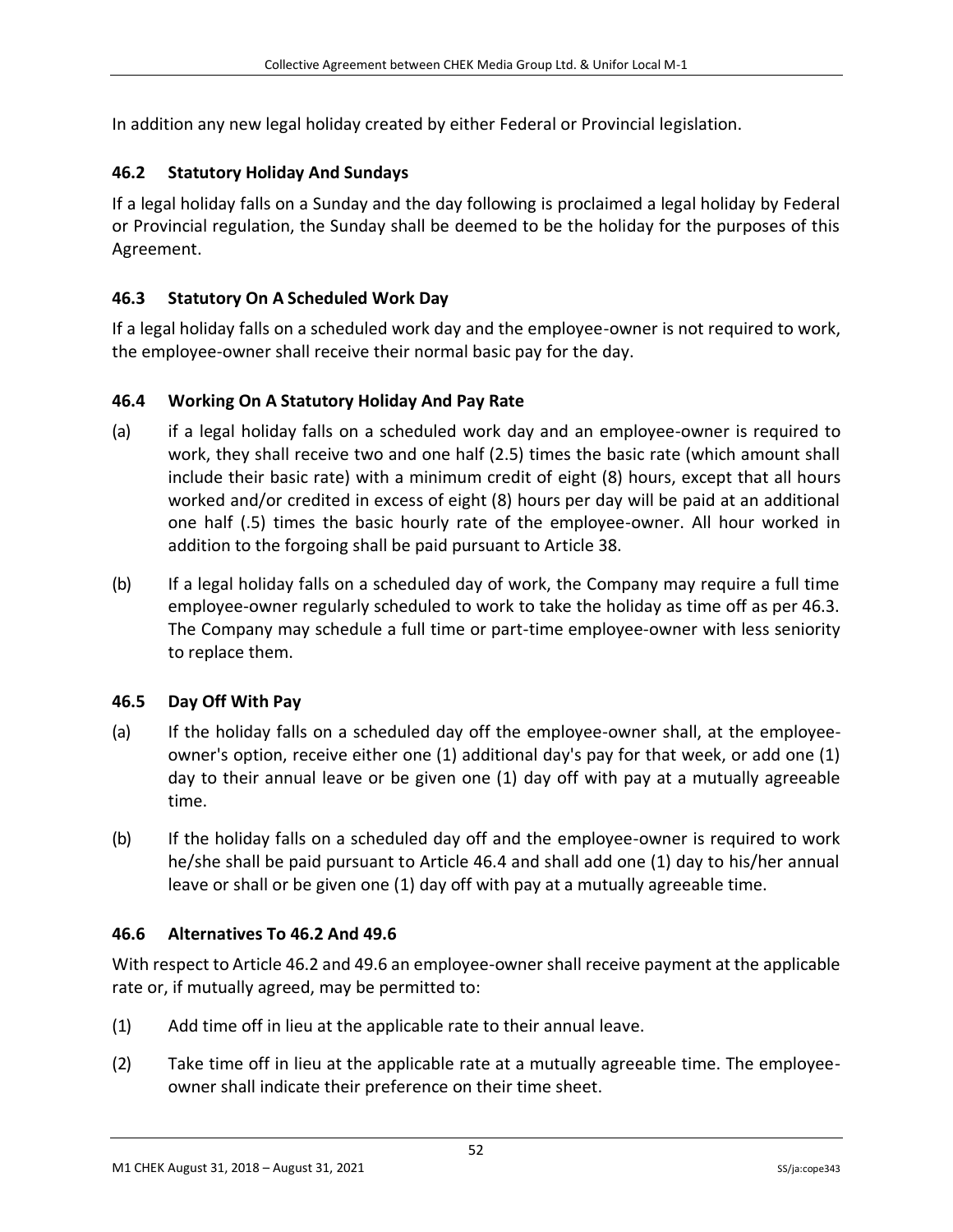In addition any new legal holiday created by either Federal or Provincial legislation.

### 46.2 Statutory Holiday And Sundays

If a legal holiday falls on a Sunday and the day following is proclaimed a legal holiday by Federal or Provincial regulation, the Sunday shall be deemed to be the holiday for the purposes of this Agreement.

### 46.3 Statutory On A Scheduled Work Day

If a legal holiday falls on a scheduled work day and the employee-owner is not required to work, the employee-owner shall receive their normal basic pay for the day.

### 46.4 Working On A Statutory Holiday And Pay Rate

(a) if a legal holiday falls on a scheduled work day and an employee-owner is required to work, they shall receive two and one half (2.5) times the basic rate (which amount shall include their basic rate) with a minimum credit of eight (8) hours, except that all hours worked and/or credited in excess of eight (8) hours per day will be paid at an additional one half (.5) times the basic hourly rate of the employee-owner. All hour worked in addition to the forgoing shall be paid pursuant to Article 38.

(b) If a legal holiday falls on a scheduled day of work, the Company may require a full time employee-owner regularly scheduled to work to take the holiday as time off as per 46.3. The Company may schedule a full time or part-time employee-owner with less seniority to replace them.

### 46.5 Day Off With Pay

(a) If the holiday falls on a scheduled day off the employee-owner shall, at the employee-owner's option, receive either one (1) additional day's pay for that week, or add one (1) day to their annual leave or be given one (1) day off with pay at a mutually agreeable time.

(b) If the holiday falls on a scheduled day off and the employee-owner is required to work he/she shall be paid pursuant to Article 46.4 and shall add one (1) day to his/her annual leave or shall or be given one (1) day off with pay at a mutually agreeable time.

### 46.6 Alternatives To 46.2 And 49.6

With respect to Article 46.2 and 49.6 an employee-owner shall receive payment at the applicable rate or, if mutually agreed, may be permitted to:

(1) Add time off in lieu at the applicable rate to their annual leave.

(2) Take time off in lieu at the applicable rate at a mutually agreeable time. The employee-owner shall indicate their preference on their time sheet.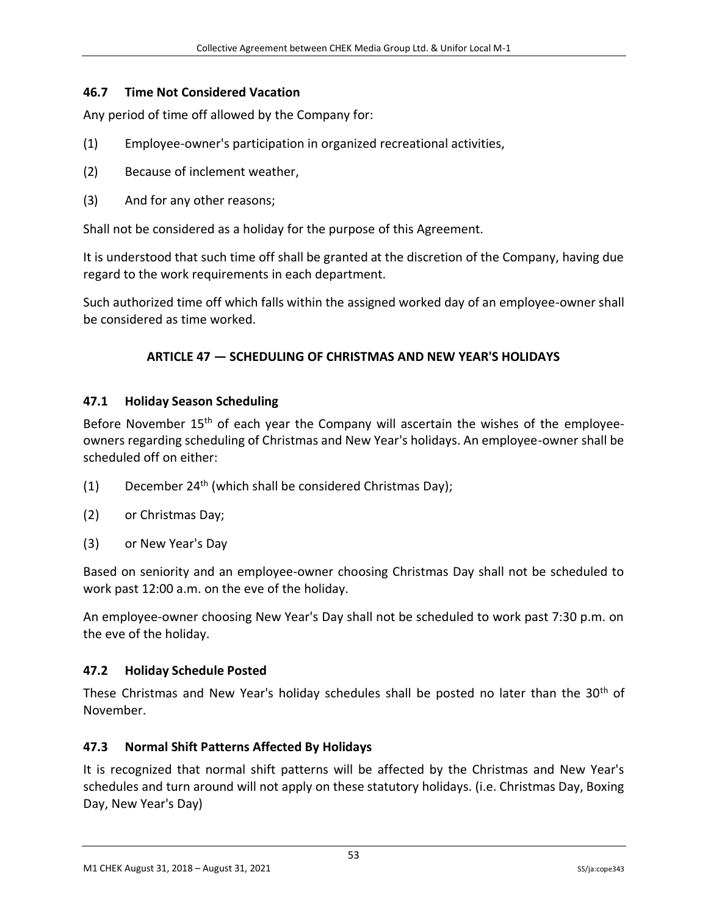### 46.7 Time Not Considered Vacation

Any period of time off allowed by the Company for:

(1) Employee-owner's participation in organized recreational activities,

(2) Because of inclement weather,

(3) And for any other reasons;

Shall not be considered as a holiday for the purpose of this Agreement.

It is understood that such time off shall be granted at the discretion of the Company, having due regard to the work requirements in each department.

Such authorized time off which falls within the assigned worked day of an employee-owner shall be considered as time worked.

## ARTICLE 47 — SCHEDULING OF CHRISTMAS AND NEW YEAR'S HOLIDAYS

### 47.1 Holiday Season Scheduling

Before November 15th of each year the Company will ascertain the wishes of the employee-owners regarding scheduling of Christmas and New Year's holidays. An employee-owner shall be scheduled off on either:

(1) December 24th (which shall be considered Christmas Day);

(2) or Christmas Day;

(3) or New Year's Day

Based on seniority and an employee-owner choosing Christmas Day shall not be scheduled to work past 12:00 a.m. on the eve of the holiday.

An employee-owner choosing New Year's Day shall not be scheduled to work past 7:30 p.m. on the eve of the holiday.

### 47.2 Holiday Schedule Posted

These Christmas and New Year's holiday schedules shall be posted no later than the 30th of November.

### 47.3 Normal Shift Patterns Affected By Holidays

It is recognized that normal shift patterns will be affected by the Christmas and New Year's schedules and turn around will not apply on these statutory holidays. (i.e. Christmas Day, Boxing Day, New Year's Day)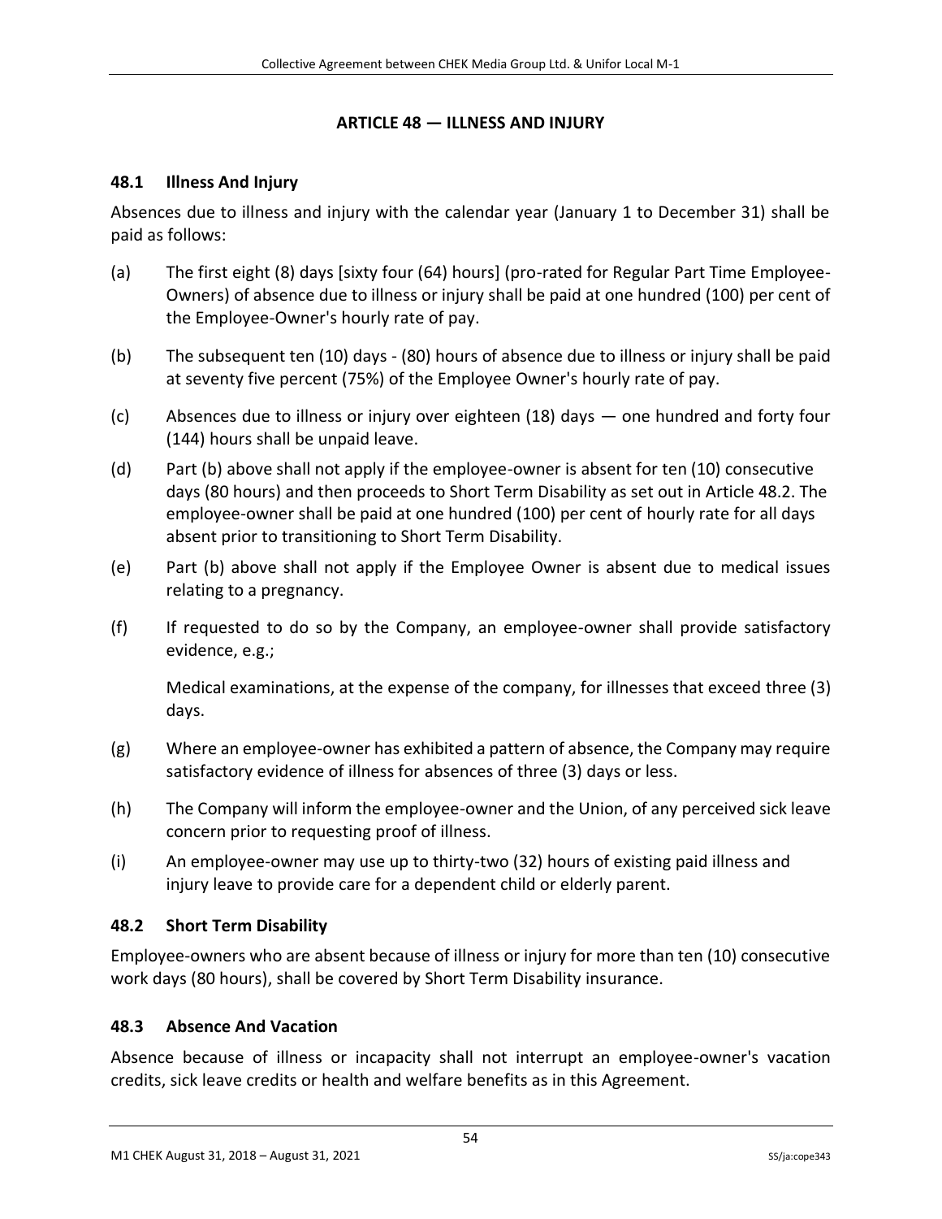## ARTICLE 48 — ILLNESS AND INJURY

### 48.1 Illness And Injury

Absences due to illness and injury with the calendar year (January 1 to December 31) shall be paid as follows:

(a) The first eight (8) days [sixty four (64) hours] (pro-rated for Regular Part Time Employee-Owners) of absence due to illness or injury shall be paid at one hundred (100) per cent of the Employee-Owner's hourly rate of pay.

(b) The subsequent ten (10) days - (80) hours of absence due to illness or injury shall be paid at seventy five percent (75%) of the Employee Owner's hourly rate of pay.

(c) Absences due to illness or injury over eighteen (18) days — one hundred and forty four (144) hours shall be unpaid leave.

(d) Part (b) above shall not apply if the employee-owner is absent for ten (10) consecutive days (80 hours) and then proceeds to Short Term Disability as set out in Article 48.2. The employee-owner shall be paid at one hundred (100) per cent of hourly rate for all days absent prior to transitioning to Short Term Disability.

(e) Part (b) above shall not apply if the Employee Owner is absent due to medical issues relating to a pregnancy.

(f) If requested to do so by the Company, an employee-owner shall provide satisfactory evidence, e.g.;

Medical examinations, at the expense of the company, for illnesses that exceed three (3) days.

(g) Where an employee-owner has exhibited a pattern of absence, the Company may require satisfactory evidence of illness for absences of three (3) days or less.

(h) The Company will inform the employee-owner and the Union, of any perceived sick leave concern prior to requesting proof of illness.

(i) An employee-owner may use up to thirty-two (32) hours of existing paid illness and injury leave to provide care for a dependent child or elderly parent.

### 48.2 Short Term Disability

Employee-owners who are absent because of illness or injury for more than ten (10) consecutive work days (80 hours), shall be covered by Short Term Disability insurance.

### 48.3 Absence And Vacation

Absence because of illness or incapacity shall not interrupt an employee-owner's vacation credits, sick leave credits or health and welfare benefits as in this Agreement.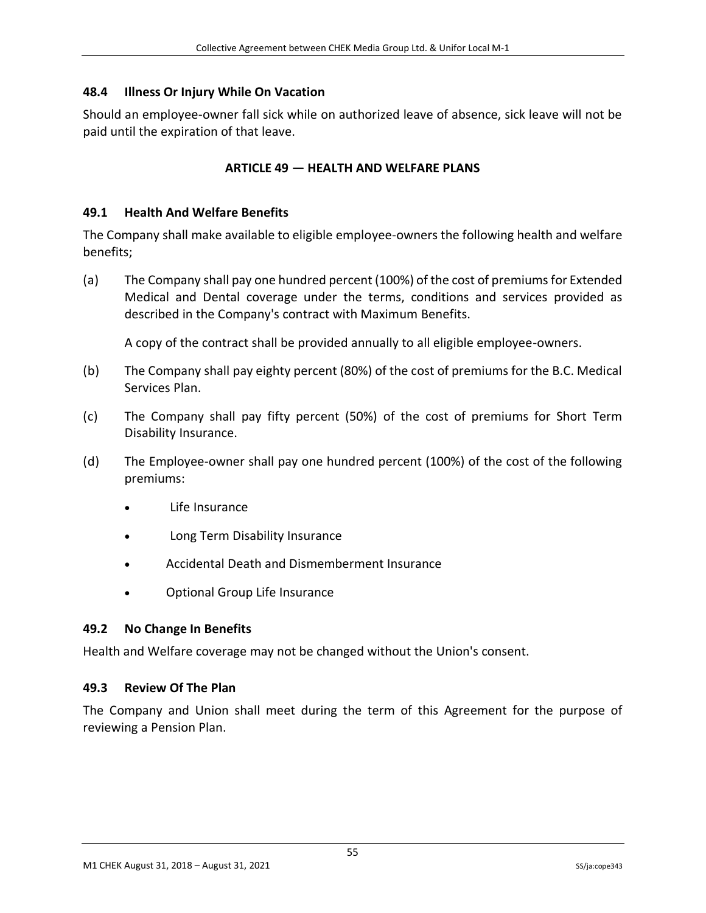### 48.4 Illness Or Injury While On Vacation

Should an employee-owner fall sick while on authorized leave of absence, sick leave will not be paid until the expiration of that leave.

## ARTICLE 49 — HEALTH AND WELFARE PLANS

### 49.1 Health And Welfare Benefits

The Company shall make available to eligible employee-owners the following health and welfare benefits;

(a) The Company shall pay one hundred percent (100%) of the cost of premiums for Extended Medical and Dental coverage under the terms, conditions and services provided as described in the Company's contract with Maximum Benefits.

A copy of the contract shall be provided annually to all eligible employee-owners.

(b) The Company shall pay eighty percent (80%) of the cost of premiums for the B.C. Medical Services Plan.

(c) The Company shall pay fifty percent (50%) of the cost of premiums for Short Term Disability Insurance.

(d) The Employee-owner shall pay one hundred percent (100%) of the cost of the following premiums:

- Life Insurance
- Long Term Disability Insurance
- Accidental Death and Dismemberment Insurance
- Optional Group Life Insurance

### 49.2 No Change In Benefits

Health and Welfare coverage may not be changed without the Union's consent.

### 49.3 Review Of The Plan

The Company and Union shall meet during the term of this Agreement for the purpose of reviewing a Pension Plan.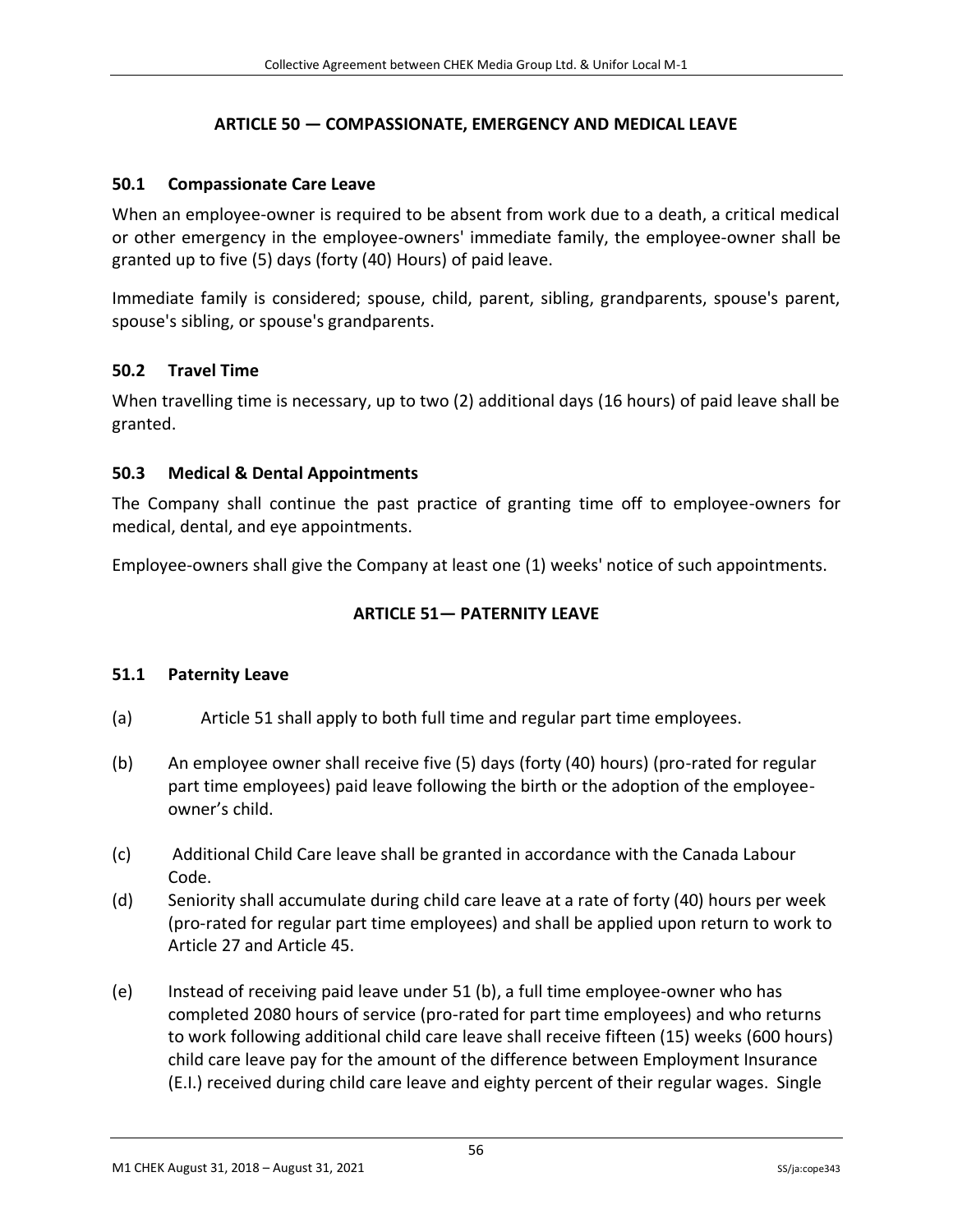## ARTICLE 50 — COMPASSIONATE, EMERGENCY AND MEDICAL LEAVE

### 50.1 Compassionate Care Leave

When an employee-owner is required to be absent from work due to a death, a critical medical or other emergency in the employee-owners' immediate family, the employee-owner shall be granted up to five (5) days (forty (40) Hours) of paid leave.

Immediate family is considered; spouse, child, parent, sibling, grandparents, spouse's parent, spouse's sibling, or spouse's grandparents.

### 50.2 Travel Time

When travelling time is necessary, up to two (2) additional days (16 hours) of paid leave shall be granted.

### 50.3 Medical & Dental Appointments

The Company shall continue the past practice of granting time off to employee-owners for medical, dental, and eye appointments.

Employee-owners shall give the Company at least one (1) weeks' notice of such appointments.

## ARTICLE 51— PATERNITY LEAVE

### 51.1 Paternity Leave

(a) Article 51 shall apply to both full time and regular part time employees.

(b) An employee owner shall receive five (5) days (forty (40) hours) (pro-rated for regular part time employees) paid leave following the birth or the adoption of the employee-owner's child.

(c) Additional Child Care leave shall be granted in accordance with the Canada Labour Code.

(d) Seniority shall accumulate during child care leave at a rate of forty (40) hours per week (pro-rated for regular part time employees) and shall be applied upon return to work to Article 27 and Article 45.

(e) Instead of receiving paid leave under 51 (b), a full time employee-owner who has completed 2080 hours of service (pro-rated for part time employees) and who returns to work following additional child care leave shall receive fifteen (15) weeks (600 hours) child care leave pay for the amount of the difference between Employment Insurance (E.I.) received during child care leave and eighty percent of their regular wages. Single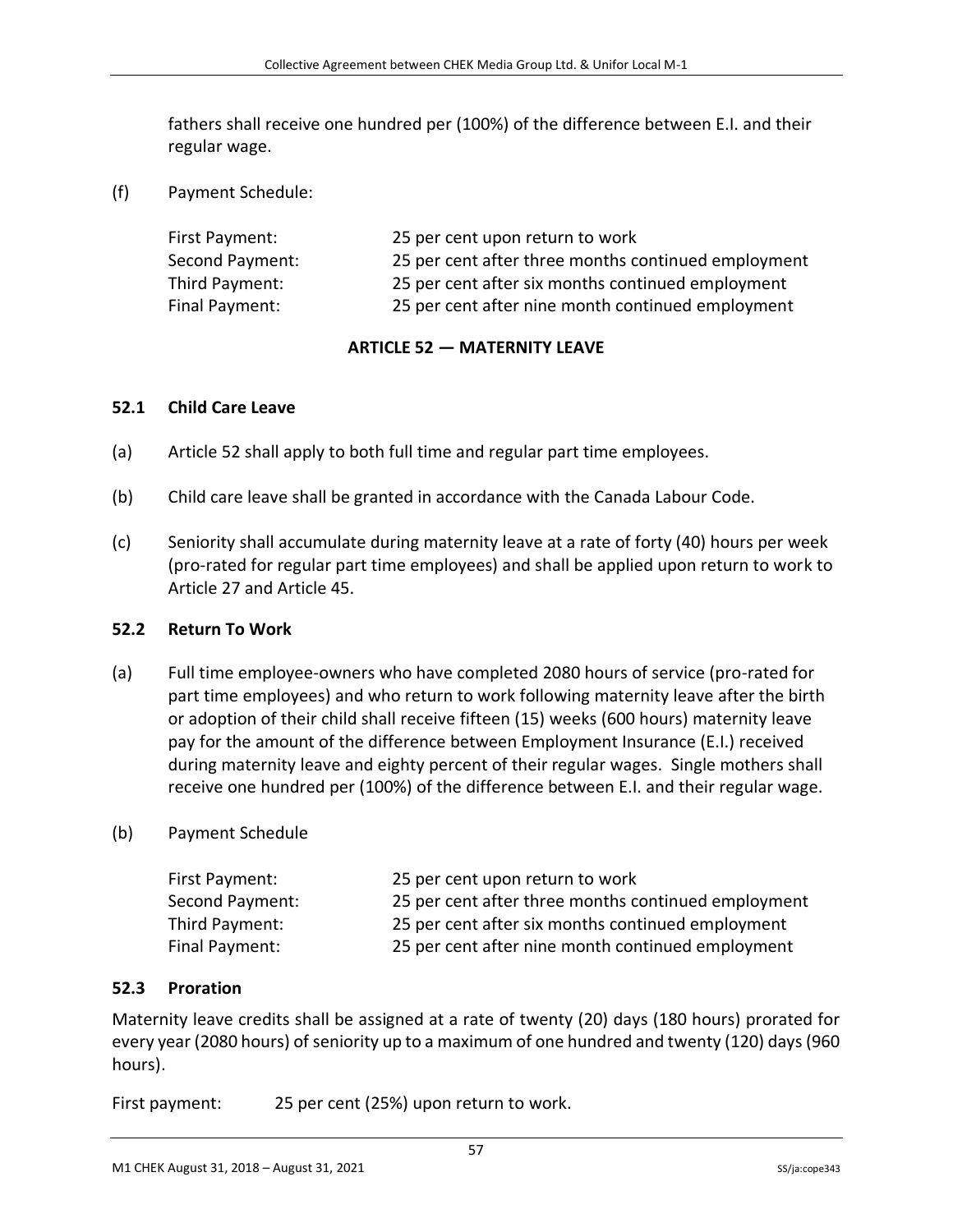fathers shall receive one hundred per (100%) of the difference between E.I. and their regular wage.

(f) Payment Schedule:

| | |
|---|---|
| First Payment: | 25 per cent upon return to work |
| Second Payment: | 25 per cent after three months continued employment |
| Third Payment: | 25 per cent after six months continued employment |
| Final Payment: | 25 per cent after nine month continued employment |

## ARTICLE 52 — MATERNITY LEAVE

### 52.1 Child Care Leave

(a) Article 52 shall apply to both full time and regular part time employees.

(b) Child care leave shall be granted in accordance with the Canada Labour Code.

(c) Seniority shall accumulate during maternity leave at a rate of forty (40) hours per week (pro-rated for regular part time employees) and shall be applied upon return to work to Article 27 and Article 45.

### 52.2 Return To Work

(a) Full time employee-owners who have completed 2080 hours of service (pro-rated for part time employees) and who return to work following maternity leave after the birth or adoption of their child shall receive fifteen (15) weeks (600 hours) maternity leave pay for the amount of the difference between Employment Insurance (E.I.) received during maternity leave and eighty percent of their regular wages. Single mothers shall receive one hundred per (100%) of the difference between E.I. and their regular wage.

(b) Payment Schedule

| | |
|---|---|
| First Payment: | 25 per cent upon return to work |
| Second Payment: | 25 per cent after three months continued employment |
| Third Payment: | 25 per cent after six months continued employment |
| Final Payment: | 25 per cent after nine month continued employment |

### 52.3 Proration

Maternity leave credits shall be assigned at a rate of twenty (20) days (180 hours) prorated for every year (2080 hours) of seniority up to a maximum of one hundred and twenty (120) days (960 hours).

First payment: 25 per cent (25%) upon return to work.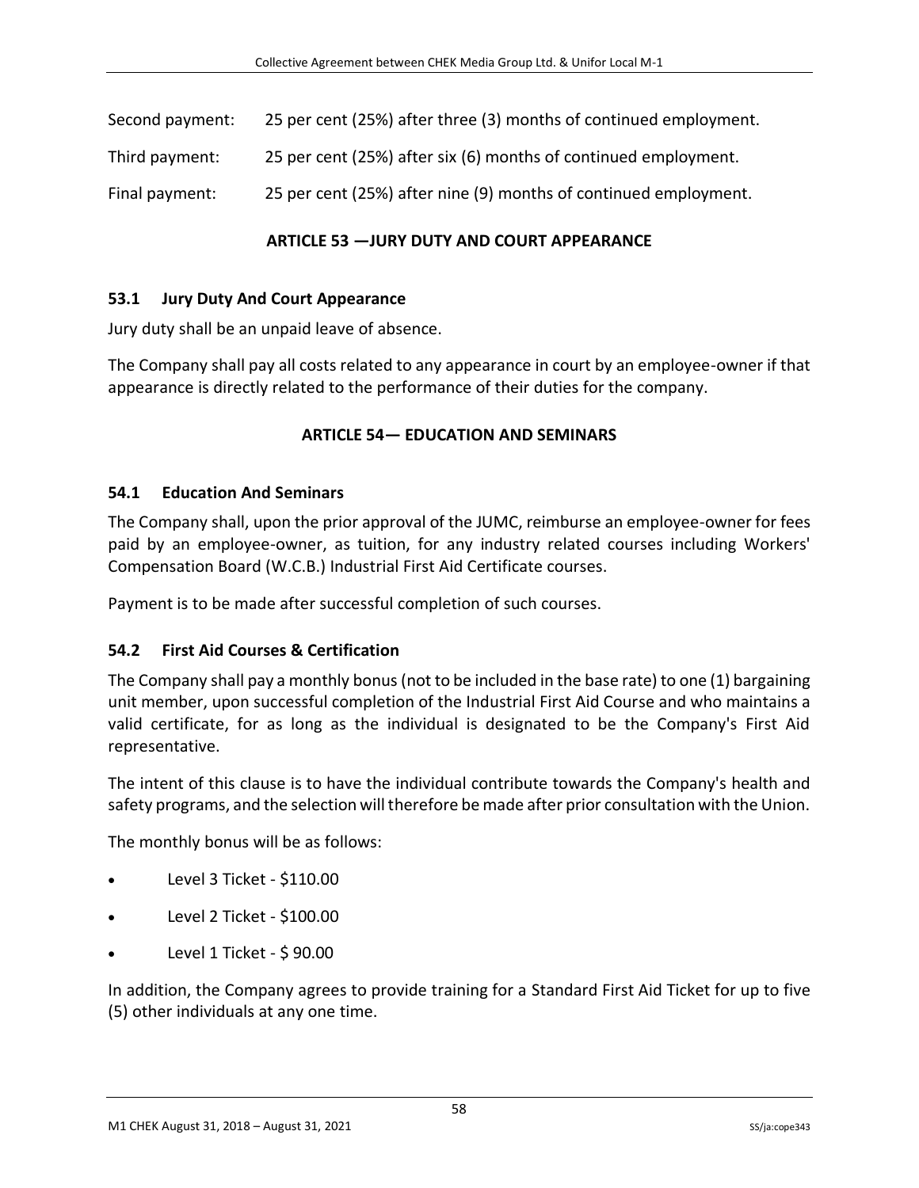Second payment: 25 per cent (25%) after three (3) months of continued employment.

Third payment: 25 per cent (25%) after six (6) months of continued employment.

Final payment: 25 per cent (25%) after nine (9) months of continued employment.

## ARTICLE 53 —JURY DUTY AND COURT APPEARANCE

### 53.1 Jury Duty And Court Appearance

Jury duty shall be an unpaid leave of absence.

The Company shall pay all costs related to any appearance in court by an employee-owner if that appearance is directly related to the performance of their duties for the company.

## ARTICLE 54— EDUCATION AND SEMINARS

### 54.1 Education And Seminars

The Company shall, upon the prior approval of the JUMC, reimburse an employee-owner for fees paid by an employee-owner, as tuition, for any industry related courses including Workers' Compensation Board (W.C.B.) Industrial First Aid Certificate courses.

Payment is to be made after successful completion of such courses.

### 54.2 First Aid Courses & Certification

The Company shall pay a monthly bonus (not to be included in the base rate) to one (1) bargaining unit member, upon successful completion of the Industrial First Aid Course and who maintains a valid certificate, for as long as the individual is designated to be the Company's First Aid representative.

The intent of this clause is to have the individual contribute towards the Company's health and safety programs, and the selection will therefore be made after prior consultation with the Union.

The monthly bonus will be as follows:

- Level 3 Ticket - $110.00
- Level 2 Ticket - $100.00
- Level 1 Ticket - $ 90.00

In addition, the Company agrees to provide training for a Standard First Aid Ticket for up to five (5) other individuals at any one time.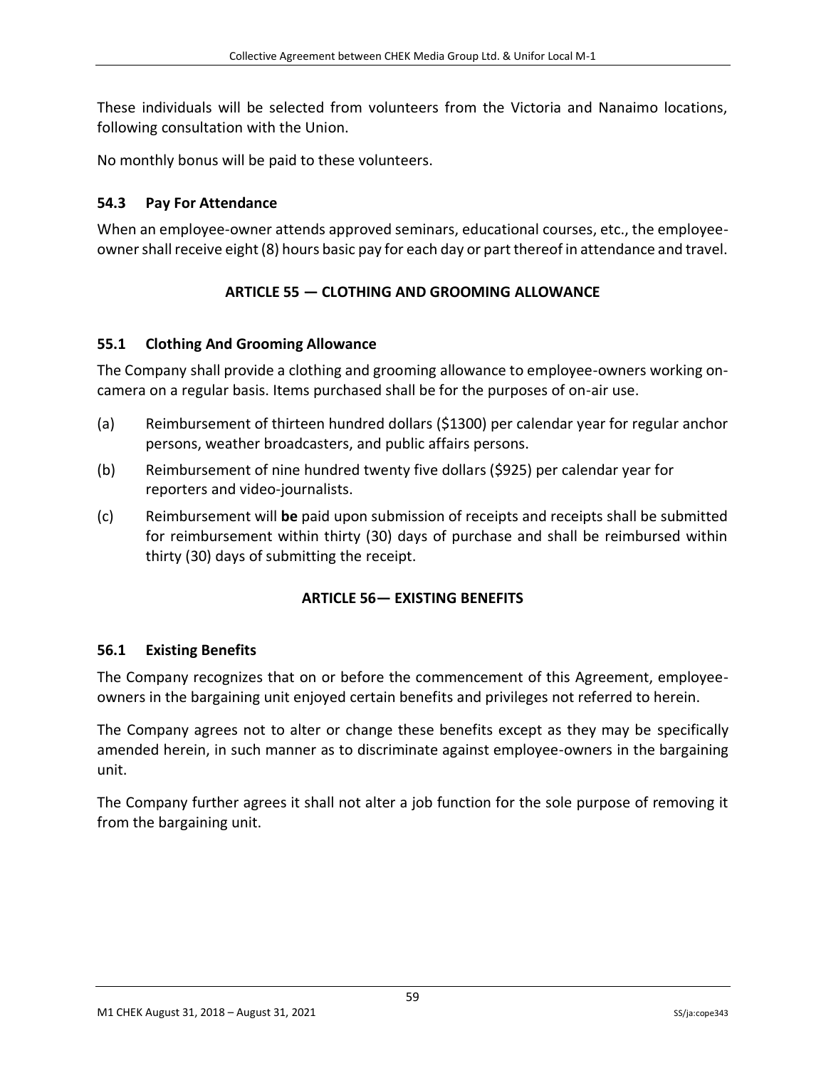These individuals will be selected from volunteers from the Victoria and Nanaimo locations, following consultation with the Union.

No monthly bonus will be paid to these volunteers.

### 54.3 Pay For Attendance

When an employee-owner attends approved seminars, educational courses, etc., the employee-owner shall receive eight (8) hours basic pay for each day or part thereof in attendance and travel.

## ARTICLE 55 — CLOTHING AND GROOMING ALLOWANCE

### 55.1 Clothing And Grooming Allowance

The Company shall provide a clothing and grooming allowance to employee-owners working on-camera on a regular basis. Items purchased shall be for the purposes of on-air use.

(a) Reimbursement of thirteen hundred dollars ($1300) per calendar year for regular anchor persons, weather broadcasters, and public affairs persons.

(b) Reimbursement of nine hundred twenty five dollars ($925) per calendar year for reporters and video-journalists.

(c) Reimbursement will **be** paid upon submission of receipts and receipts shall be submitted for reimbursement within thirty (30) days of purchase and shall be reimbursed within thirty (30) days of submitting the receipt.

## ARTICLE 56— EXISTING BENEFITS

### 56.1 Existing Benefits

The Company recognizes that on or before the commencement of this Agreement, employee-owners in the bargaining unit enjoyed certain benefits and privileges not referred to herein.

The Company agrees not to alter or change these benefits except as they may be specifically amended herein, in such manner as to discriminate against employee-owners in the bargaining unit.

The Company further agrees it shall not alter a job function for the sole purpose of removing it from the bargaining unit.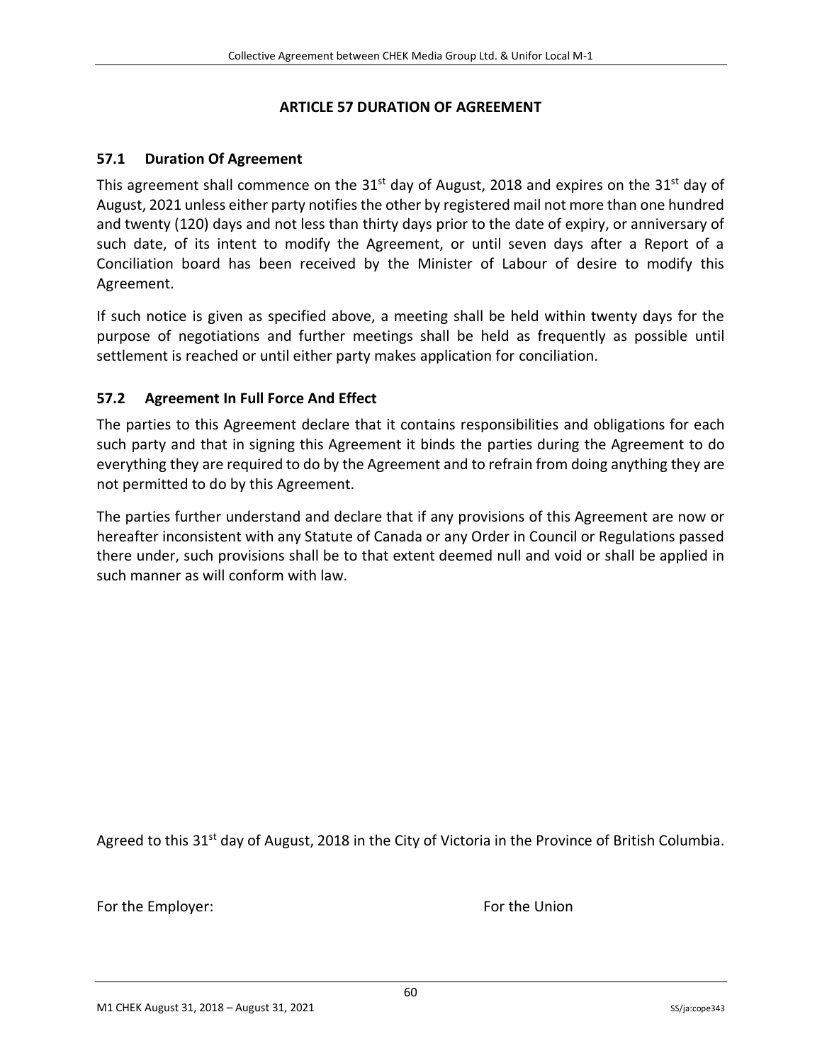## ARTICLE 57 DURATION OF AGREEMENT

### 57.1 Duration Of Agreement

This agreement shall commence on the 31st day of August, 2018 and expires on the 31st day of August, 2021 unless either party notifies the other by registered mail not more than one hundred and twenty (120) days and not less than thirty days prior to the date of expiry, or anniversary of such date, of its intent to modify the Agreement, or until seven days after a Report of a Conciliation board has been received by the Minister of Labour of desire to modify this Agreement.

If such notice is given as specified above, a meeting shall be held within twenty days for the purpose of negotiations and further meetings shall be held as frequently as possible until settlement is reached or until either party makes application for conciliation.

### 57.2 Agreement In Full Force And Effect

The parties to this Agreement declare that it contains responsibilities and obligations for each such party and that in signing this Agreement it binds the parties during the Agreement to do everything they are required to do by the Agreement and to refrain from doing anything they are not permitted to do by this Agreement.

The parties further understand and declare that if any provisions of this Agreement are now or hereafter inconsistent with any Statute of Canada or any Order in Council or Regulations passed there under, such provisions shall be to that extent deemed null and void or shall be applied in such manner as will conform with law.

Agreed to this 31st day of August, 2018 in the City of Victoria in the Province of British Columbia.

For the Employer: For the Union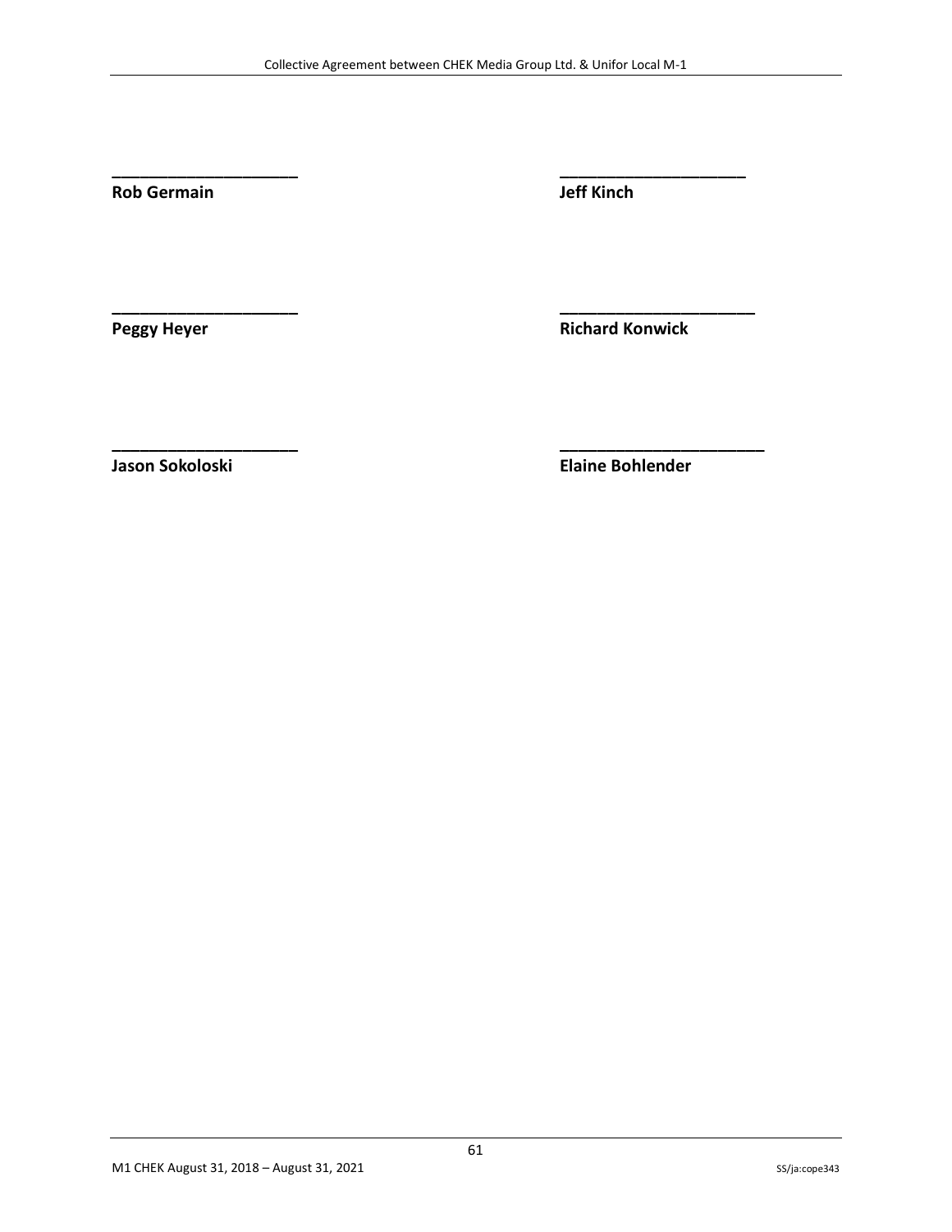____________________ **Rob Germain**

____________________ **Jeff Kinch**

____________________ **Peggy Heyer**

____________________ **Richard Konwick**

____________________ **Jason Sokoloski**

____________________ **Elaine Bohlender**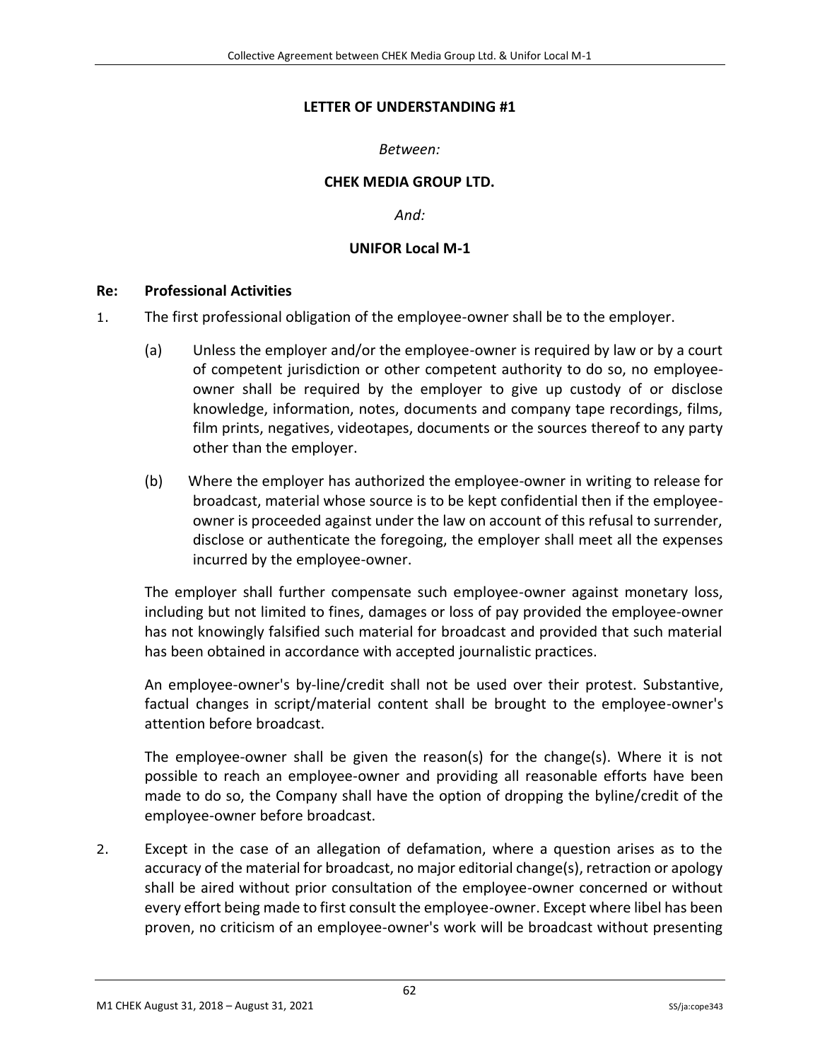## LETTER OF UNDERSTANDING #1

*Between:*

**CHEK MEDIA GROUP LTD.**

*And:*

**UNIFOR Local M-1**

**Re: Professional Activities**

1. The first professional obligation of the employee-owner shall be to the employer.

   (a) Unless the employer and/or the employee-owner is required by law or by a court of competent jurisdiction or other competent authority to do so, no employee-owner shall be required by the employer to give up custody of or disclose knowledge, information, notes, documents and company tape recordings, films, film prints, negatives, videotapes, documents or the sources thereof to any party other than the employer.

   (b) Where the employer has authorized the employee-owner in writing to release for broadcast, material whose source is to be kept confidential then if the employee-owner is proceeded against under the law on account of this refusal to surrender, disclose or authenticate the foregoing, the employer shall meet all the expenses incurred by the employee-owner.

   The employer shall further compensate such employee-owner against monetary loss, including but not limited to fines, damages or loss of pay provided the employee-owner has not knowingly falsified such material for broadcast and provided that such material has been obtained in accordance with accepted journalistic practices.

   An employee-owner's by-line/credit shall not be used over their protest. Substantive, factual changes in script/material content shall be brought to the employee-owner's attention before broadcast.

   The employee-owner shall be given the reason(s) for the change(s). Where it is not possible to reach an employee-owner and providing all reasonable efforts have been made to do so, the Company shall have the option of dropping the byline/credit of the employee-owner before broadcast.

2. Except in the case of an allegation of defamation, where a question arises as to the accuracy of the material for broadcast, no major editorial change(s), retraction or apology shall be aired without prior consultation of the employee-owner concerned or without every effort being made to first consult the employee-owner. Except where libel has been proven, no criticism of an employee-owner's work will be broadcast without presenting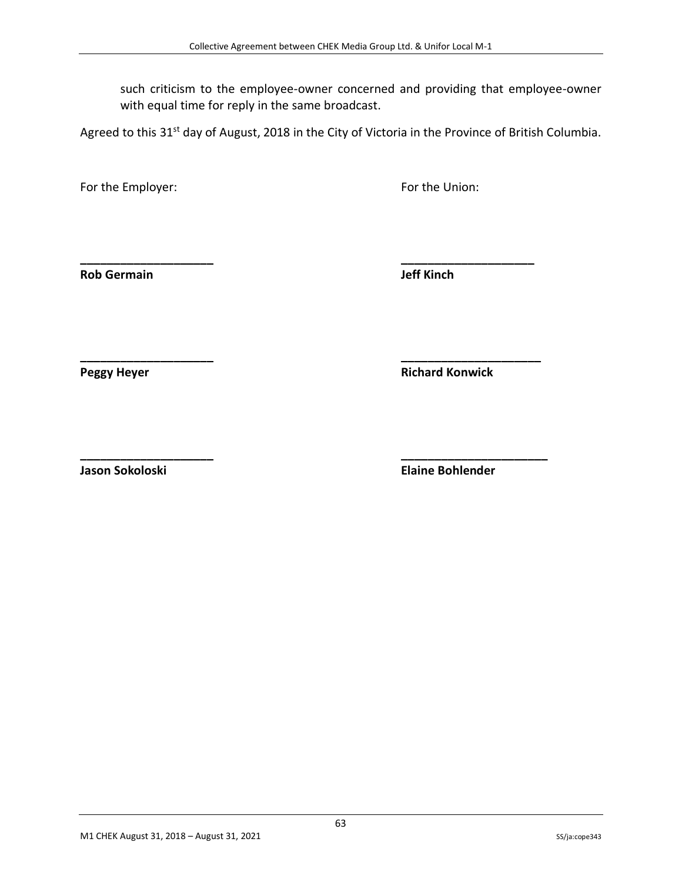such criticism to the employee-owner concerned and providing that employee-owner with equal time for reply in the same broadcast.

Agreed to this 31st day of August, 2018 in the City of Victoria in the Province of British Columbia.

| For the Employer: | For the Union: |
|---|---|
| ____________________ | ____________________ |
| **Rob Germain** | **Jeff Kinch** |
| ____________________ | ____________________ |
| **Peggy Heyer** | **Richard Konwick** |
| ____________________ | ____________________ |
| **Jason Sokoloski** | **Elaine Bohlender** |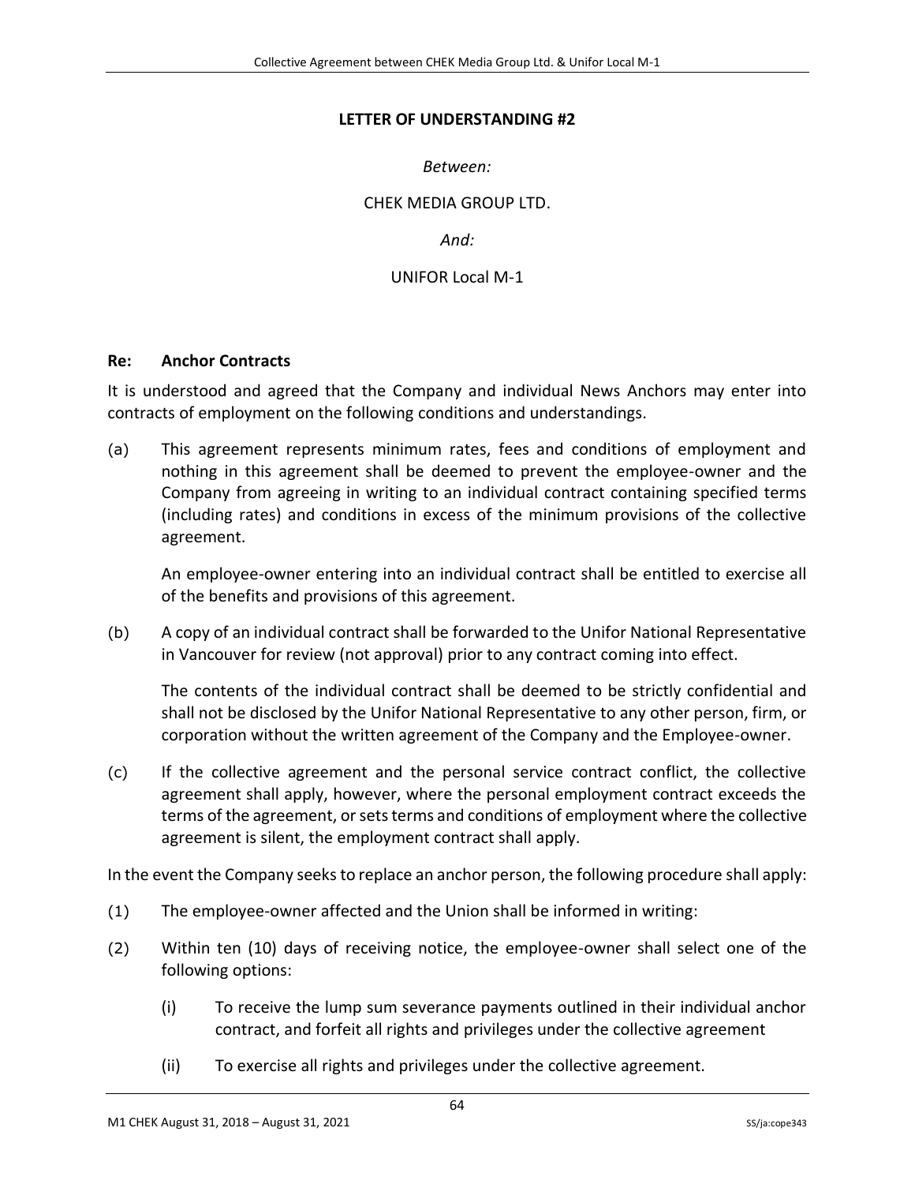## LETTER OF UNDERSTANDING #2

*Between:*

CHEK MEDIA GROUP LTD.

*And:*

UNIFOR Local M-1

**Re: Anchor Contracts**

It is understood and agreed that the Company and individual News Anchors may enter into contracts of employment on the following conditions and understandings.

(a) This agreement represents minimum rates, fees and conditions of employment and nothing in this agreement shall be deemed to prevent the employee-owner and the Company from agreeing in writing to an individual contract containing specified terms (including rates) and conditions in excess of the minimum provisions of the collective agreement.

An employee-owner entering into an individual contract shall be entitled to exercise all of the benefits and provisions of this agreement.

(b) A copy of an individual contract shall be forwarded to the Unifor National Representative in Vancouver for review (not approval) prior to any contract coming into effect.

The contents of the individual contract shall be deemed to be strictly confidential and shall not be disclosed by the Unifor National Representative to any other person, firm, or corporation without the written agreement of the Company and the Employee-owner.

(c) If the collective agreement and the personal service contract conflict, the collective agreement shall apply, however, where the personal employment contract exceeds the terms of the agreement, or sets terms and conditions of employment where the collective agreement is silent, the employment contract shall apply.

In the event the Company seeks to replace an anchor person, the following procedure shall apply:

(1) The employee-owner affected and the Union shall be informed in writing:

(2) Within ten (10) days of receiving notice, the employee-owner shall select one of the following options:

(i) To receive the lump sum severance payments outlined in their individual anchor contract, and forfeit all rights and privileges under the collective agreement

(ii) To exercise all rights and privileges under the collective agreement.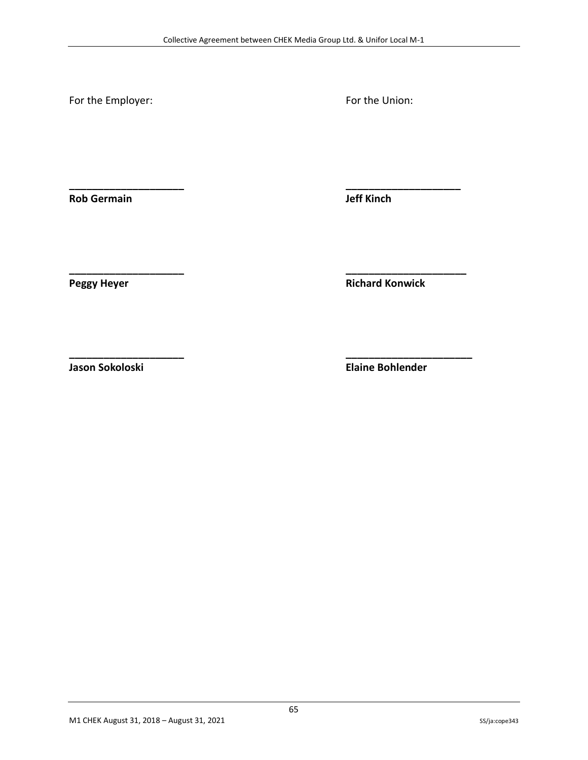| For the Employer: | For the Union: |
| --- | --- |
| ____________________ | ____________________ |
| **Rob Germain** | **Jeff Kinch** |
| ____________________ | ____________________ |
| **Peggy Heyer** | **Richard Konwick** |
| ____________________ | ____________________ |
| **Jason Sokoloski** | **Elaine Bohlender** |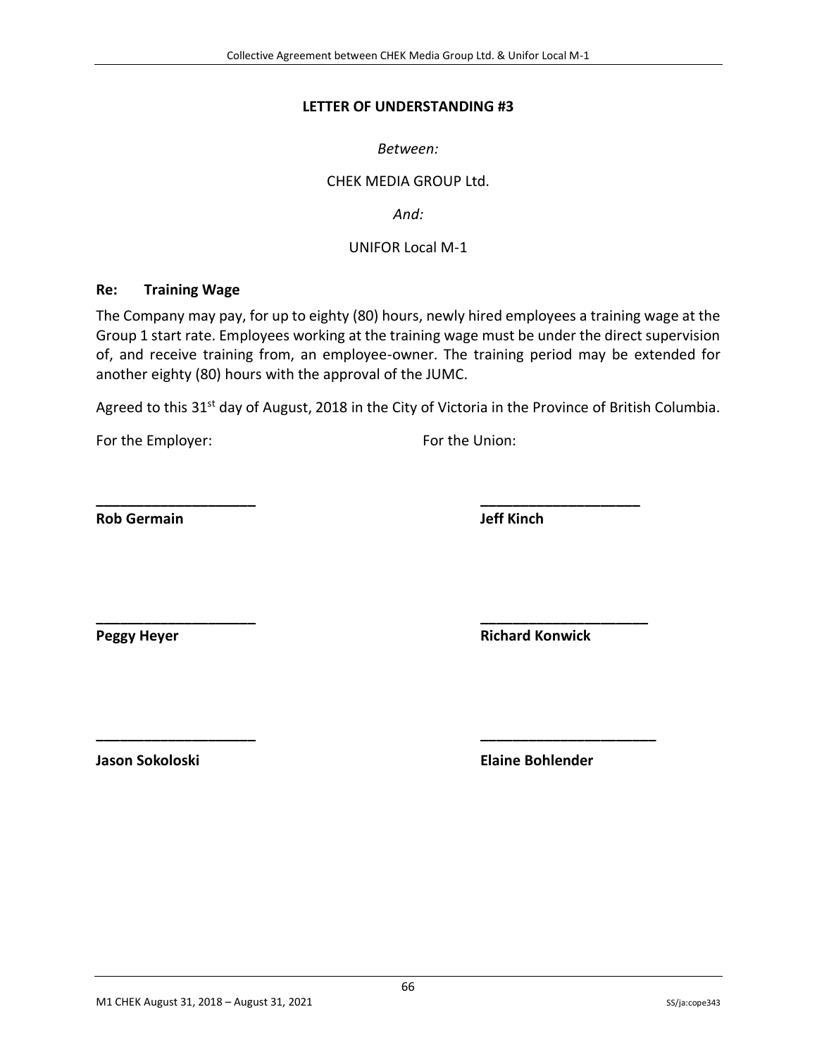## LETTER OF UNDERSTANDING #3

*Between:*

CHEK MEDIA GROUP Ltd.

*And:*

UNIFOR Local M-1

**Re: Training Wage**

The Company may pay, for up to eighty (80) hours, newly hired employees a training wage at the Group 1 start rate. Employees working at the training wage must be under the direct supervision of, and receive training from, an employee-owner. The training period may be extended for another eighty (80) hours with the approval of the JUMC.

Agreed to this 31st day of August, 2018 in the City of Victoria in the Province of British Columbia.

| For the Employer: | For the Union: |
|---|---|
| ____________________ | ____________________ |
| **Rob Germain** | **Jeff Kinch** |
| ____________________ | ____________________ |
| **Peggy Heyer** | **Richard Konwick** |
| ____________________ | ____________________ |
| **Jason Sokoloski** | **Elaine Bohlender** |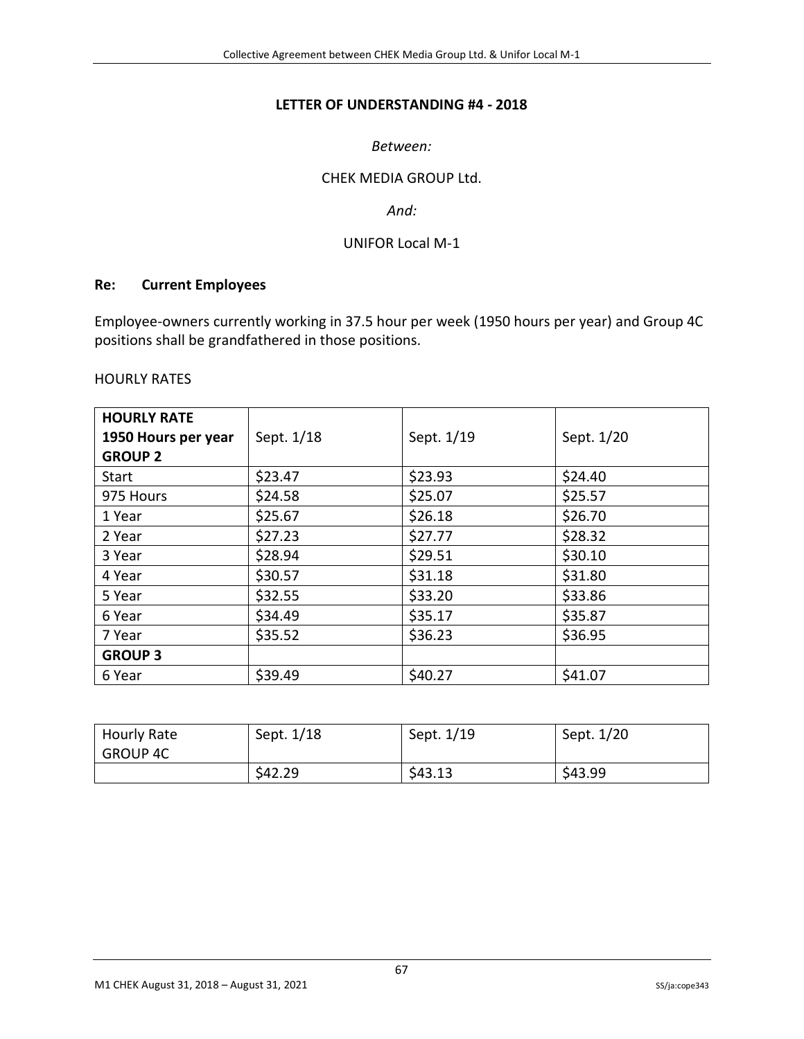## LETTER OF UNDERSTANDING #4 - 2018

*Between:*

CHEK MEDIA GROUP Ltd.

*And:*

UNIFOR Local M-1

**Re: Current Employees**

Employee-owners currently working in 37.5 hour per week (1950 hours per year) and Group 4C positions shall be grandfathered in those positions.

HOURLY RATES

| **HOURLY RATE 1950 Hours per year GROUP 2** | Sept. 1/18 | Sept. 1/19 | Sept. 1/20 |
|---|---|---|---|
| Start | $23.47 | $23.93 | $24.40 |
| 975 Hours | $24.58 | $25.07 | $25.57 |
| 1 Year | $25.67 | $26.18 | $26.70 |
| 2 Year | $27.23 | $27.77 | $28.32 |
| 3 Year | $28.94 | $29.51 | $30.10 |
| 4 Year | $30.57 | $31.18 | $31.80 |
| 5 Year | $32.55 | $33.20 | $33.86 |
| 6 Year | $34.49 | $35.17 | $35.87 |
| 7 Year | $35.52 | $36.23 | $36.95 |
| **GROUP 3** | | | |
| 6 Year | $39.49 | $40.27 | $41.07 |

| Hourly Rate GROUP 4C | Sept. 1/18 | Sept. 1/19 | Sept. 1/20 |
|---|---|---|---|
| | $42.29 | $43.13 | $43.99 |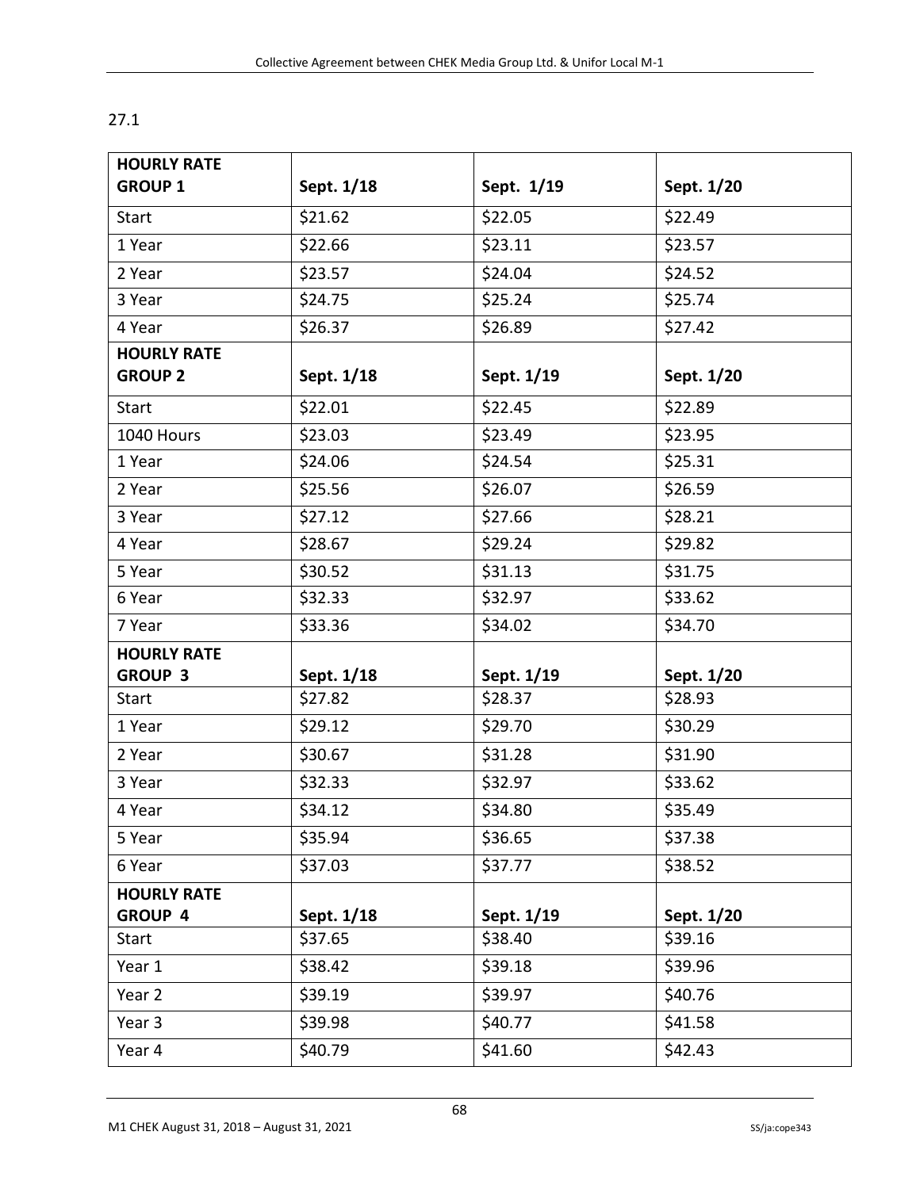27.1

| HOURLY RATE GROUP 1 | Sept. 1/18 | Sept. 1/19 | Sept. 1/20 |
|---|---|---|---|
| Start | $21.62 | $22.05 | $22.49 |
| 1 Year | $22.66 | $23.11 | $23.57 |
| 2 Year | $23.57 | $24.04 | $24.52 |
| 3 Year | $24.75 | $25.24 | $25.74 |
| 4 Year | $26.37 | $26.89 | $27.42 |
| **HOURLY RATE GROUP 2** | **Sept. 1/18** | **Sept. 1/19** | **Sept. 1/20** |
| Start | $22.01 | $22.45 | $22.89 |
| 1040 Hours | $23.03 | $23.49 | $23.95 |
| 1 Year | $24.06 | $24.54 | $25.31 |
| 2 Year | $25.56 | $26.07 | $26.59 |
| 3 Year | $27.12 | $27.66 | $28.21 |
| 4 Year | $28.67 | $29.24 | $29.82 |
| 5 Year | $30.52 | $31.13 | $31.75 |
| 6 Year | $32.33 | $32.97 | $33.62 |
| 7 Year | $33.36 | $34.02 | $34.70 |
| **HOURLY RATE GROUP 3** | **Sept. 1/18** | **Sept. 1/19** | **Sept. 1/20** |
| Start | $27.82 | $28.37 | $28.93 |
| 1 Year | $29.12 | $29.70 | $30.29 |
| 2 Year | $30.67 | $31.28 | $31.90 |
| 3 Year | $32.33 | $32.97 | $33.62 |
| 4 Year | $34.12 | $34.80 | $35.49 |
| 5 Year | $35.94 | $36.65 | $37.38 |
| 6 Year | $37.03 | $37.77 | $38.52 |
| **HOURLY RATE GROUP 4** | **Sept. 1/18** | **Sept. 1/19** | **Sept. 1/20** |
| Start | $37.65 | $38.40 | $39.16 |
| Year 1 | $38.42 | $39.18 | $39.96 |
| Year 2 | $39.19 | $39.97 | $40.76 |
| Year 3 | $39.98 | $40.77 | $41.58 |
| Year 4 | $40.79 | $41.60 | $42.43 |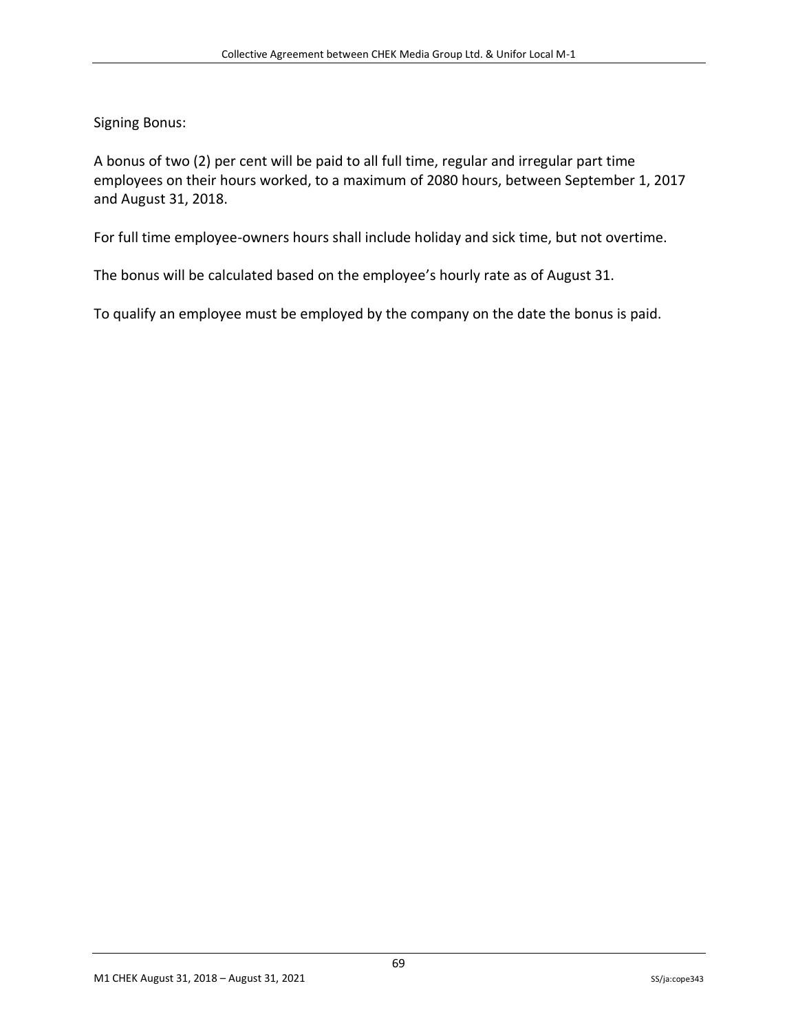Signing Bonus:

A bonus of two (2) per cent will be paid to all full time, regular and irregular part time employees on their hours worked, to a maximum of 2080 hours, between September 1, 2017 and August 31, 2018.

For full time employee-owners hours shall include holiday and sick time, but not overtime.

The bonus will be calculated based on the employee's hourly rate as of August 31.

To qualify an employee must be employed by the company on the date the bonus is paid.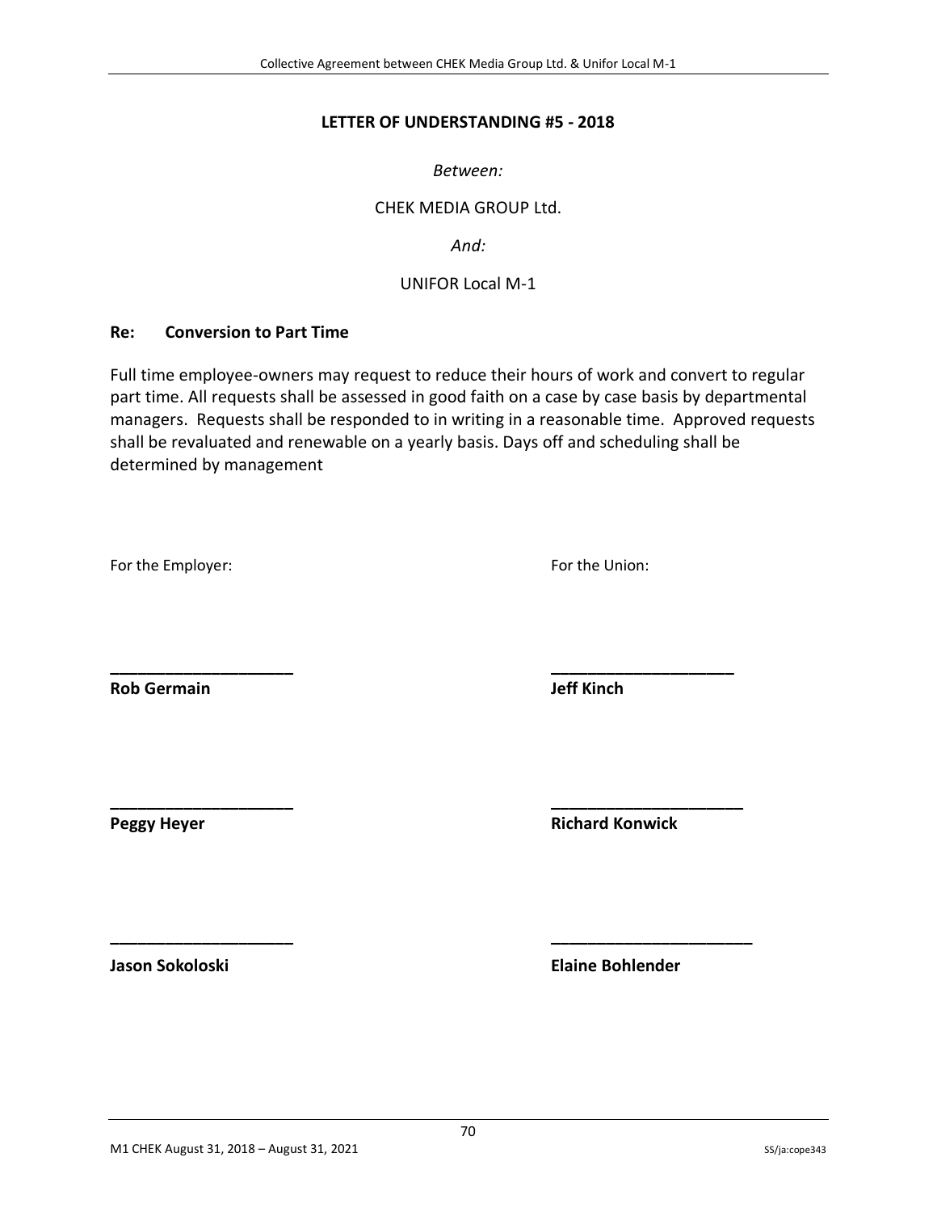## LETTER OF UNDERSTANDING #5 - 2018

*Between:*

CHEK MEDIA GROUP Ltd.

*And:*

UNIFOR Local M-1

**Re: Conversion to Part Time**

Full time employee-owners may request to reduce their hours of work and convert to regular part time. All requests shall be assessed in good faith on a case by case basis by departmental managers. Requests shall be responded to in writing in a reasonable time. Approved requests shall be revaluated and renewable on a yearly basis. Days off and scheduling shall be determined by management

| For the Employer: | For the Union: |
| --- | --- |
| ____________________ | ____________________ |
| **Rob Germain** | **Jeff Kinch** |
| ____________________ | ____________________ |
| **Peggy Heyer** | **Richard Konwick** |
| ____________________ | ____________________ |
| **Jason Sokoloski** | **Elaine Bohlender** |